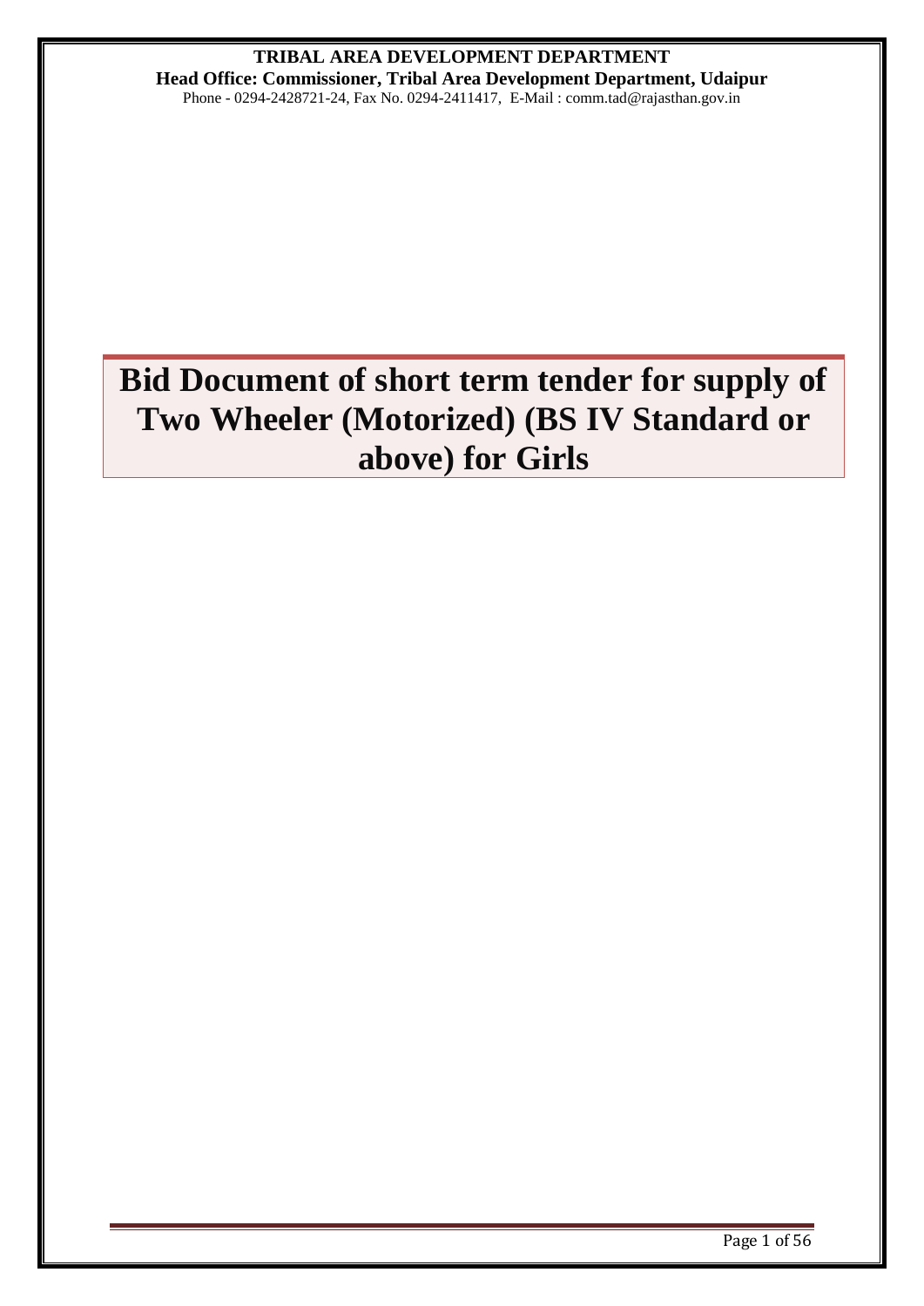**TRIBAL AREA DEVELOPMENT DEPARTMENT**

**Head Office: Commissioner, Tribal Area Development Department, Udaipur**

Phone - 0294-2428721-24, Fax No. 0294-2411417, E-Mail : comm.tad@rajasthan.gov.in

# Bid Document of short term tender for supply of Two Wheeler (Motorized) (BS IV Standard or above) for Girls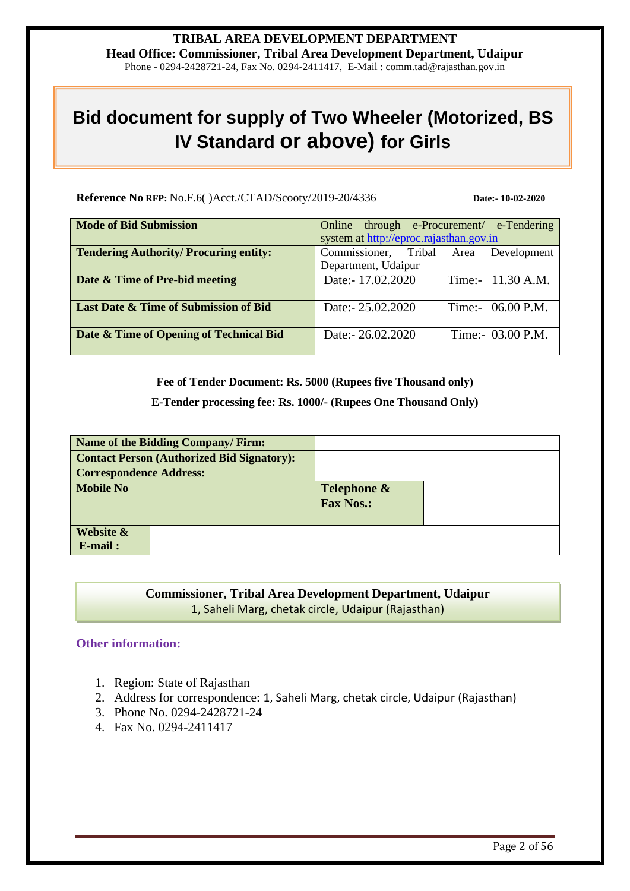**TRIBAL AREA DEVELOPMENT DEPARTMENT**

**Head Office: Commissioner, Tribal Area Development Department, Udaipur**

Phone - 0294-2428721-24, Fax No. 0294-2411417, E-Mail : comm.tad@rajasthan.gov.in

# Bid document for supply of Two Wheeler (Motorized, BS IV Standard or above) for Girls

**Reference No RFP:** No.F.6( )Acct./CTAD/Scooty/2019-20/4336 **Date:- 10-02-2020**

| | |
|---|---|
| **Mode of Bid Submission** | Online through e-Procurement/ e-Tendering system at http://eproc.rajasthan.gov.in |
| **Tendering Authority/ Procuring entity:** | Commissioner, Tribal Area Development Department, Udaipur |
| **Date & Time of Pre-bid meeting** | Date:- 17.02.2020 Time:- 11.30 A.M. |
| **Last Date & Time of Submission of Bid** | Date:- 25.02.2020 Time:- 06.00 P.M. |
| **Date & Time of Opening of Technical Bid** | Date:- 26.02.2020 Time:- 03.00 P.M. |

**Fee of Tender Document: Rs. 5000 (Rupees five Thousand only)**

**E-Tender processing fee: Rs. 1000/- (Rupees One Thousand Only)**

| | | | |
|---|---|---|---|
| **Name of the Bidding Company/ Firm:** | | | |
| **Contact Person (Authorized Bid Signatory):** | | | |
| **Correspondence Address:** | | | |
| **Mobile No** | | **Telephone & Fax Nos.:** | |
| **Website & E-mail :** | | | |

**Commissioner, Tribal Area Development Department, Udaipur**

1, Saheli Marg, chetak circle, Udaipur (Rajasthan)

**Other information:**

1. Region: State of Rajasthan
2. Address for correspondence: 1, Saheli Marg, chetak circle, Udaipur (Rajasthan)
3. Phone No. 0294-2428721-24
4. Fax No. 0294-2411417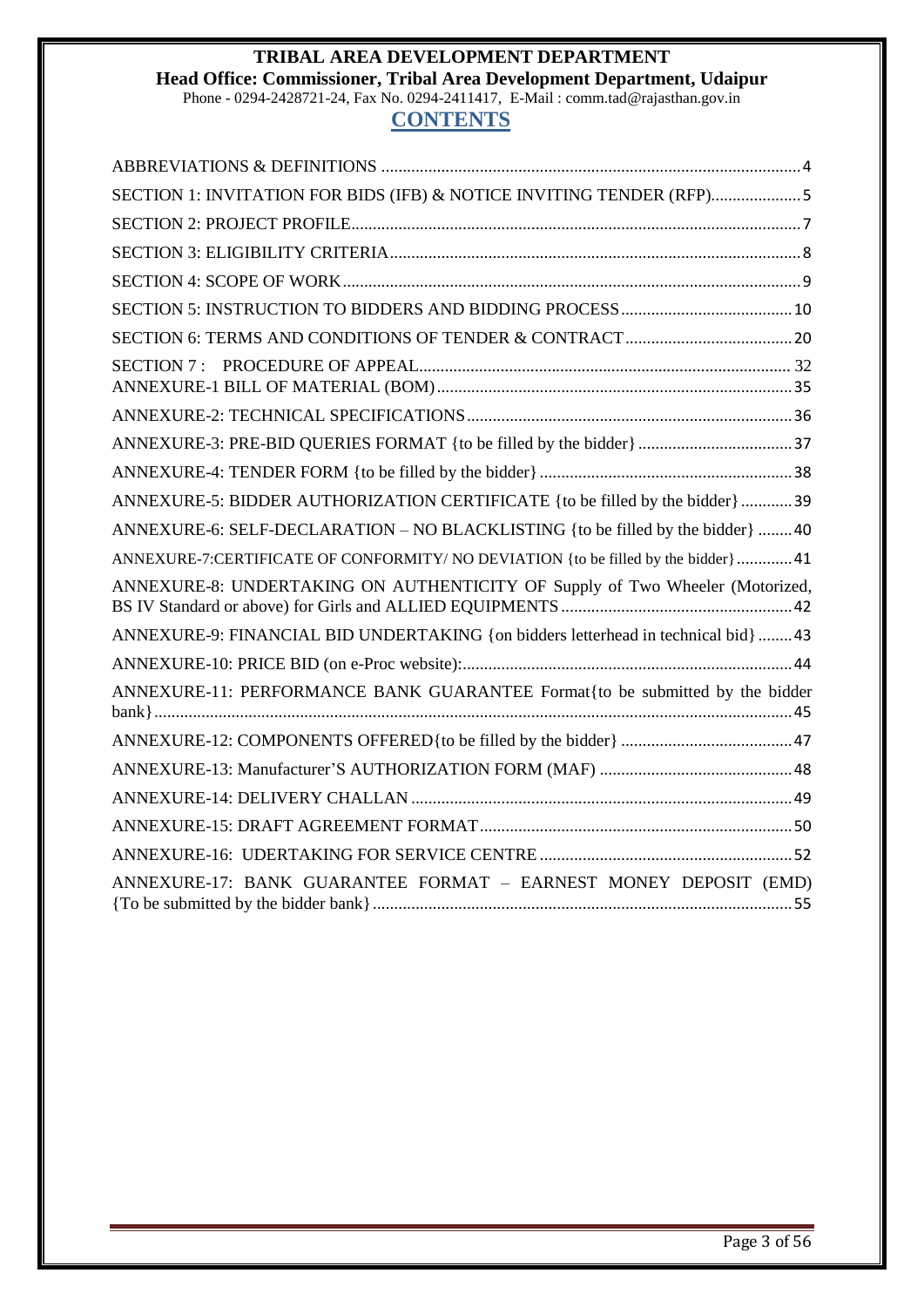# TRIBAL AREA DEVELOPMENT DEPARTMENT

**Head Office: Commissioner, Tribal Area Development Department, Udaipur**

Phone - 0294-2428721-24, Fax No. 0294-2411417, E-Mail : comm.tad@rajasthan.gov.in

## CONTENTS

ABBREVIATIONS & DEFINITIONS ..... 4

SECTION 1: INVITATION FOR BIDS (IFB) & NOTICE INVITING TENDER (RFP) ..... 5

SECTION 2: PROJECT PROFILE ..... 7

SECTION 3: ELIGIBILITY CRITERIA ..... 8

SECTION 4: SCOPE OF WORK ..... 9

SECTION 5: INSTRUCTION TO BIDDERS AND BIDDING PROCESS ..... 10

SECTION 6: TERMS AND CONDITIONS OF TENDER & CONTRACT ..... 20

SECTION 7 : PROCEDURE OF APPEAL ..... 32

ANNEXURE-1 BILL OF MATERIAL (BOM) ..... 35

ANNEXURE-2: TECHNICAL SPECIFICATIONS ..... 36

ANNEXURE-3: PRE-BID QUERIES FORMAT {to be filled by the bidder} ..... 37

ANNEXURE-4: TENDER FORM {to be filled by the bidder} ..... 38

ANNEXURE-5: BIDDER AUTHORIZATION CERTIFICATE {to be filled by the bidder} ..... 39

ANNEXURE-6: SELF-DECLARATION – NO BLACKLISTING {to be filled by the bidder} ..... 40

ANNEXURE-7:CERTIFICATE OF CONFORMITY/ NO DEVIATION {to be filled by the bidder} ..... 41

ANNEXURE-8: UNDERTAKING ON AUTHENTICITY OF Supply of Two Wheeler (Motorized, BS IV Standard or above) for Girls and ALLIED EQUIPMENTS ..... 42

ANNEXURE-9: FINANCIAL BID UNDERTAKING {on bidders letterhead in technical bid} ..... 43

ANNEXURE-10: PRICE BID (on e-Proc website): ..... 44

ANNEXURE-11: PERFORMANCE BANK GUARANTEE Format{to be submitted by the bidder bank} ..... 45

ANNEXURE-12: COMPONENTS OFFERED{to be filled by the bidder} ..... 47

ANNEXURE-13: Manufacturer'S AUTHORIZATION FORM (MAF) ..... 48

ANNEXURE-14: DELIVERY CHALLAN ..... 49

ANNEXURE-15: DRAFT AGREEMENT FORMAT ..... 50

ANNEXURE-16: UDERTAKING FOR SERVICE CENTRE ..... 52

ANNEXURE-17: BANK GUARANTEE FORMAT – EARNEST MONEY DEPOSIT (EMD) {To be submitted by the bidder bank} ..... 55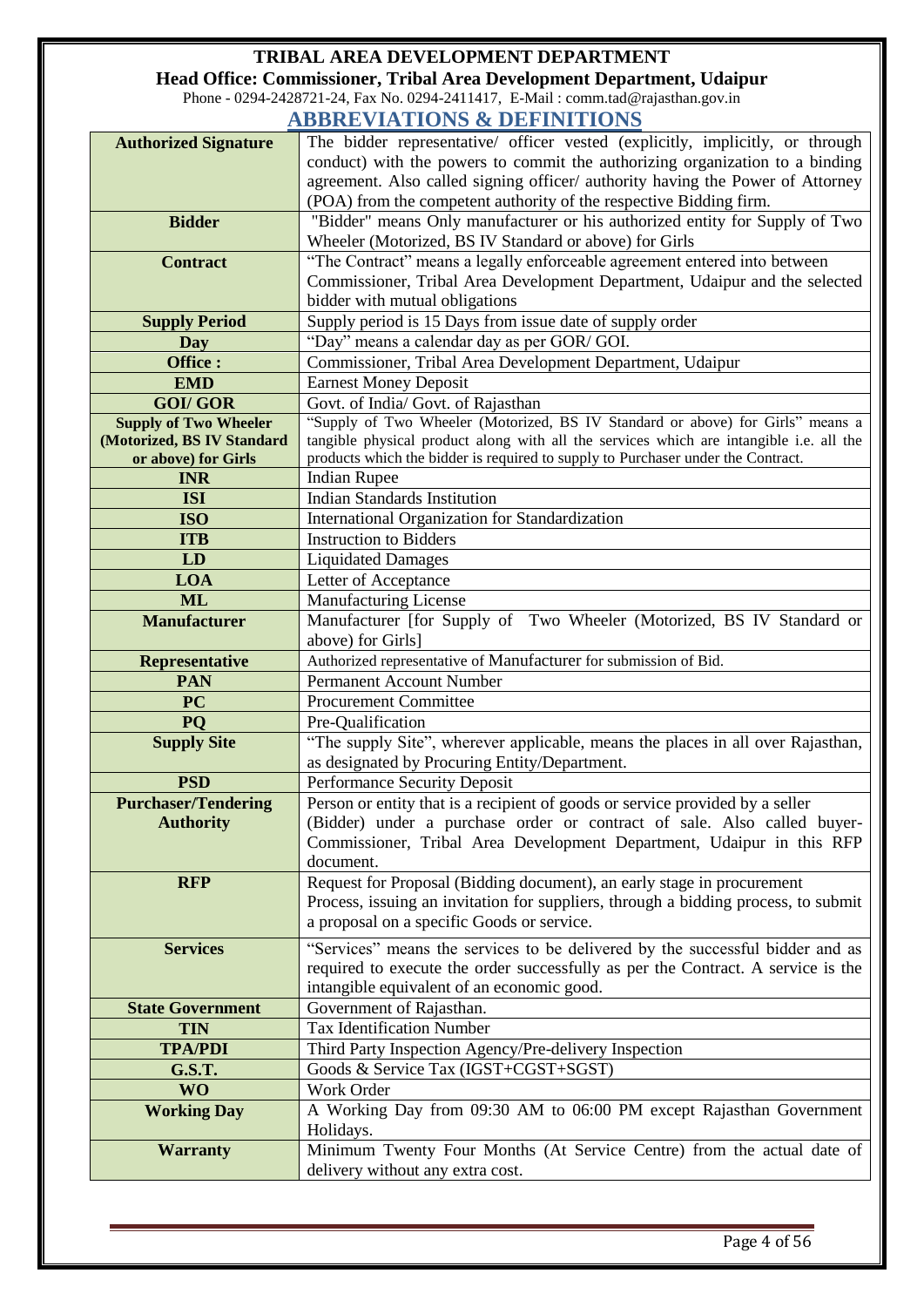**TRIBAL AREA DEVELOPMENT DEPARTMENT**

**Head Office: Commissioner, Tribal Area Development Department, Udaipur**

Phone - 0294-2428721-24, Fax No. 0294-2411417, E-Mail : comm.tad@rajasthan.gov.in

## ABBREVIATIONS & DEFINITIONS

| | |
|---|---|
| **Authorized Signature** | The bidder representative/ officer vested (explicitly, implicitly, or through conduct) with the powers to commit the authorizing organization to a binding agreement. Also called signing officer/ authority having the Power of Attorney (POA) from the competent authority of the respective Bidding firm. |
| **Bidder** | "Bidder" means Only manufacturer or his authorized entity for Supply of Two Wheeler (Motorized, BS IV Standard or above) for Girls |
| **Contract** | "The Contract" means a legally enforceable agreement entered into between Commissioner, Tribal Area Development Department, Udaipur and the selected bidder with mutual obligations |
| **Supply Period** | Supply period is 15 Days from issue date of supply order |
| **Day** | "Day" means a calendar day as per GOR/ GOI. |
| **Office :** | Commissioner, Tribal Area Development Department, Udaipur |
| **EMD** | Earnest Money Deposit |
| **GOI/ GOR** | Govt. of India/ Govt. of Rajasthan |
| **Supply of Two Wheeler (Motorized, BS IV Standard or above) for Girls** | "Supply of Two Wheeler (Motorized, BS IV Standard or above) for Girls" means a tangible physical product along with all the services which are intangible i.e. all the products which the bidder is required to supply to Purchaser under the Contract. |
| **INR** | Indian Rupee |
| **ISI** | Indian Standards Institution |
| **ISO** | International Organization for Standardization |
| **ITB** | Instruction to Bidders |
| **LD** | Liquidated Damages |
| **LOA** | Letter of Acceptance |
| **ML** | Manufacturing License |
| **Manufacturer** | Manufacturer [for Supply of Two Wheeler (Motorized, BS IV Standard or above) for Girls] |
| **Representative** | Authorized representative of Manufacturer for submission of Bid. |
| **PAN** | Permanent Account Number |
| **PC** | Procurement Committee |
| **PQ** | Pre-Qualification |
| **Supply Site** | "The supply Site", wherever applicable, means the places in all over Rajasthan, as designated by Procuring Entity/Department. |
| **PSD** | Performance Security Deposit |
| **Purchaser/Tendering Authority** | Person or entity that is a recipient of goods or service provided by a seller (Bidder) under a purchase order or contract of sale. Also called buyer- Commissioner, Tribal Area Development Department, Udaipur in this RFP document. |
| **RFP** | Request for Proposal (Bidding document), an early stage in procurement Process, issuing an invitation for suppliers, through a bidding process, to submit a proposal on a specific Goods or service. |
| **Services** | "Services" means the services to be delivered by the successful bidder and as required to execute the order successfully as per the Contract. A service is the intangible equivalent of an economic good. |
| **State Government** | Government of Rajasthan. |
| **TIN** | Tax Identification Number |
| **TPA/PDI** | Third Party Inspection Agency/Pre-delivery Inspection |
| **G.S.T.** | Goods & Service Tax (IGST+CGST+SGST) |
| **WO** | Work Order |
| **Working Day** | A Working Day from 09:30 AM to 06:00 PM except Rajasthan Government Holidays. |
| **Warranty** | Minimum Twenty Four Months (At Service Centre) from the actual date of delivery without any extra cost. |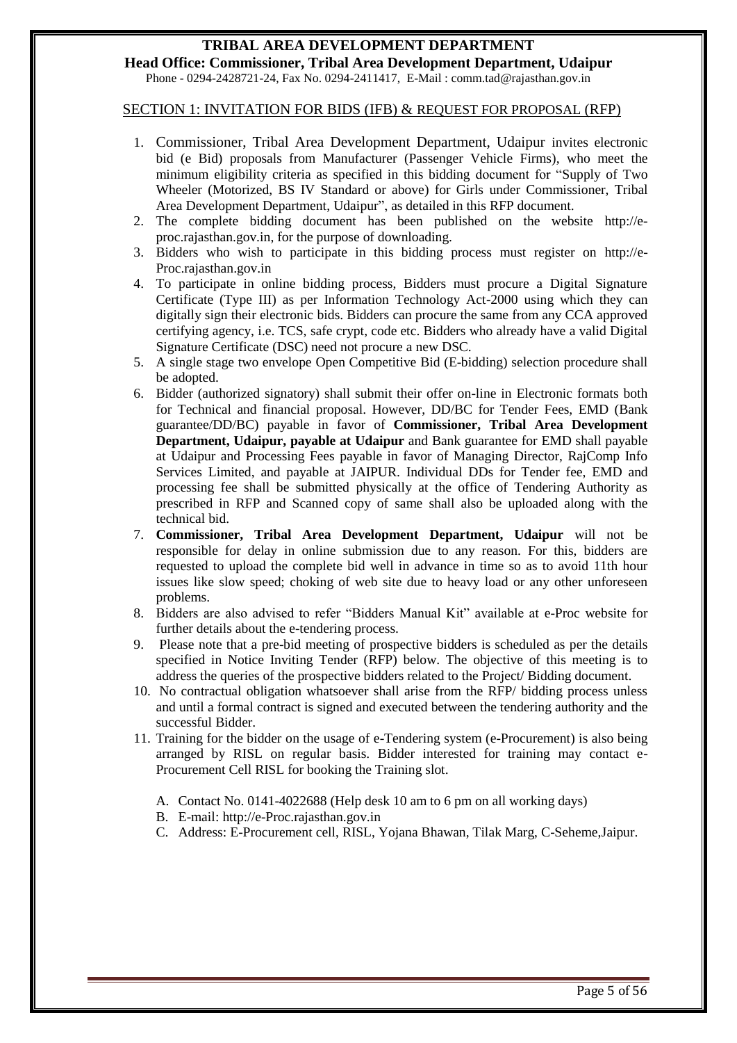SECTION 1: INVITATION FOR BIDS (IFB) & REQUEST FOR PROPOSAL (RFP)

1. Commissioner, Tribal Area Development Department, Udaipur invites electronic bid (e Bid) proposals from Manufacturer (Passenger Vehicle Firms), who meet the minimum eligibility criteria as specified in this bidding document for "Supply of Two Wheeler (Motorized, BS IV Standard or above) for Girls under Commissioner, Tribal Area Development Department, Udaipur", as detailed in this RFP document.
2. The complete bidding document has been published on the website http://e-proc.rajasthan.gov.in, for the purpose of downloading.
3. Bidders who wish to participate in this bidding process must register on http://e-Proc.rajasthan.gov.in
4. To participate in online bidding process, Bidders must procure a Digital Signature Certificate (Type III) as per Information Technology Act-2000 using which they can digitally sign their electronic bids. Bidders can procure the same from any CCA approved certifying agency, i.e. TCS, safe crypt, code etc. Bidders who already have a valid Digital Signature Certificate (DSC) need not procure a new DSC.
5. A single stage two envelope Open Competitive Bid (E-bidding) selection procedure shall be adopted.
6. Bidder (authorized signatory) shall submit their offer on-line in Electronic formats both for Technical and financial proposal. However, DD/BC for Tender Fees, EMD (Bank guarantee/DD/BC) payable in favor of **Commissioner, Tribal Area Development Department, Udaipur, payable at Udaipur** and Bank guarantee for EMD shall payable at Udaipur and Processing Fees payable in favor of Managing Director, RajComp Info Services Limited, and payable at JAIPUR. Individual DDs for Tender fee, EMD and processing fee shall be submitted physically at the office of Tendering Authority as prescribed in RFP and Scanned copy of same shall also be uploaded along with the technical bid.
7. **Commissioner, Tribal Area Development Department, Udaipur** will not be responsible for delay in online submission due to any reason. For this, bidders are requested to upload the complete bid well in advance in time so as to avoid 11th hour issues like slow speed; choking of web site due to heavy load or any other unforeseen problems.
8. Bidders are also advised to refer "Bidders Manual Kit" available at e-Proc website for further details about the e-tendering process.
9. Please note that a pre-bid meeting of prospective bidders is scheduled as per the details specified in Notice Inviting Tender (RFP) below. The objective of this meeting is to address the queries of the prospective bidders related to the Project/ Bidding document.
10. No contractual obligation whatsoever shall arise from the RFP/ bidding process unless and until a formal contract is signed and executed between the tendering authority and the successful Bidder.
11. Training for the bidder on the usage of e-Tendering system (e-Procurement) is also being arranged by RISL on regular basis. Bidder interested for training may contact e-Procurement Cell RISL for booking the Training slot.

    A. Contact No. 0141-4022688 (Help desk 10 am to 6 pm on all working days)
    B. E-mail: http://e-Proc.rajasthan.gov.in
    C. Address: E-Procurement cell, RISL, Yojana Bhawan, Tilak Marg, C-Seheme,Jaipur.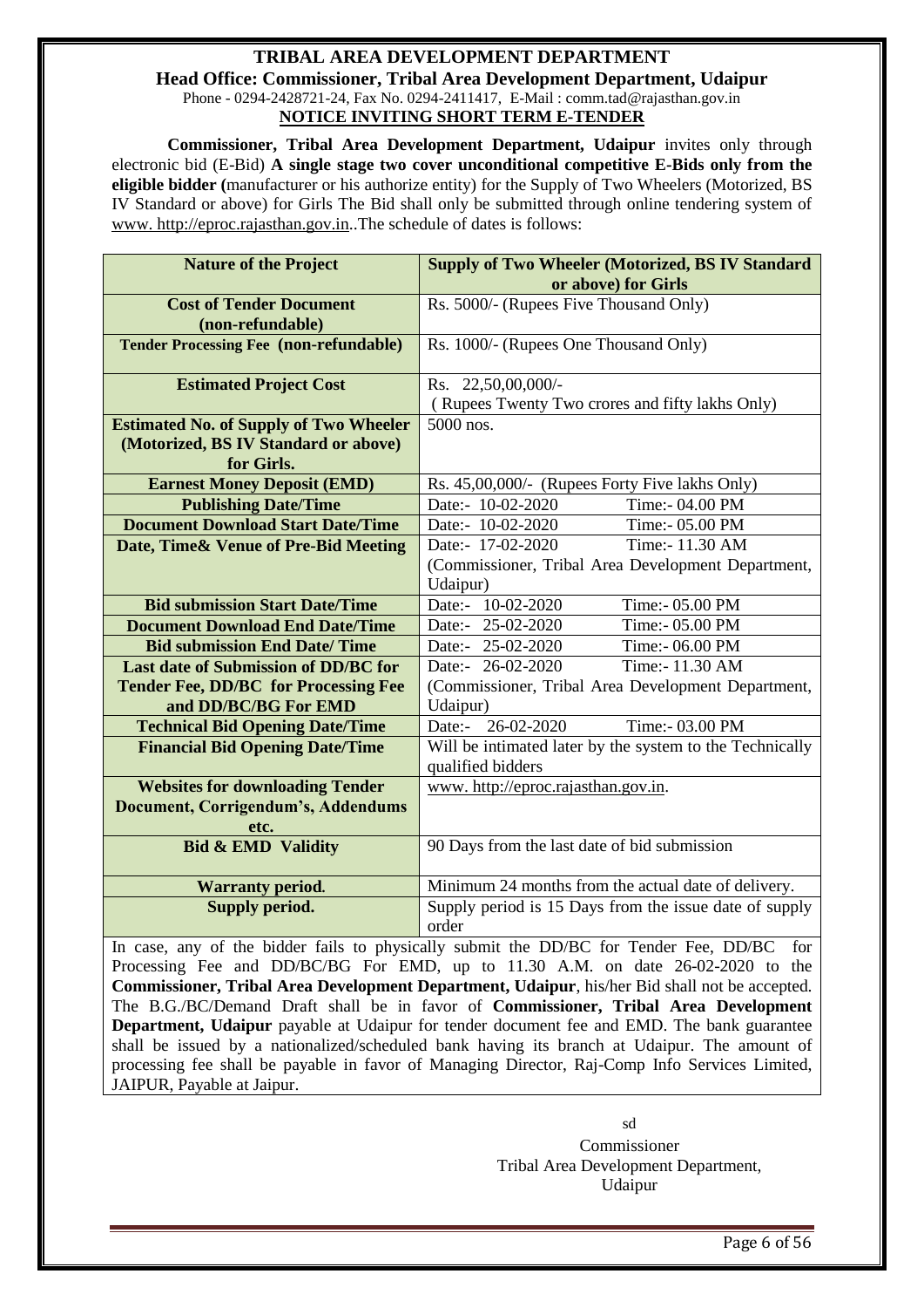# TRIBAL AREA DEVELOPMENT DEPARTMENT

**Head Office: Commissioner, Tribal Area Development Department, Udaipur**

Phone - 0294-2428721-24, Fax No. 0294-2411417, E-Mail : comm.tad@rajasthan.gov.in

## NOTICE INVITING SHORT TERM E-TENDER

**Commissioner, Tribal Area Development Department, Udaipur** invites only through electronic bid (E-Bid) **A single stage two cover unconditional competitive E-Bids only from the eligible bidder (**manufacturer or his authorize entity) for the Supply of Two Wheelers (Motorized, BS IV Standard or above) for Girls The Bid shall only be submitted through online tendering system of www. http://eproc.rajasthan.gov.in..The schedule of dates is follows:

| Nature of the Project | Supply of Two Wheeler (Motorized, BS IV Standard or above) for Girls |
|---|---|
| **Cost of Tender Document (non-refundable)** | Rs. 5000/- (Rupees Five Thousand Only) |
| **Tender Processing Fee (non-refundable)** | Rs. 1000/- (Rupees One Thousand Only) |
| **Estimated Project Cost** | Rs. 22,50,00,000/- ( Rupees Twenty Two crores and fifty lakhs Only) |
| **Estimated No. of Supply of Two Wheeler (Motorized, BS IV Standard or above) for Girls.** | 5000 nos. |
| **Earnest Money Deposit (EMD)** | Rs. 45,00,000/- (Rupees Forty Five lakhs Only) |
| **Publishing Date/Time** | Date:- 10-02-2020 Time:- 04.00 PM |
| **Document Download Start Date/Time** | Date:- 10-02-2020 Time:- 05.00 PM |
| **Date, Time& Venue of Pre-Bid Meeting** | Date:- 17-02-2020 Time:- 11.30 AM (Commissioner, Tribal Area Development Department, Udaipur) |
| **Bid submission Start Date/Time** | Date:- 10-02-2020 Time:- 05.00 PM |
| **Document Download End Date/Time** | Date:- 25-02-2020 Time:- 05.00 PM |
| **Bid submission End Date/ Time** | Date:- 25-02-2020 Time:- 06.00 PM |
| **Last date of Submission of DD/BC for Tender Fee, DD/BC for Processing Fee and DD/BC/BG For EMD** | Date:- 26-02-2020 Time:- 11.30 AM (Commissioner, Tribal Area Development Department, Udaipur) |
| **Technical Bid Opening Date/Time** | Date:- 26-02-2020 Time:- 03.00 PM |
| **Financial Bid Opening Date/Time** | Will be intimated later by the system to the Technically qualified bidders |
| **Websites for downloading Tender Document, Corrigendum's, Addendums etc.** | www. http://eproc.rajasthan.gov.in. |
| **Bid & EMD Validity** | 90 Days from the last date of bid submission |
| **Warranty period.** | Minimum 24 months from the actual date of delivery. |
| **Supply period.** | Supply period is 15 Days from the issue date of supply order |

In case, any of the bidder fails to physically submit the DD/BC for Tender Fee, DD/BC for Processing Fee and DD/BC/BG For EMD, up to 11.30 A.M. on date 26-02-2020 to the **Commissioner, Tribal Area Development Department, Udaipur**, his/her Bid shall not be accepted. The B.G./BC/Demand Draft shall be in favor of **Commissioner, Tribal Area Development Department, Udaipur** payable at Udaipur for tender document fee and EMD. The bank guarantee shall be issued by a nationalized/scheduled bank having its branch at Udaipur. The amount of processing fee shall be payable in favor of Managing Director, Raj-Comp Info Services Limited, JAIPUR, Payable at Jaipur.

sd

Commissioner
Tribal Area Development Department,
Udaipur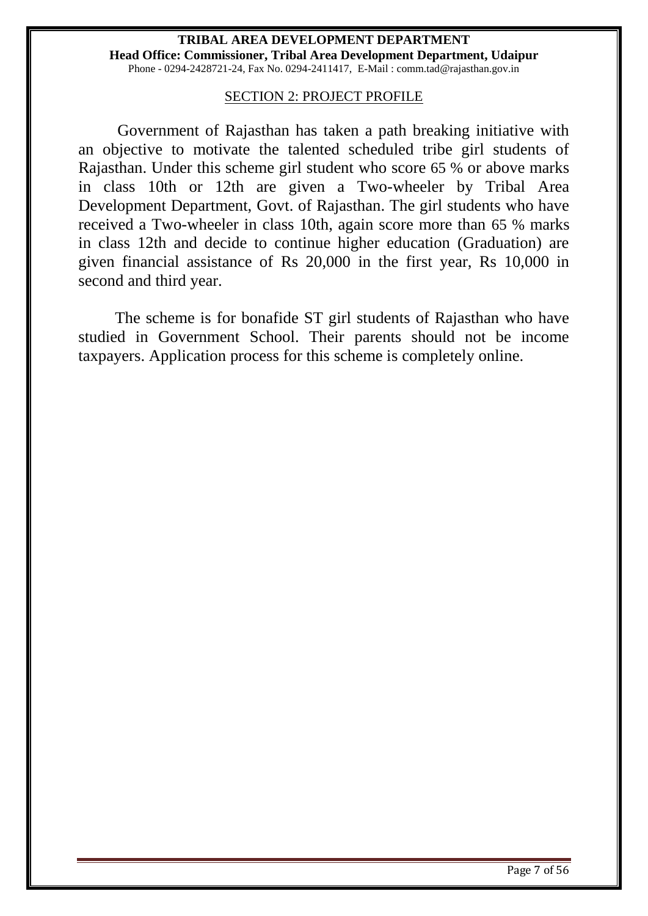## SECTION 2: PROJECT PROFILE

Government of Rajasthan has taken a path breaking initiative with an objective to motivate the talented scheduled tribe girl students of Rajasthan. Under this scheme girl student who score 65 % or above marks in class 10th or 12th are given a Two-wheeler by Tribal Area Development Department, Govt. of Rajasthan. The girl students who have received a Two-wheeler in class 10th, again score more than 65 % marks in class 12th and decide to continue higher education (Graduation) are given financial assistance of Rs 20,000 in the first year, Rs 10,000 in second and third year.

The scheme is for bonafide ST girl students of Rajasthan who have studied in Government School. Their parents should not be income taxpayers. Application process for this scheme is completely online.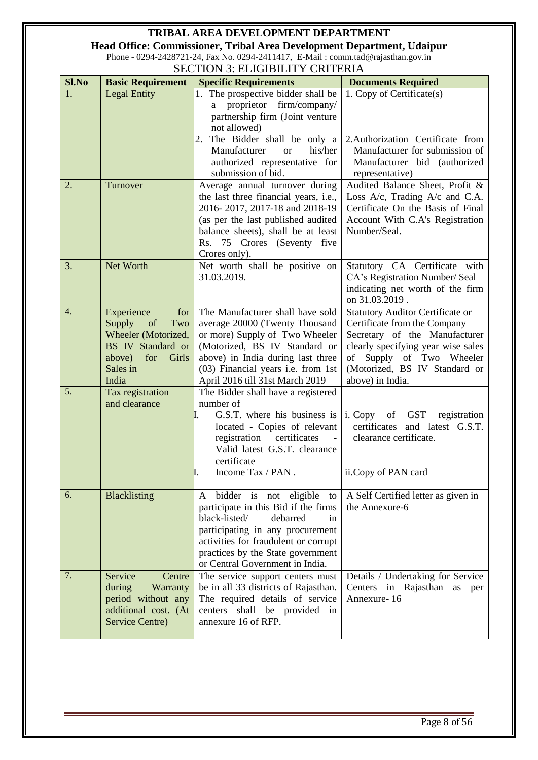# TRIBAL AREA DEVELOPMENT DEPARTMENT

**Head Office: Commissioner, Tribal Area Development Department, Udaipur**

Phone - 0294-2428721-24, Fax No. 0294-2411417, E-Mail : comm.tad@rajasthan.gov.in

## SECTION 3: ELIGIBILITY CRITERIA

| Sl.No | Basic Requirement | Specific Requirements | Documents Required |
|---|---|---|---|
| 1. | Legal Entity | 1. The prospective bidder shall be a proprietor firm/company/ partnership firm (Joint venture not allowed)<br>2. The Bidder shall be only a Manufacturer or his/her authorized representative for submission of bid. | 1. Copy of Certificate(s)<br>2.Authorization Certificate from Manufacturer for submission of Manufacturer bid (authorized representative) |
| 2. | Turnover | Average annual turnover during the last three financial years, i.e., 2016- 2017, 2017-18 and 2018-19 (as per the last published audited balance sheets), shall be at least Rs. 75 Crores (Seventy five Crores only). | Audited Balance Sheet, Profit & Loss A/c, Trading A/c and C.A. Certificate On the Basis of Final Account With C.A's Registration Number/Seal. |
| 3. | Net Worth | Net worth shall be positive on 31.03.2019. | Statutory CA Certificate with CA's Registration Number/ Seal indicating net worth of the firm on 31.03.2019 . |
| 4. | Experience for Supply of Two Wheeler (Motorized, BS IV Standard or above) for Girls Sales in India | The Manufacturer shall have sold average 20000 (Twenty Thousand or more) Supply of Two Wheeler (Motorized, BS IV Standard or above) in India during last three (03) Financial years i.e. from 1st April 2016 till 31st March 2019 | Statutory Auditor Certificate or Certificate from the Company Secretary of the Manufacturer clearly specifying year wise sales of Supply of Two Wheeler (Motorized, BS IV Standard or above) in India. |
| 5. | Tax registration and clearance | The Bidder shall have a registered number of<br>I. G.S.T. where his business is located - Copies of relevant registration certificates - Valid latest G.S.T. clearance certificate<br>I. Income Tax / PAN . | i. Copy of GST registration certificates and latest G.S.T. clearance certificate.<br>ii.Copy of PAN card |
| 6. | Blacklisting | A bidder is not eligible to participate in this Bid if the firms black-listed/ debarred in participating in any procurement activities for fraudulent or corrupt practices by the State government or Central Government in India. | A Self Certified letter as given in the Annexure-6 |
| 7. | Service Centre during Warranty period without any additional cost. (At Service Centre) | The service support centers must be in all 33 districts of Rajasthan. The required details of service centers shall be provided in annexure 16 of RFP. | Details / Undertaking for Service Centers in Rajasthan as per Annexure- 16 |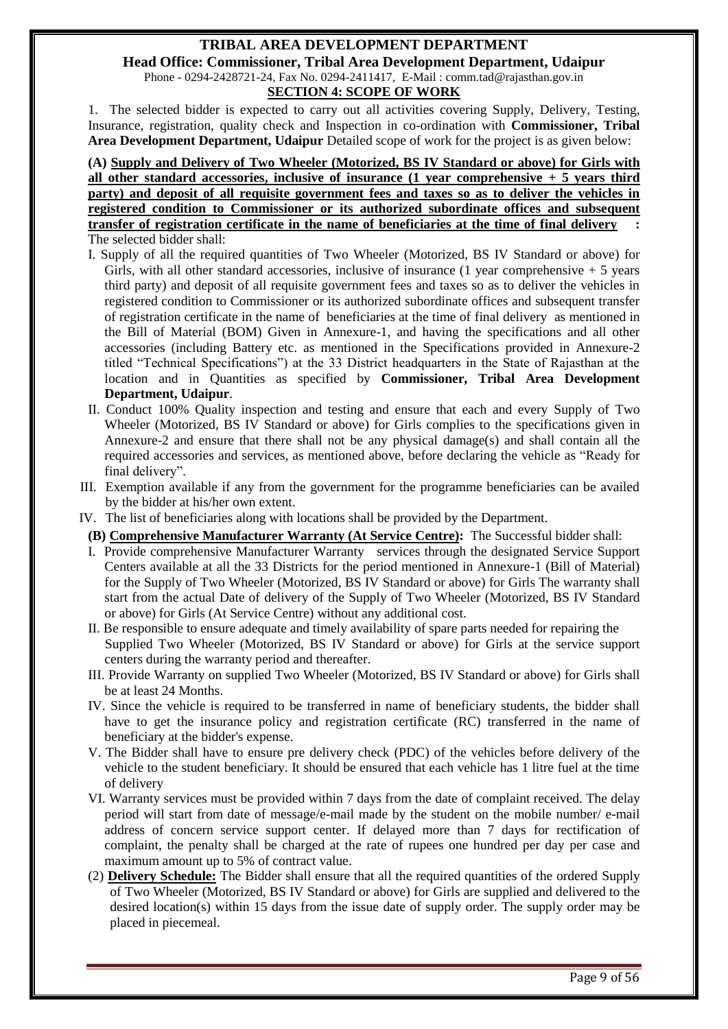**TRIBAL AREA DEVELOPMENT DEPARTMENT**

**Head Office: Commissioner, Tribal Area Development Department, Udaipur**

Phone - 0294-2428721-24, Fax No. 0294-2411417, E-Mail : comm.tad@rajasthan.gov.in

## SECTION 4: SCOPE OF WORK

1. The selected bidder is expected to carry out all activities covering Supply, Delivery, Testing, Insurance, registration, quality check and Inspection in co-ordination with **Commissioner, Tribal Area Development Department, Udaipur** Detailed scope of work for the project is as given below:

**(A) Supply and Delivery of Two Wheeler (Motorized, BS IV Standard or above) for Girls with all other standard accessories, inclusive of insurance (1 year comprehensive + 5 years third party) and deposit of all requisite government fees and taxes so as to deliver the vehicles in registered condition to Commissioner or its authorized subordinate offices and subsequent transfer of registration certificate in the name of beneficiaries at the time of final delivery :**

The selected bidder shall:

I. Supply of all the required quantities of Two Wheeler (Motorized, BS IV Standard or above) for Girls, with all other standard accessories, inclusive of insurance (1 year comprehensive + 5 years third party) and deposit of all requisite government fees and taxes so as to deliver the vehicles in registered condition to Commissioner or its authorized subordinate offices and subsequent transfer of registration certificate in the name of beneficiaries at the time of final delivery as mentioned in the Bill of Material (BOM) Given in Annexure-1, and having the specifications and all other accessories (including Battery etc. as mentioned in the Specifications provided in Annexure-2 titled "Technical Specifications") at the 33 District headquarters in the State of Rajasthan at the location and in Quantities as specified by **Commissioner, Tribal Area Development Department, Udaipur**.

II. Conduct 100% Quality inspection and testing and ensure that each and every Supply of Two Wheeler (Motorized, BS IV Standard or above) for Girls complies to the specifications given in Annexure-2 and ensure that there shall not be any physical damage(s) and shall contain all the required accessories and services, as mentioned above, before declaring the vehicle as "Ready for final delivery".

III. Exemption available if any from the government for the programme beneficiaries can be availed by the bidder at his/her own extent.

IV. The list of beneficiaries along with locations shall be provided by the Department.

**(B) Comprehensive Manufacturer Warranty (At Service Centre):** The Successful bidder shall:

I. Provide comprehensive Manufacturer Warranty services through the designated Service Support Centers available at all the 33 Districts for the period mentioned in Annexure-1 (Bill of Material) for the Supply of Two Wheeler (Motorized, BS IV Standard or above) for Girls The warranty shall start from the actual Date of delivery of the Supply of Two Wheeler (Motorized, BS IV Standard or above) for Girls (At Service Centre) without any additional cost.

II. Be responsible to ensure adequate and timely availability of spare parts needed for repairing the Supplied Two Wheeler (Motorized, BS IV Standard or above) for Girls at the service support centers during the warranty period and thereafter.

III. Provide Warranty on supplied Two Wheeler (Motorized, BS IV Standard or above) for Girls shall be at least 24 Months.

IV. Since the vehicle is required to be transferred in name of beneficiary students, the bidder shall have to get the insurance policy and registration certificate (RC) transferred in the name of beneficiary at the bidder's expense.

V. The Bidder shall have to ensure pre delivery check (PDC) of the vehicles before delivery of the vehicle to the student beneficiary. It should be ensured that each vehicle has 1 litre fuel at the time of delivery

VI. Warranty services must be provided within 7 days from the date of complaint received. The delay period will start from date of message/e-mail made by the student on the mobile number/ e-mail address of concern service support center. If delayed more than 7 days for rectification of complaint, the penalty shall be charged at the rate of rupees one hundred per day per case and maximum amount up to 5% of contract value.

(2) **Delivery Schedule:** The Bidder shall ensure that all the required quantities of the ordered Supply of Two Wheeler (Motorized, BS IV Standard or above) for Girls are supplied and delivered to the desired location(s) within 15 days from the issue date of supply order. The supply order may be placed in piecemeal.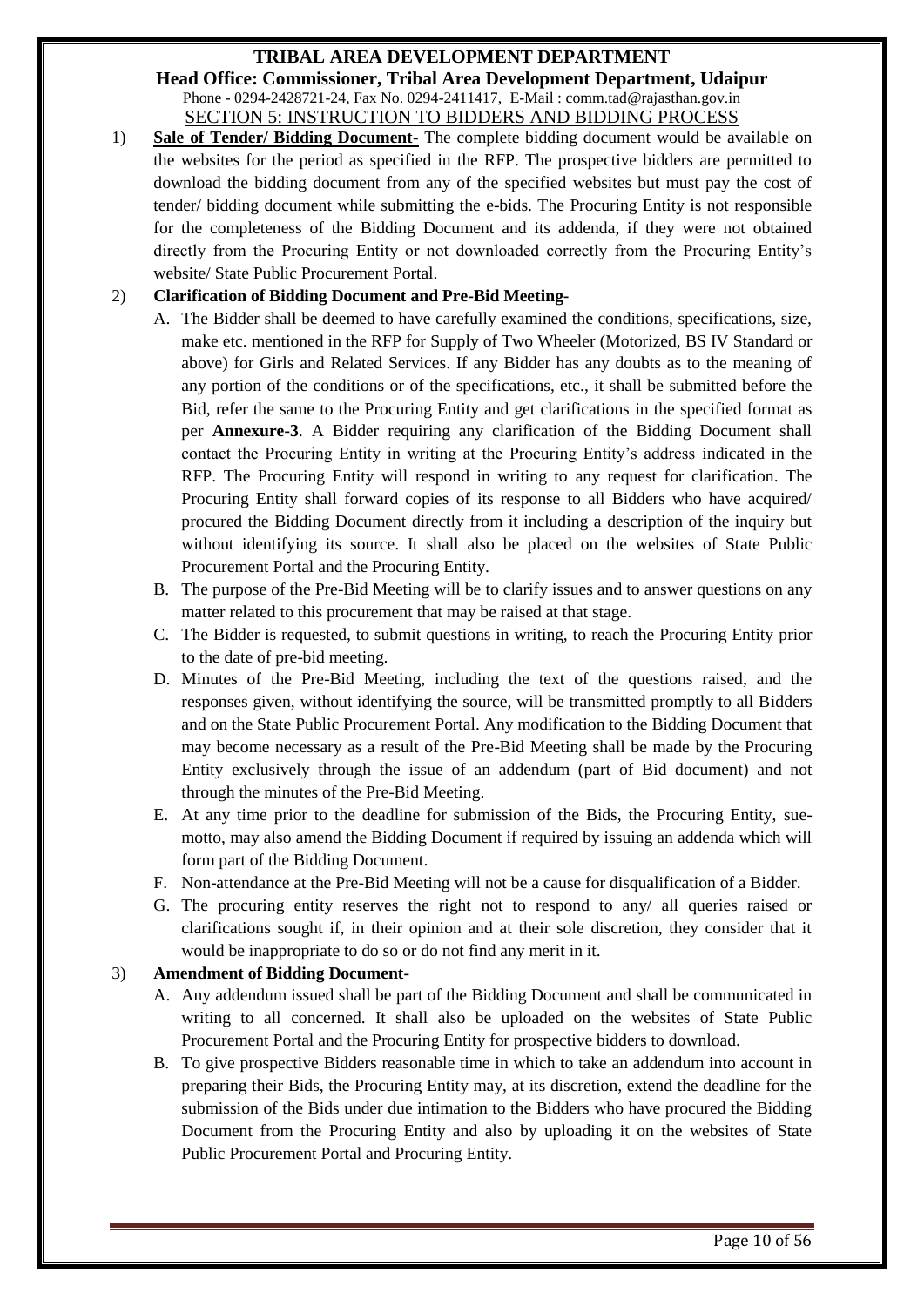**TRIBAL AREA DEVELOPMENT DEPARTMENT**

**Head Office: Commissioner, Tribal Area Development Department, Udaipur**

Phone - 0294-2428721-24, Fax No. 0294-2411417, E-Mail : comm.tad@rajasthan.gov.in

## SECTION 5: INSTRUCTION TO BIDDERS AND BIDDING PROCESS

1) **Sale of Tender/ Bidding Document-** The complete bidding document would be available on the websites for the period as specified in the RFP. The prospective bidders are permitted to download the bidding document from any of the specified websites but must pay the cost of tender/ bidding document while submitting the e-bids. The Procuring Entity is not responsible for the completeness of the Bidding Document and its addenda, if they were not obtained directly from the Procuring Entity or not downloaded correctly from the Procuring Entity's website/ State Public Procurement Portal.

2) **Clarification of Bidding Document and Pre-Bid Meeting-**
   A. The Bidder shall be deemed to have carefully examined the conditions, specifications, size, make etc. mentioned in the RFP for Supply of Two Wheeler (Motorized, BS IV Standard or above) for Girls and Related Services. If any Bidder has any doubts as to the meaning of any portion of the conditions or of the specifications, etc., it shall be submitted before the Bid, refer the same to the Procuring Entity and get clarifications in the specified format as per **Annexure-3**. A Bidder requiring any clarification of the Bidding Document shall contact the Procuring Entity in writing at the Procuring Entity's address indicated in the RFP. The Procuring Entity will respond in writing to any request for clarification. The Procuring Entity shall forward copies of its response to all Bidders who have acquired/ procured the Bidding Document directly from it including a description of the inquiry but without identifying its source. It shall also be placed on the websites of State Public Procurement Portal and the Procuring Entity.
   B. The purpose of the Pre-Bid Meeting will be to clarify issues and to answer questions on any matter related to this procurement that may be raised at that stage.
   C. The Bidder is requested, to submit questions in writing, to reach the Procuring Entity prior to the date of pre-bid meeting.
   D. Minutes of the Pre-Bid Meeting, including the text of the questions raised, and the responses given, without identifying the source, will be transmitted promptly to all Bidders and on the State Public Procurement Portal. Any modification to the Bidding Document that may become necessary as a result of the Pre-Bid Meeting shall be made by the Procuring Entity exclusively through the issue of an addendum (part of Bid document) and not through the minutes of the Pre-Bid Meeting.
   E. At any time prior to the deadline for submission of the Bids, the Procuring Entity, sue-motto, may also amend the Bidding Document if required by issuing an addenda which will form part of the Bidding Document.
   F. Non-attendance at the Pre-Bid Meeting will not be a cause for disqualification of a Bidder.
   G. The procuring entity reserves the right not to respond to any/ all queries raised or clarifications sought if, in their opinion and at their sole discretion, they consider that it would be inappropriate to do so or do not find any merit in it.

3) **Amendment of Bidding Document-**
   A. Any addendum issued shall be part of the Bidding Document and shall be communicated in writing to all concerned. It shall also be uploaded on the websites of State Public Procurement Portal and the Procuring Entity for prospective bidders to download.
   B. To give prospective Bidders reasonable time in which to take an addendum into account in preparing their Bids, the Procuring Entity may, at its discretion, extend the deadline for the submission of the Bids under due intimation to the Bidders who have procured the Bidding Document from the Procuring Entity and also by uploading it on the websites of State Public Procurement Portal and Procuring Entity.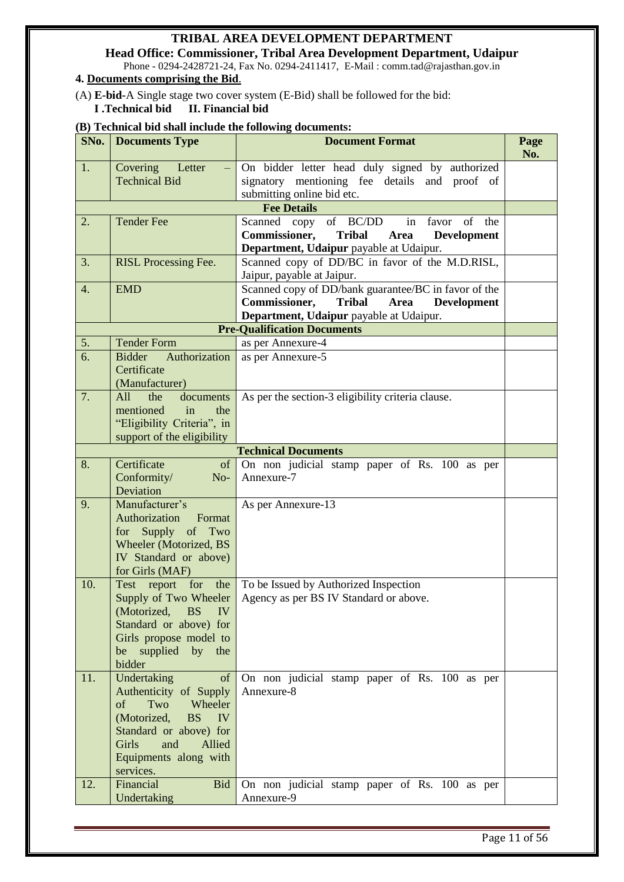# TRIBAL AREA DEVELOPMENT DEPARTMENT

**Head Office: Commissioner, Tribal Area Development Department, Udaipur**

Phone - 0294-2428721-24, Fax No. 0294-2411417, E-Mail : comm.tad@rajasthan.gov.in

**4. Documents comprising the Bid**.

(A) **E-bid**-A Single stage two cover system (E-Bid) shall be followed for the bid:

**I .Technical bid II. Financial bid**

**(B) Technical bid shall include the following documents:**

| SNo. | Documents Type | Document Format | Page No. |
|---|---|---|---|
| 1. | Covering Letter – Technical Bid | On bidder letter head duly signed by authorized signatory mentioning fee details and proof of submitting online bid etc. | |
| | | **Fee Details** | |
| 2. | Tender Fee | Scanned copy of BC/DD in favor of the **Commissioner, Tribal Area Development Department, Udaipur** payable at Udaipur. | |
| 3. | RISL Processing Fee. | Scanned copy of DD/BC in favor of the M.D.RISL, Jaipur, payable at Jaipur. | |
| 4. | EMD | Scanned copy of DD/bank guarantee/BC in favor of the **Commissioner, Tribal Area Development Department, Udaipur** payable at Udaipur. | |
| | | **Pre-Qualification Documents** | |
| 5. | Tender Form | as per Annexure-4 | |
| 6. | Bidder Authorization Certificate (Manufacturer) | as per Annexure-5 | |
| 7. | All the documents mentioned in the "Eligibility Criteria", in support of the eligibility | As per the section-3 eligibility criteria clause. | |
| | | **Technical Documents** | |
| 8. | Certificate of Conformity/ No-Deviation | On non judicial stamp paper of Rs. 100 as per Annexure-7 | |
| 9. | Manufacturer's Authorization Format for Supply of Two Wheeler (Motorized, BS IV Standard or above) for Girls (MAF) | As per Annexure-13 | |
| 10. | Test report for the Supply of Two Wheeler (Motorized, BS IV Standard or above) for Girls propose model to be supplied by the bidder | To be Issued by Authorized Inspection Agency as per BS IV Standard or above. | |
| 11. | Undertaking of Authenticity of Supply of Two Wheeler (Motorized, BS IV Standard or above) for Girls and Allied Equipments along with services. | On non judicial stamp paper of Rs. 100 as per Annexure-8 | |
| 12. | Financial Bid Undertaking | On non judicial stamp paper of Rs. 100 as per Annexure-9 | |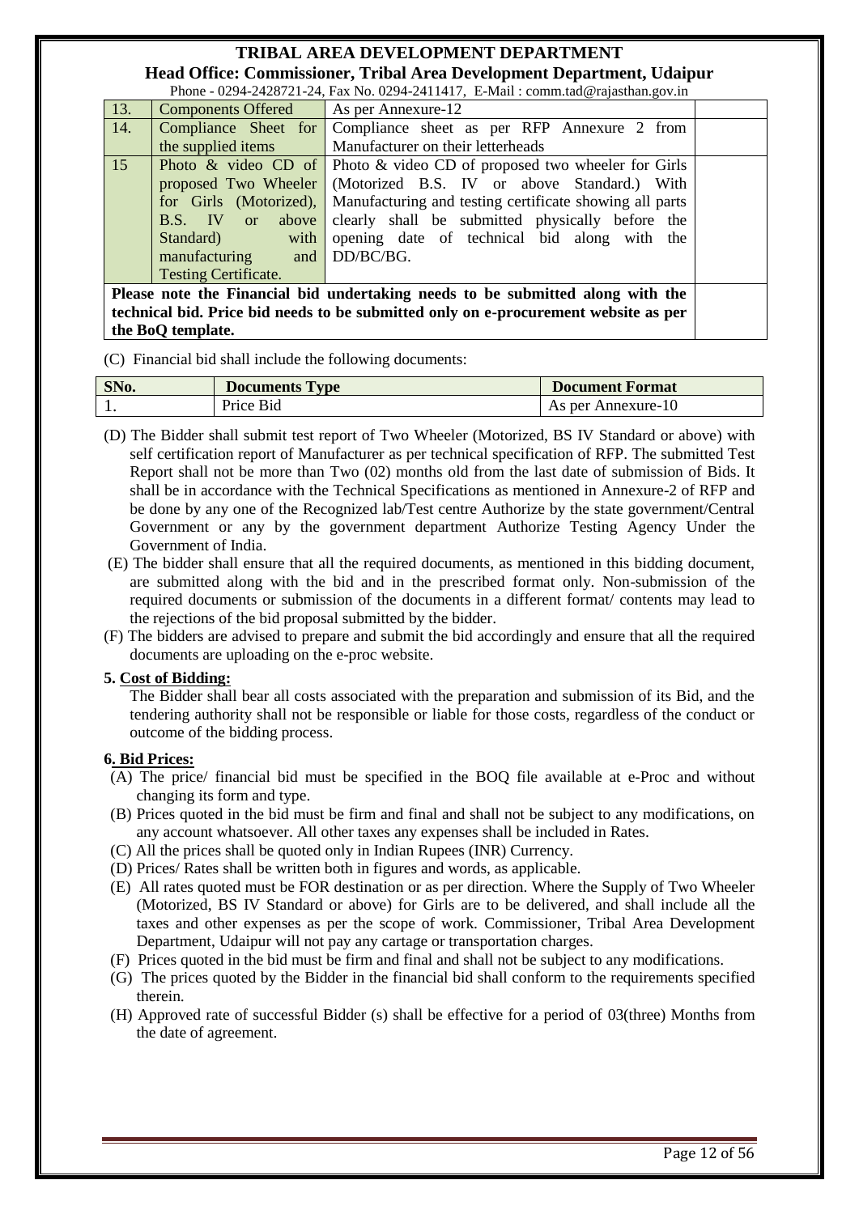| 13. | Components Offered | As per Annexure-12 | |
|---|---|---|---|
| 14. | Compliance Sheet for the supplied items | Compliance sheet as per RFP Annexure 2 from Manufacturer on their letterheads | |
| 15 | Photo & video CD of proposed Two Wheeler for Girls (Motorized), B.S. IV or above Standard) with manufacturing and Testing Certificate. | Photo & video CD of proposed two wheeler for Girls (Motorized B.S. IV or above Standard.) With Manufacturing and testing certificate showing all parts clearly shall be submitted physically before the opening date of technical bid along with the DD/BC/BG. | |
| **Please note the Financial bid undertaking needs to be submitted along with the technical bid. Price bid needs to be submitted only on e-procurement website as per the BoQ template.** | | | |

(C) Financial bid shall include the following documents:

| SNo. | Documents Type | Document Format |
|---|---|---|
| 1. | Price Bid | As per Annexure-10 |

(D) The Bidder shall submit test report of Two Wheeler (Motorized, BS IV Standard or above) with self certification report of Manufacturer as per technical specification of RFP. The submitted Test Report shall not be more than Two (02) months old from the last date of submission of Bids. It shall be in accordance with the Technical Specifications as mentioned in Annexure-2 of RFP and be done by any one of the Recognized lab/Test centre Authorize by the state government/Central Government or any by the government department Authorize Testing Agency Under the Government of India.

(E) The bidder shall ensure that all the required documents, as mentioned in this bidding document, are submitted along with the bid and in the prescribed format only. Non-submission of the required documents or submission of the documents in a different format/ contents may lead to the rejections of the bid proposal submitted by the bidder.

(F) The bidders are advised to prepare and submit the bid accordingly and ensure that all the required documents are uploading on the e-proc website.

**5. Cost of Bidding:**

The Bidder shall bear all costs associated with the preparation and submission of its Bid, and the tendering authority shall not be responsible or liable for those costs, regardless of the conduct or outcome of the bidding process.

**6. Bid Prices:**

(A) The price/ financial bid must be specified in the BOQ file available at e-Proc and without changing its form and type.

(B) Prices quoted in the bid must be firm and final and shall not be subject to any modifications, on any account whatsoever. All other taxes any expenses shall be included in Rates.

(C) All the prices shall be quoted only in Indian Rupees (INR) Currency.

(D) Prices/ Rates shall be written both in figures and words, as applicable.

(E) All rates quoted must be FOR destination or as per direction. Where the Supply of Two Wheeler (Motorized, BS IV Standard or above) for Girls are to be delivered, and shall include all the taxes and other expenses as per the scope of work. Commissioner, Tribal Area Development Department, Udaipur will not pay any cartage or transportation charges.

(F) Prices quoted in the bid must be firm and final and shall not be subject to any modifications.

(G) The prices quoted by the Bidder in the financial bid shall conform to the requirements specified therein.

(H) Approved rate of successful Bidder (s) shall be effective for a period of 03(three) Months from the date of agreement.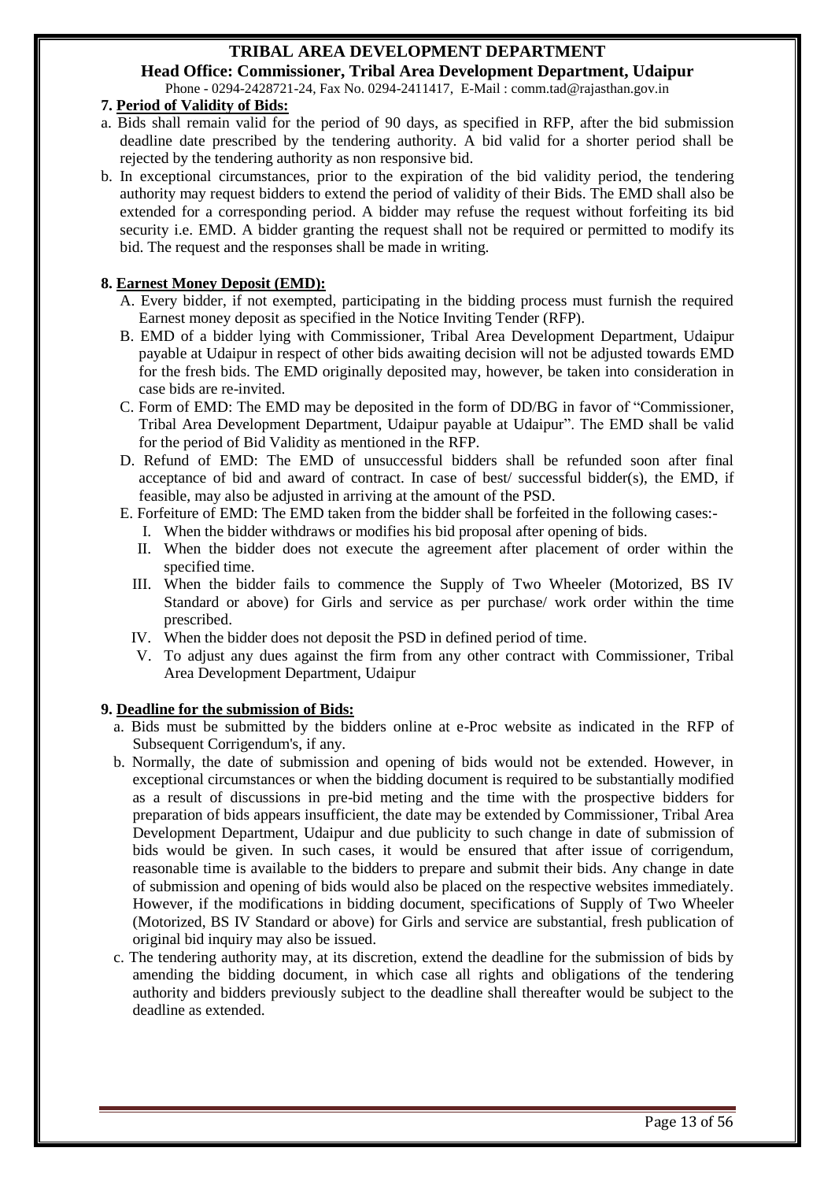**7. Period of Validity of Bids:**

a. Bids shall remain valid for the period of 90 days, as specified in RFP, after the bid submission deadline date prescribed by the tendering authority. A bid valid for a shorter period shall be rejected by the tendering authority as non responsive bid.

b. In exceptional circumstances, prior to the expiration of the bid validity period, the tendering authority may request bidders to extend the period of validity of their Bids. The EMD shall also be extended for a corresponding period. A bidder may refuse the request without forfeiting its bid security i.e. EMD. A bidder granting the request shall not be required or permitted to modify its bid. The request and the responses shall be made in writing.

**8. Earnest Money Deposit (EMD):**

A. Every bidder, if not exempted, participating in the bidding process must furnish the required Earnest money deposit as specified in the Notice Inviting Tender (RFP).

B. EMD of a bidder lying with Commissioner, Tribal Area Development Department, Udaipur payable at Udaipur in respect of other bids awaiting decision will not be adjusted towards EMD for the fresh bids. The EMD originally deposited may, however, be taken into consideration in case bids are re-invited.

C. Form of EMD: The EMD may be deposited in the form of DD/BG in favor of "Commissioner, Tribal Area Development Department, Udaipur payable at Udaipur". The EMD shall be valid for the period of Bid Validity as mentioned in the RFP.

D. Refund of EMD: The EMD of unsuccessful bidders shall be refunded soon after final acceptance of bid and award of contract. In case of best/ successful bidder(s), the EMD, if feasible, may also be adjusted in arriving at the amount of the PSD.

E. Forfeiture of EMD: The EMD taken from the bidder shall be forfeited in the following cases:-

I. When the bidder withdraws or modifies his bid proposal after opening of bids.

II. When the bidder does not execute the agreement after placement of order within the specified time.

III. When the bidder fails to commence the Supply of Two Wheeler (Motorized, BS IV Standard or above) for Girls and service as per purchase/ work order within the time prescribed.

IV. When the bidder does not deposit the PSD in defined period of time.

V. To adjust any dues against the firm from any other contract with Commissioner, Tribal Area Development Department, Udaipur

**9. Deadline for the submission of Bids:**

a. Bids must be submitted by the bidders online at e-Proc website as indicated in the RFP of Subsequent Corrigendum's, if any.

b. Normally, the date of submission and opening of bids would not be extended. However, in exceptional circumstances or when the bidding document is required to be substantially modified as a result of discussions in pre-bid meting and the time with the prospective bidders for preparation of bids appears insufficient, the date may be extended by Commissioner, Tribal Area Development Department, Udaipur and due publicity to such change in date of submission of bids would be given. In such cases, it would be ensured that after issue of corrigendum, reasonable time is available to the bidders to prepare and submit their bids. Any change in date of submission and opening of bids would also be placed on the respective websites immediately. However, if the modifications in bidding document, specifications of Supply of Two Wheeler (Motorized, BS IV Standard or above) for Girls and service are substantial, fresh publication of original bid inquiry may also be issued.

c. The tendering authority may, at its discretion, extend the deadline for the submission of bids by amending the bidding document, in which case all rights and obligations of the tendering authority and bidders previously subject to the deadline shall thereafter would be subject to the deadline as extended.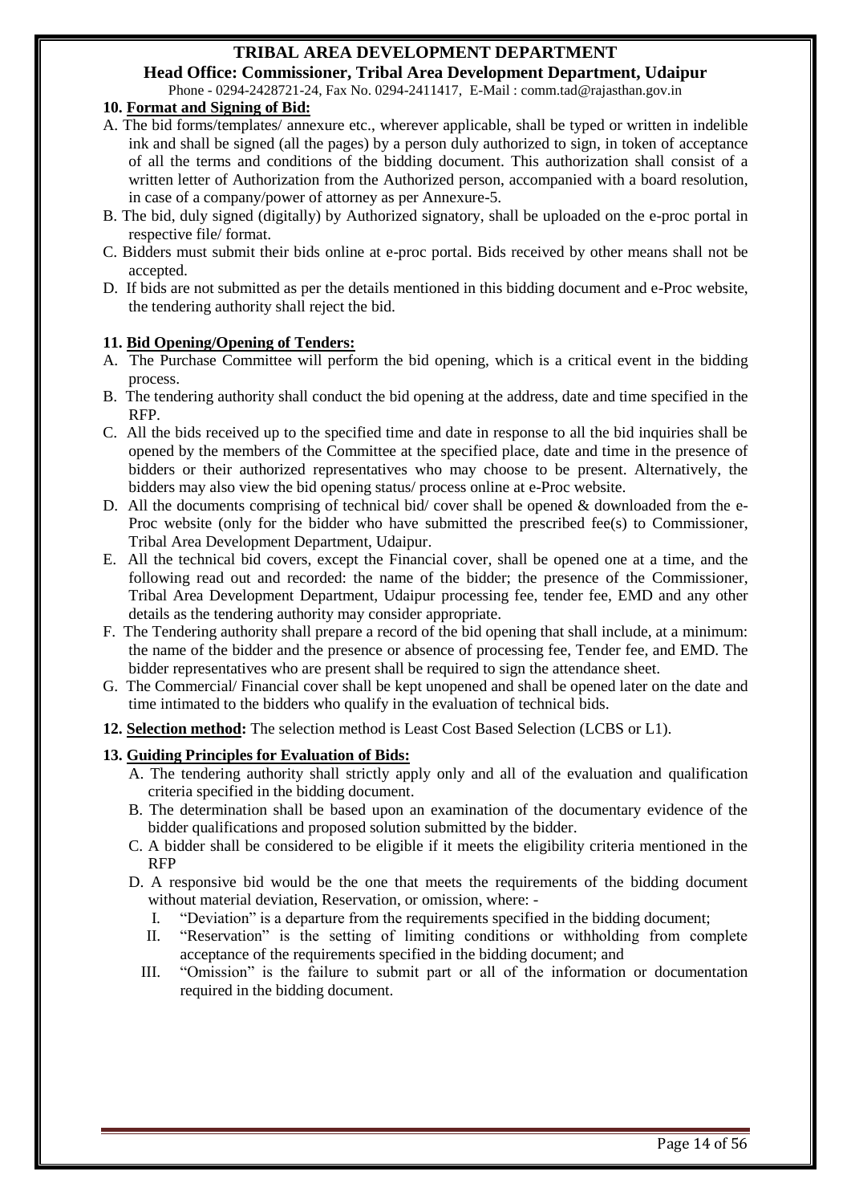## 10. Format and Signing of Bid:

A. The bid forms/templates/ annexure etc., wherever applicable, shall be typed or written in indelible ink and shall be signed (all the pages) by a person duly authorized to sign, in token of acceptance of all the terms and conditions of the bidding document. This authorization shall consist of a written letter of Authorization from the Authorized person, accompanied with a board resolution, in case of a company/power of attorney as per Annexure-5.

B. The bid, duly signed (digitally) by Authorized signatory, shall be uploaded on the e-proc portal in respective file/ format.

C. Bidders must submit their bids online at e-proc portal. Bids received by other means shall not be accepted.

D. If bids are not submitted as per the details mentioned in this bidding document and e-Proc website, the tendering authority shall reject the bid.

## 11. Bid Opening/Opening of Tenders:

A. The Purchase Committee will perform the bid opening, which is a critical event in the bidding process.

B. The tendering authority shall conduct the bid opening at the address, date and time specified in the RFP.

C. All the bids received up to the specified time and date in response to all the bid inquiries shall be opened by the members of the Committee at the specified place, date and time in the presence of bidders or their authorized representatives who may choose to be present. Alternatively, the bidders may also view the bid opening status/ process online at e-Proc website.

D. All the documents comprising of technical bid/ cover shall be opened & downloaded from the e-Proc website (only for the bidder who have submitted the prescribed fee(s) to Commissioner, Tribal Area Development Department, Udaipur.

E. All the technical bid covers, except the Financial cover, shall be opened one at a time, and the following read out and recorded: the name of the bidder; the presence of the Commissioner, Tribal Area Development Department, Udaipur processing fee, tender fee, EMD and any other details as the tendering authority may consider appropriate.

F. The Tendering authority shall prepare a record of the bid opening that shall include, at a minimum: the name of the bidder and the presence or absence of processing fee, Tender fee, and EMD. The bidder representatives who are present shall be required to sign the attendance sheet.

G. The Commercial/ Financial cover shall be kept unopened and shall be opened later on the date and time intimated to the bidders who qualify in the evaluation of technical bids.

**12. Selection method:** The selection method is Least Cost Based Selection (LCBS or L1).

## 13. Guiding Principles for Evaluation of Bids:

A. The tendering authority shall strictly apply only and all of the evaluation and qualification criteria specified in the bidding document.

B. The determination shall be based upon an examination of the documentary evidence of the bidder qualifications and proposed solution submitted by the bidder.

C. A bidder shall be considered to be eligible if it meets the eligibility criteria mentioned in the RFP

D. A responsive bid would be the one that meets the requirements of the bidding document without material deviation, Reservation, or omission, where: -

   I. "Deviation" is a departure from the requirements specified in the bidding document;

   II. "Reservation" is the setting of limiting conditions or withholding from complete acceptance of the requirements specified in the bidding document; and

   III. "Omission" is the failure to submit part or all of the information or documentation required in the bidding document.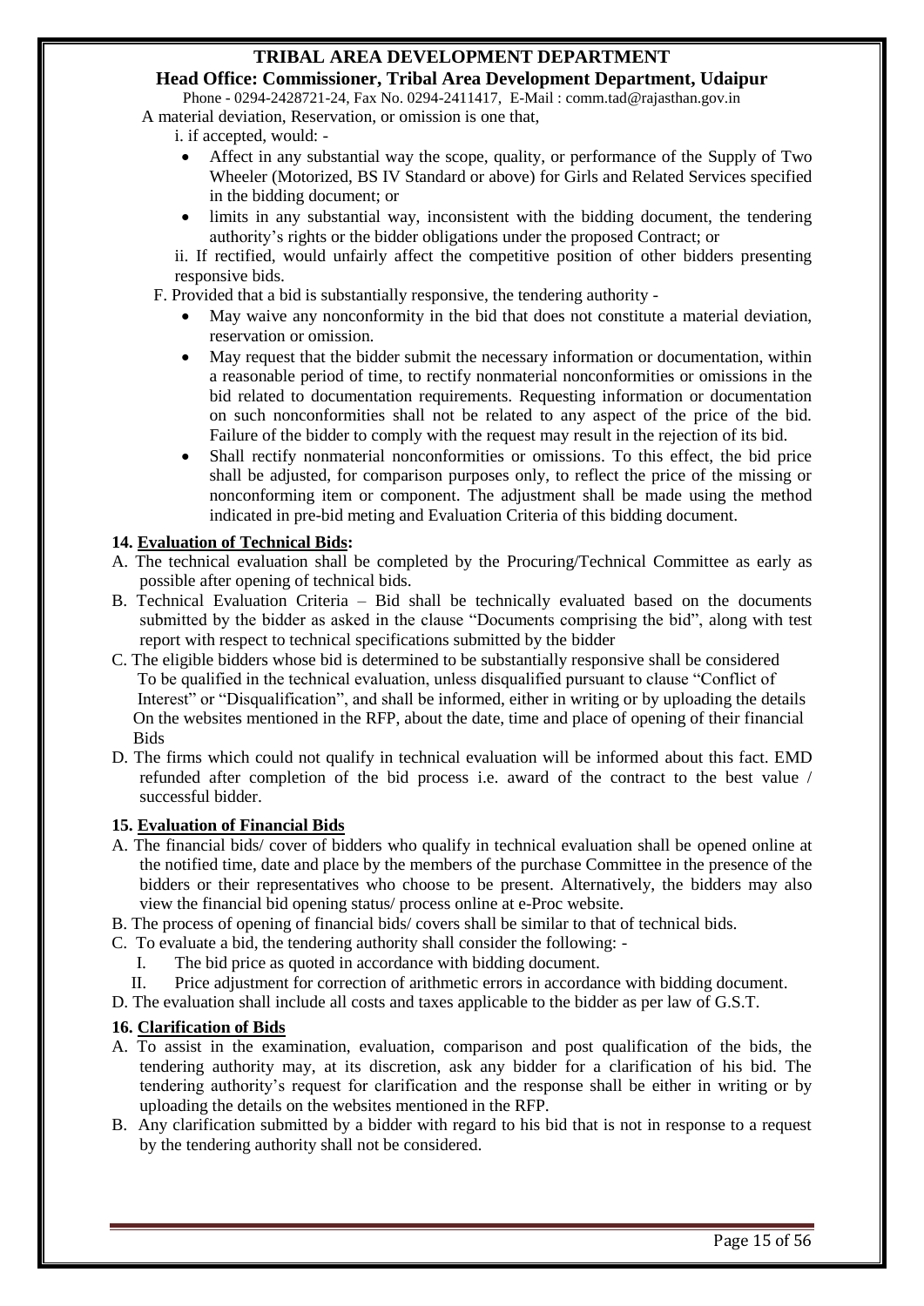A material deviation, Reservation, or omission is one that,

i. if accepted, would: -

- Affect in any substantial way the scope, quality, or performance of the Supply of Two Wheeler (Motorized, BS IV Standard or above) for Girls and Related Services specified in the bidding document; or
- limits in any substantial way, inconsistent with the bidding document, the tendering authority's rights or the bidder obligations under the proposed Contract; or

ii. If rectified, would unfairly affect the competitive position of other bidders presenting responsive bids.

F. Provided that a bid is substantially responsive, the tendering authority -

- May waive any nonconformity in the bid that does not constitute a material deviation, reservation or omission.
- May request that the bidder submit the necessary information or documentation, within a reasonable period of time, to rectify nonmaterial nonconformities or omissions in the bid related to documentation requirements. Requesting information or documentation on such nonconformities shall not be related to any aspect of the price of the bid. Failure of the bidder to comply with the request may result in the rejection of its bid.
- Shall rectify nonmaterial nonconformities or omissions. To this effect, the bid price shall be adjusted, for comparison purposes only, to reflect the price of the missing or nonconforming item or component. The adjustment shall be made using the method indicated in pre-bid meting and Evaluation Criteria of this bidding document.

### 14. Evaluation of Technical Bids:

A. The technical evaluation shall be completed by the Procuring/Technical Committee as early as possible after opening of technical bids.

B. Technical Evaluation Criteria – Bid shall be technically evaluated based on the documents submitted by the bidder as asked in the clause "Documents comprising the bid", along with test report with respect to technical specifications submitted by the bidder

C. The eligible bidders whose bid is determined to be substantially responsive shall be considered To be qualified in the technical evaluation, unless disqualified pursuant to clause "Conflict of Interest" or "Disqualification", and shall be informed, either in writing or by uploading the details On the websites mentioned in the RFP, about the date, time and place of opening of their financial Bids

D. The firms which could not qualify in technical evaluation will be informed about this fact. EMD refunded after completion of the bid process i.e. award of the contract to the best value / successful bidder.

### 15. Evaluation of Financial Bids

A. The financial bids/ cover of bidders who qualify in technical evaluation shall be opened online at the notified time, date and place by the members of the purchase Committee in the presence of the bidders or their representatives who choose to be present. Alternatively, the bidders may also view the financial bid opening status/ process online at e-Proc website.

B. The process of opening of financial bids/ covers shall be similar to that of technical bids.

C. To evaluate a bid, the tendering authority shall consider the following: -

I. The bid price as quoted in accordance with bidding document.

II. Price adjustment for correction of arithmetic errors in accordance with bidding document.

D. The evaluation shall include all costs and taxes applicable to the bidder as per law of G.S.T.

### 16. Clarification of Bids

A. To assist in the examination, evaluation, comparison and post qualification of the bids, the tendering authority may, at its discretion, ask any bidder for a clarification of his bid. The tendering authority's request for clarification and the response shall be either in writing or by uploading the details on the websites mentioned in the RFP.

B. Any clarification submitted by a bidder with regard to his bid that is not in response to a request by the tendering authority shall not be considered.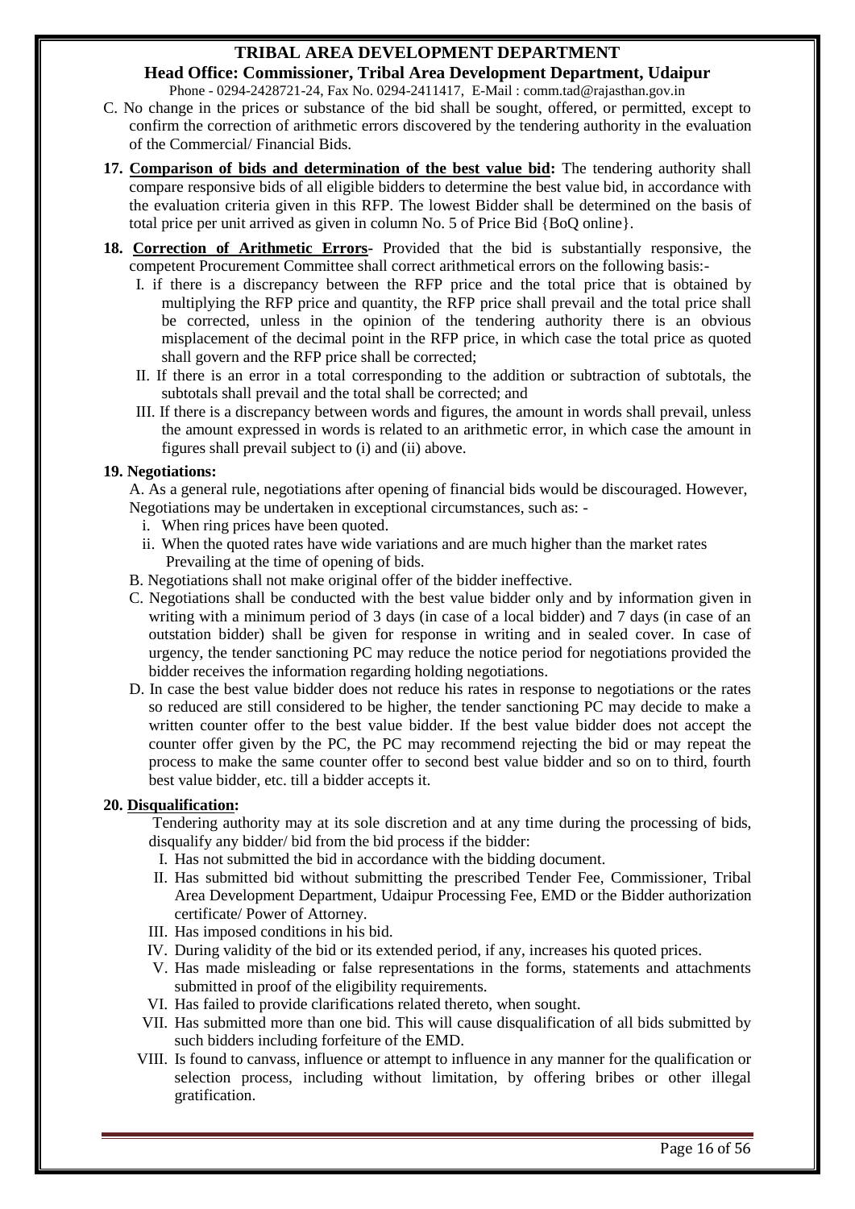C. No change in the prices or substance of the bid shall be sought, offered, or permitted, except to confirm the correction of arithmetic errors discovered by the tendering authority in the evaluation of the Commercial/ Financial Bids.

**17. Comparison of bids and determination of the best value bid:** The tendering authority shall compare responsive bids of all eligible bidders to determine the best value bid, in accordance with the evaluation criteria given in this RFP. The lowest Bidder shall be determined on the basis of total price per unit arrived as given in column No. 5 of Price Bid {BoQ online}.

**18. Correction of Arithmetic Errors-** Provided that the bid is substantially responsive, the competent Procurement Committee shall correct arithmetical errors on the following basis:-

I. if there is a discrepancy between the RFP price and the total price that is obtained by multiplying the RFP price and quantity, the RFP price shall prevail and the total price shall be corrected, unless in the opinion of the tendering authority there is an obvious misplacement of the decimal point in the RFP price, in which case the total price as quoted shall govern and the RFP price shall be corrected;

II. If there is an error in a total corresponding to the addition or subtraction of subtotals, the subtotals shall prevail and the total shall be corrected; and

III. If there is a discrepancy between words and figures, the amount in words shall prevail, unless the amount expressed in words is related to an arithmetic error, in which case the amount in figures shall prevail subject to (i) and (ii) above.

**19. Negotiations:**

A. As a general rule, negotiations after opening of financial bids would be discouraged. However, Negotiations may be undertaken in exceptional circumstances, such as: -

i. When ring prices have been quoted.

ii. When the quoted rates have wide variations and are much higher than the market rates Prevailing at the time of opening of bids.

B. Negotiations shall not make original offer of the bidder ineffective.

C. Negotiations shall be conducted with the best value bidder only and by information given in writing with a minimum period of 3 days (in case of a local bidder) and 7 days (in case of an outstation bidder) shall be given for response in writing and in sealed cover. In case of urgency, the tender sanctioning PC may reduce the notice period for negotiations provided the bidder receives the information regarding holding negotiations.

D. In case the best value bidder does not reduce his rates in response to negotiations or the rates so reduced are still considered to be higher, the tender sanctioning PC may decide to make a written counter offer to the best value bidder. If the best value bidder does not accept the counter offer given by the PC, the PC may recommend rejecting the bid or may repeat the process to make the same counter offer to second best value bidder and so on to third, fourth best value bidder, etc. till a bidder accepts it.

**20. Disqualification:**

Tendering authority may at its sole discretion and at any time during the processing of bids, disqualify any bidder/ bid from the bid process if the bidder:

I. Has not submitted the bid in accordance with the bidding document.

II. Has submitted bid without submitting the prescribed Tender Fee, Commissioner, Tribal Area Development Department, Udaipur Processing Fee, EMD or the Bidder authorization certificate/ Power of Attorney.

III. Has imposed conditions in his bid.

IV. During validity of the bid or its extended period, if any, increases his quoted prices.

V. Has made misleading or false representations in the forms, statements and attachments submitted in proof of the eligibility requirements.

VI. Has failed to provide clarifications related thereto, when sought.

VII. Has submitted more than one bid. This will cause disqualification of all bids submitted by such bidders including forfeiture of the EMD.

VIII. Is found to canvass, influence or attempt to influence in any manner for the qualification or selection process, including without limitation, by offering bribes or other illegal gratification.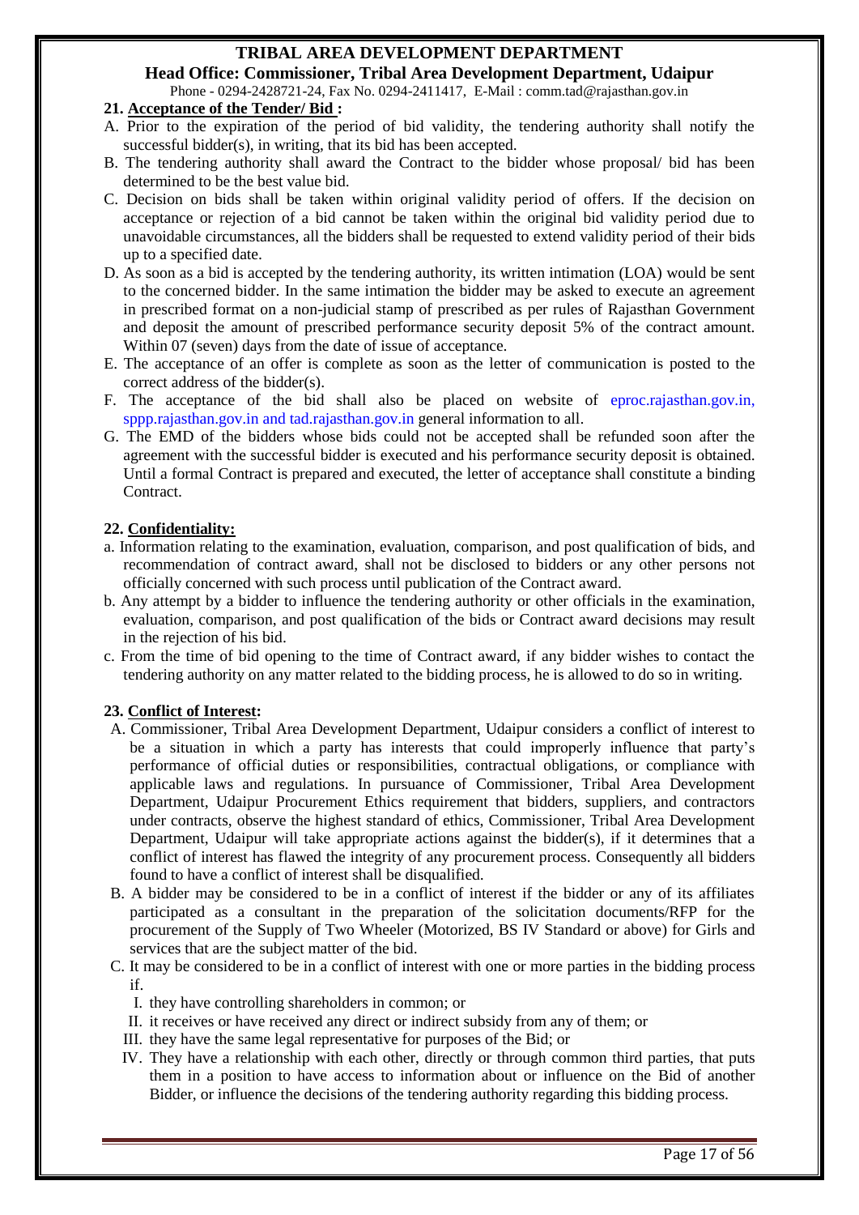## 21. Acceptance of the Tender/ Bid :

A. Prior to the expiration of the period of bid validity, the tendering authority shall notify the successful bidder(s), in writing, that its bid has been accepted.

B. The tendering authority shall award the Contract to the bidder whose proposal/ bid has been determined to be the best value bid.

C. Decision on bids shall be taken within original validity period of offers. If the decision on acceptance or rejection of a bid cannot be taken within the original bid validity period due to unavoidable circumstances, all the bidders shall be requested to extend validity period of their bids up to a specified date.

D. As soon as a bid is accepted by the tendering authority, its written intimation (LOA) would be sent to the concerned bidder. In the same intimation the bidder may be asked to execute an agreement in prescribed format on a non-judicial stamp of prescribed as per rules of Rajasthan Government and deposit the amount of prescribed performance security deposit 5% of the contract amount. Within 07 (seven) days from the date of issue of acceptance.

E. The acceptance of an offer is complete as soon as the letter of communication is posted to the correct address of the bidder(s).

F. The acceptance of the bid shall also be placed on website of eproc.rajasthan.gov.in, sppp.rajasthan.gov.in and tad.rajasthan.gov.in general information to all.

G. The EMD of the bidders whose bids could not be accepted shall be refunded soon after the agreement with the successful bidder is executed and his performance security deposit is obtained. Until a formal Contract is prepared and executed, the letter of acceptance shall constitute a binding Contract.

## 22. Confidentiality:

a. Information relating to the examination, evaluation, comparison, and post qualification of bids, and recommendation of contract award, shall not be disclosed to bidders or any other persons not officially concerned with such process until publication of the Contract award.

b. Any attempt by a bidder to influence the tendering authority or other officials in the examination, evaluation, comparison, and post qualification of the bids or Contract award decisions may result in the rejection of his bid.

c. From the time of bid opening to the time of Contract award, if any bidder wishes to contact the tendering authority on any matter related to the bidding process, he is allowed to do so in writing.

## 23. Conflict of Interest:

A. Commissioner, Tribal Area Development Department, Udaipur considers a conflict of interest to be a situation in which a party has interests that could improperly influence that party's performance of official duties or responsibilities, contractual obligations, or compliance with applicable laws and regulations. In pursuance of Commissioner, Tribal Area Development Department, Udaipur Procurement Ethics requirement that bidders, suppliers, and contractors under contracts, observe the highest standard of ethics, Commissioner, Tribal Area Development Department, Udaipur will take appropriate actions against the bidder(s), if it determines that a conflict of interest has flawed the integrity of any procurement process. Consequently all bidders found to have a conflict of interest shall be disqualified.

B. A bidder may be considered to be in a conflict of interest if the bidder or any of its affiliates participated as a consultant in the preparation of the solicitation documents/RFP for the procurement of the Supply of Two Wheeler (Motorized, BS IV Standard or above) for Girls and services that are the subject matter of the bid.

C. It may be considered to be in a conflict of interest with one or more parties in the bidding process if.

   I. they have controlling shareholders in common; or
   II. it receives or have received any direct or indirect subsidy from any of them; or
   III. they have the same legal representative for purposes of the Bid; or
   IV. They have a relationship with each other, directly or through common third parties, that puts them in a position to have access to information about or influence on the Bid of another Bidder, or influence the decisions of the tendering authority regarding this bidding process.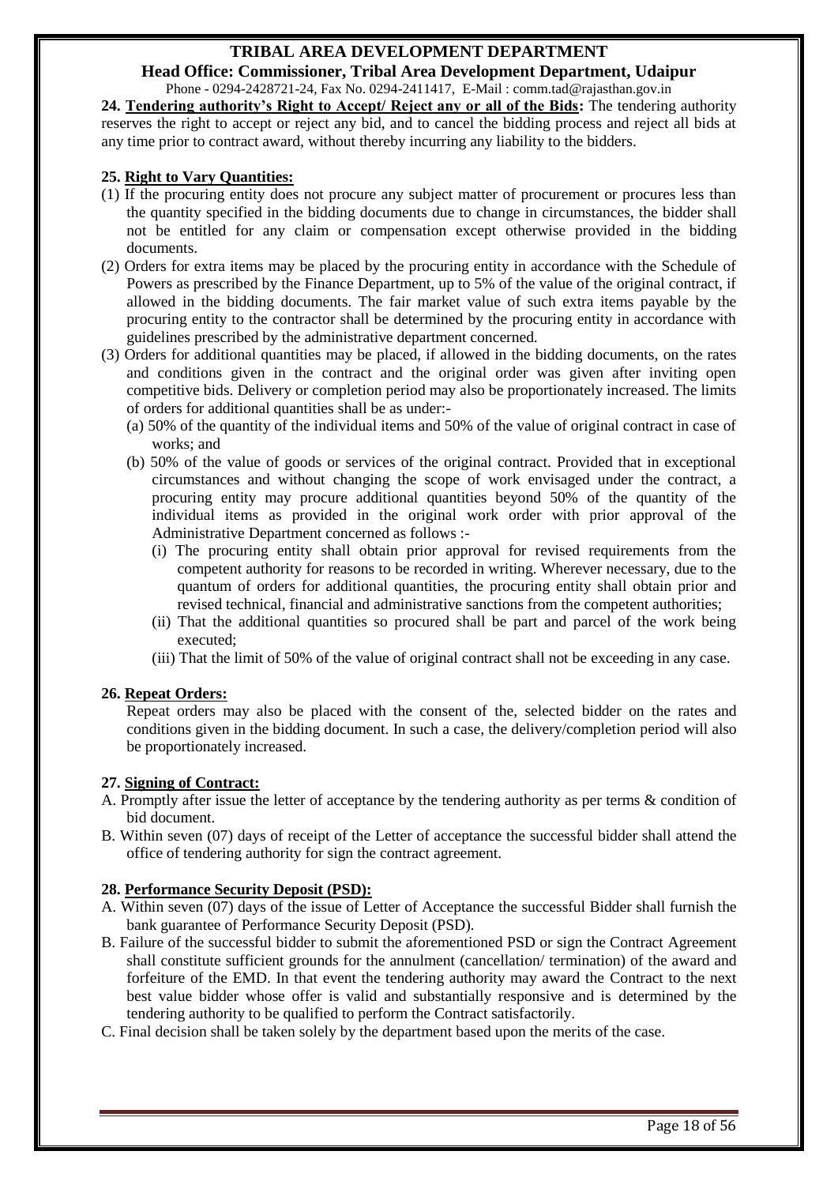**24. Tendering authority's Right to Accept/ Reject any or all of the Bids:** The tendering authority reserves the right to accept or reject any bid, and to cancel the bidding process and reject all bids at any time prior to contract award, without thereby incurring any liability to the bidders.

**25. Right to Vary Quantities:**

(1) If the procuring entity does not procure any subject matter of procurement or procures less than the quantity specified in the bidding documents due to change in circumstances, the bidder shall not be entitled for any claim or compensation except otherwise provided in the bidding documents.

(2) Orders for extra items may be placed by the procuring entity in accordance with the Schedule of Powers as prescribed by the Finance Department, up to 5% of the value of the original contract, if allowed in the bidding documents. The fair market value of such extra items payable by the procuring entity to the contractor shall be determined by the procuring entity in accordance with guidelines prescribed by the administrative department concerned.

(3) Orders for additional quantities may be placed, if allowed in the bidding documents, on the rates and conditions given in the contract and the original order was given after inviting open competitive bids. Delivery or completion period may also be proportionately increased. The limits of orders for additional quantities shall be as under:-

(a) 50% of the quantity of the individual items and 50% of the value of original contract in case of works; and

(b) 50% of the value of goods or services of the original contract. Provided that in exceptional circumstances and without changing the scope of work envisaged under the contract, a procuring entity may procure additional quantities beyond 50% of the quantity of the individual items as provided in the original work order with prior approval of the Administrative Department concerned as follows :-

(i) The procuring entity shall obtain prior approval for revised requirements from the competent authority for reasons to be recorded in writing. Wherever necessary, due to the quantum of orders for additional quantities, the procuring entity shall obtain prior and revised technical, financial and administrative sanctions from the competent authorities;

(ii) That the additional quantities so procured shall be part and parcel of the work being executed;

(iii) That the limit of 50% of the value of original contract shall not be exceeding in any case.

**26. Repeat Orders:**

Repeat orders may also be placed with the consent of the, selected bidder on the rates and conditions given in the bidding document. In such a case, the delivery/completion period will also be proportionately increased.

**27. Signing of Contract:**

A. Promptly after issue the letter of acceptance by the tendering authority as per terms & condition of bid document.

B. Within seven (07) days of receipt of the Letter of acceptance the successful bidder shall attend the office of tendering authority for sign the contract agreement.

**28. Performance Security Deposit (PSD):**

A. Within seven (07) days of the issue of Letter of Acceptance the successful Bidder shall furnish the bank guarantee of Performance Security Deposit (PSD).

B. Failure of the successful bidder to submit the aforementioned PSD or sign the Contract Agreement shall constitute sufficient grounds for the annulment (cancellation/ termination) of the award and forfeiture of the EMD. In that event the tendering authority may award the Contract to the next best value bidder whose offer is valid and substantially responsive and is determined by the tendering authority to be qualified to perform the Contract satisfactorily.

C. Final decision shall be taken solely by the department based upon the merits of the case.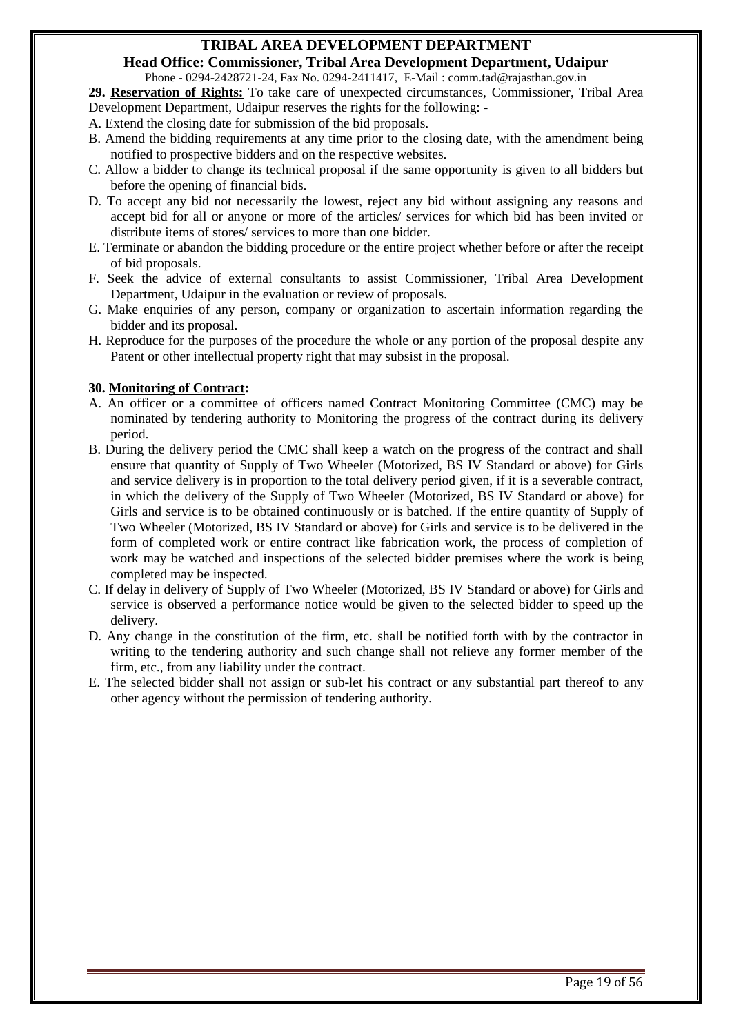**29. <u>Reservation of Rights:</u>** To take care of unexpected circumstances, Commissioner, Tribal Area Development Department, Udaipur reserves the rights for the following: -

A. Extend the closing date for submission of the bid proposals.

B. Amend the bidding requirements at any time prior to the closing date, with the amendment being notified to prospective bidders and on the respective websites.

C. Allow a bidder to change its technical proposal if the same opportunity is given to all bidders but before the opening of financial bids.

D. To accept any bid not necessarily the lowest, reject any bid without assigning any reasons and accept bid for all or anyone or more of the articles/ services for which bid has been invited or distribute items of stores/ services to more than one bidder.

E. Terminate or abandon the bidding procedure or the entire project whether before or after the receipt of bid proposals.

F. Seek the advice of external consultants to assist Commissioner, Tribal Area Development Department, Udaipur in the evaluation or review of proposals.

G. Make enquiries of any person, company or organization to ascertain information regarding the bidder and its proposal.

H. Reproduce for the purposes of the procedure the whole or any portion of the proposal despite any Patent or other intellectual property right that may subsist in the proposal.

**30. <u>Monitoring of Contract</u>:**

A. An officer or a committee of officers named Contract Monitoring Committee (CMC) may be nominated by tendering authority to Monitoring the progress of the contract during its delivery period.

B. During the delivery period the CMC shall keep a watch on the progress of the contract and shall ensure that quantity of Supply of Two Wheeler (Motorized, BS IV Standard or above) for Girls and service delivery is in proportion to the total delivery period given, if it is a severable contract, in which the delivery of the Supply of Two Wheeler (Motorized, BS IV Standard or above) for Girls and service is to be obtained continuously or is batched. If the entire quantity of Supply of Two Wheeler (Motorized, BS IV Standard or above) for Girls and service is to be delivered in the form of completed work or entire contract like fabrication work, the process of completion of work may be watched and inspections of the selected bidder premises where the work is being completed may be inspected.

C. If delay in delivery of Supply of Two Wheeler (Motorized, BS IV Standard or above) for Girls and service is observed a performance notice would be given to the selected bidder to speed up the delivery.

D. Any change in the constitution of the firm, etc. shall be notified forth with by the contractor in writing to the tendering authority and such change shall not relieve any former member of the firm, etc., from any liability under the contract.

E. The selected bidder shall not assign or sub-let his contract or any substantial part thereof to any other agency without the permission of tendering authority.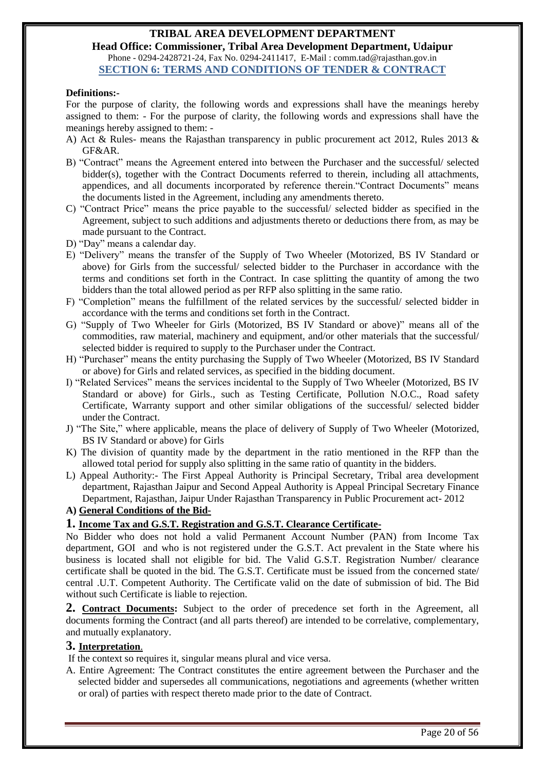**TRIBAL AREA DEVELOPMENT DEPARTMENT**
**Head Office: Commissioner, Tribal Area Development Department, Udaipur**
Phone - 0294-2428721-24, Fax No. 0294-2411417, E-Mail : comm.tad@rajasthan.gov.in

## SECTION 6: TERMS AND CONDITIONS OF TENDER & CONTRACT

**Definitions:-**

For the purpose of clarity, the following words and expressions shall have the meanings hereby assigned to them: - For the purpose of clarity, the following words and expressions shall have the meanings hereby assigned to them: -

A) Act & Rules- means the Rajasthan transparency in public procurement act 2012, Rules 2013 & GF&AR.

B) "Contract" means the Agreement entered into between the Purchaser and the successful/ selected bidder(s), together with the Contract Documents referred to therein, including all attachments, appendices, and all documents incorporated by reference therein."Contract Documents" means the documents listed in the Agreement, including any amendments thereto.

C) "Contract Price" means the price payable to the successful/ selected bidder as specified in the Agreement, subject to such additions and adjustments thereto or deductions there from, as may be made pursuant to the Contract.

D) "Day" means a calendar day.

E) "Delivery" means the transfer of the Supply of Two Wheeler (Motorized, BS IV Standard or above) for Girls from the successful/ selected bidder to the Purchaser in accordance with the terms and conditions set forth in the Contract. In case splitting the quantity of among the two bidders than the total allowed period as per RFP also splitting in the same ratio.

F) "Completion" means the fulfillment of the related services by the successful/ selected bidder in accordance with the terms and conditions set forth in the Contract.

G) "Supply of Two Wheeler for Girls (Motorized, BS IV Standard or above)" means all of the commodities, raw material, machinery and equipment, and/or other materials that the successful/ selected bidder is required to supply to the Purchaser under the Contract.

H) "Purchaser" means the entity purchasing the Supply of Two Wheeler (Motorized, BS IV Standard or above) for Girls and related services, as specified in the bidding document.

I) "Related Services" means the services incidental to the Supply of Two Wheeler (Motorized, BS IV Standard or above) for Girls., such as Testing Certificate, Pollution N.O.C., Road safety Certificate, Warranty support and other similar obligations of the successful/ selected bidder under the Contract.

J) "The Site," where applicable, means the place of delivery of Supply of Two Wheeler (Motorized, BS IV Standard or above) for Girls

K) The division of quantity made by the department in the ratio mentioned in the RFP than the allowed total period for supply also splitting in the same ratio of quantity in the bidders.

L) Appeal Authority:- The First Appeal Authority is Principal Secretary, Tribal area development department, Rajasthan Jaipur and Second Appeal Authority is Appeal Principal Secretary Finance Department, Rajasthan, Jaipur Under Rajasthan Transparency in Public Procurement act- 2012

**A) General Conditions of the Bid-**

### 1. Income Tax and G.S.T. Registration and G.S.T. Clearance Certificate-

No Bidder who does not hold a valid Permanent Account Number (PAN) from Income Tax department, GOI and who is not registered under the G.S.T. Act prevalent in the State where his business is located shall not eligible for bid. The Valid G.S.T. Registration Number/ clearance certificate shall be quoted in the bid. The G.S.T. Certificate must be issued from the concerned state/ central .U.T. Competent Authority. The Certificate valid on the date of submission of bid. The Bid without such Certificate is liable to rejection.

**2. Contract Documents:** Subject to the order of precedence set forth in the Agreement, all documents forming the Contract (and all parts thereof) are intended to be correlative, complementary, and mutually explanatory.

### 3. Interpretation.

If the context so requires it, singular means plural and vice versa.

A. Entire Agreement: The Contract constitutes the entire agreement between the Purchaser and the selected bidder and supersedes all communications, negotiations and agreements (whether written or oral) of parties with respect thereto made prior to the date of Contract.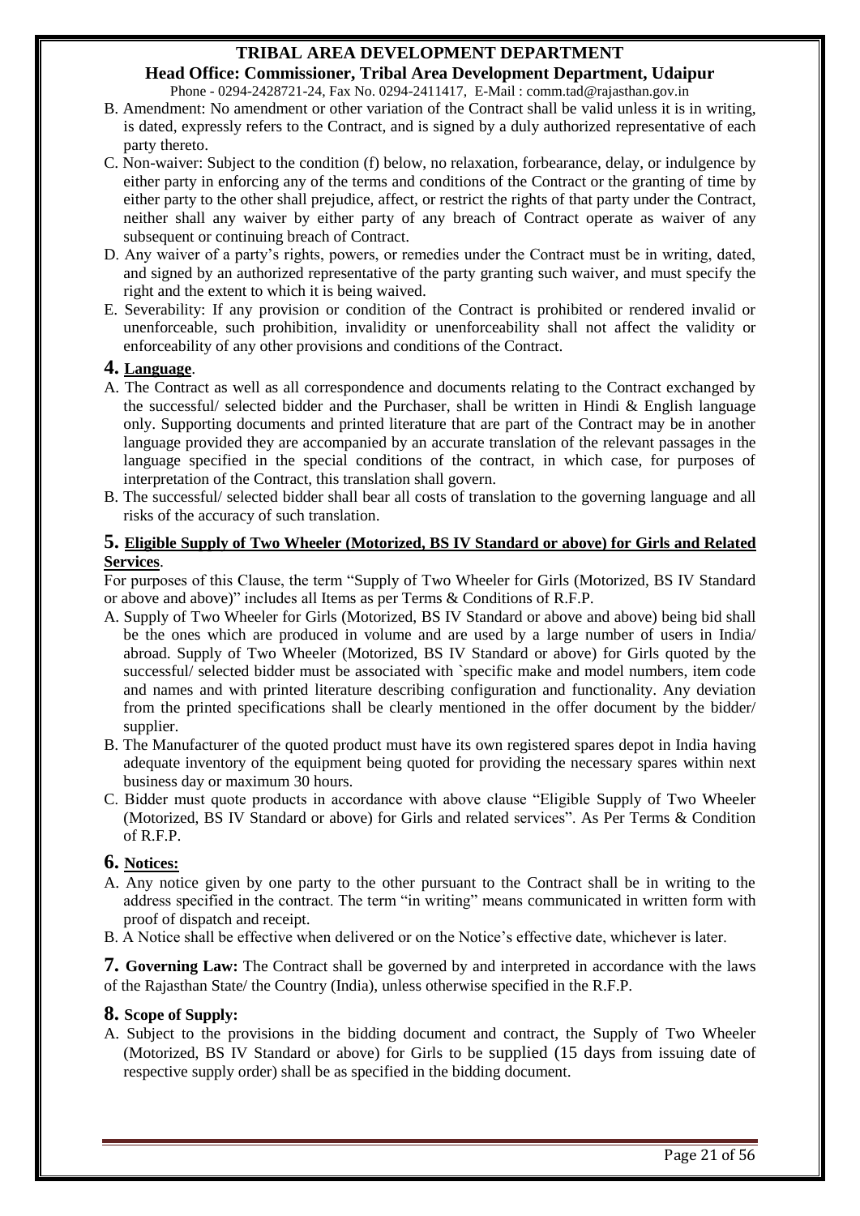B. Amendment: No amendment or other variation of the Contract shall be valid unless it is in writing, is dated, expressly refers to the Contract, and is signed by a duly authorized representative of each party thereto.

C. Non-waiver: Subject to the condition (f) below, no relaxation, forbearance, delay, or indulgence by either party in enforcing any of the terms and conditions of the Contract or the granting of time by either party to the other shall prejudice, affect, or restrict the rights of that party under the Contract, neither shall any waiver by either party of any breach of Contract operate as waiver of any subsequent or continuing breach of Contract.

D. Any waiver of a party's rights, powers, or remedies under the Contract must be in writing, dated, and signed by an authorized representative of the party granting such waiver, and must specify the right and the extent to which it is being waived.

E. Severability: If any provision or condition of the Contract is prohibited or rendered invalid or unenforceable, such prohibition, invalidity or unenforceability shall not affect the validity or enforceability of any other provisions and conditions of the Contract.

## 4. Language.

A. The Contract as well as all correspondence and documents relating to the Contract exchanged by the successful/ selected bidder and the Purchaser, shall be written in Hindi & English language only. Supporting documents and printed literature that are part of the Contract may be in another language provided they are accompanied by an accurate translation of the relevant passages in the language specified in the special conditions of the contract, in which case, for purposes of interpretation of the Contract, this translation shall govern.

B. The successful/ selected bidder shall bear all costs of translation to the governing language and all risks of the accuracy of such translation.

## 5. Eligible Supply of Two Wheeler (Motorized, BS IV Standard or above) for Girls and Related Services.

For purposes of this Clause, the term "Supply of Two Wheeler for Girls (Motorized, BS IV Standard or above and above)" includes all Items as per Terms & Conditions of R.F.P.

A. Supply of Two Wheeler for Girls (Motorized, BS IV Standard or above and above) being bid shall be the ones which are produced in volume and are used by a large number of users in India/ abroad. Supply of Two Wheeler (Motorized, BS IV Standard or above) for Girls quoted by the successful/ selected bidder must be associated with `specific make and model numbers, item code and names and with printed literature describing configuration and functionality. Any deviation from the printed specifications shall be clearly mentioned in the offer document by the bidder/ supplier.

B. The Manufacturer of the quoted product must have its own registered spares depot in India having adequate inventory of the equipment being quoted for providing the necessary spares within next business day or maximum 30 hours.

C. Bidder must quote products in accordance with above clause "Eligible Supply of Two Wheeler (Motorized, BS IV Standard or above) for Girls and related services". As Per Terms & Condition of R.F.P.

## 6. Notices:

A. Any notice given by one party to the other pursuant to the Contract shall be in writing to the address specified in the contract. The term "in writing" means communicated in written form with proof of dispatch and receipt.

B. A Notice shall be effective when delivered or on the Notice's effective date, whichever is later.

**7. Governing Law:** The Contract shall be governed by and interpreted in accordance with the laws of the Rajasthan State/ the Country (India), unless otherwise specified in the R.F.P.

## 8. Scope of Supply:

A. Subject to the provisions in the bidding document and contract, the Supply of Two Wheeler (Motorized, BS IV Standard or above) for Girls to be supplied (15 days from issuing date of respective supply order) shall be as specified in the bidding document.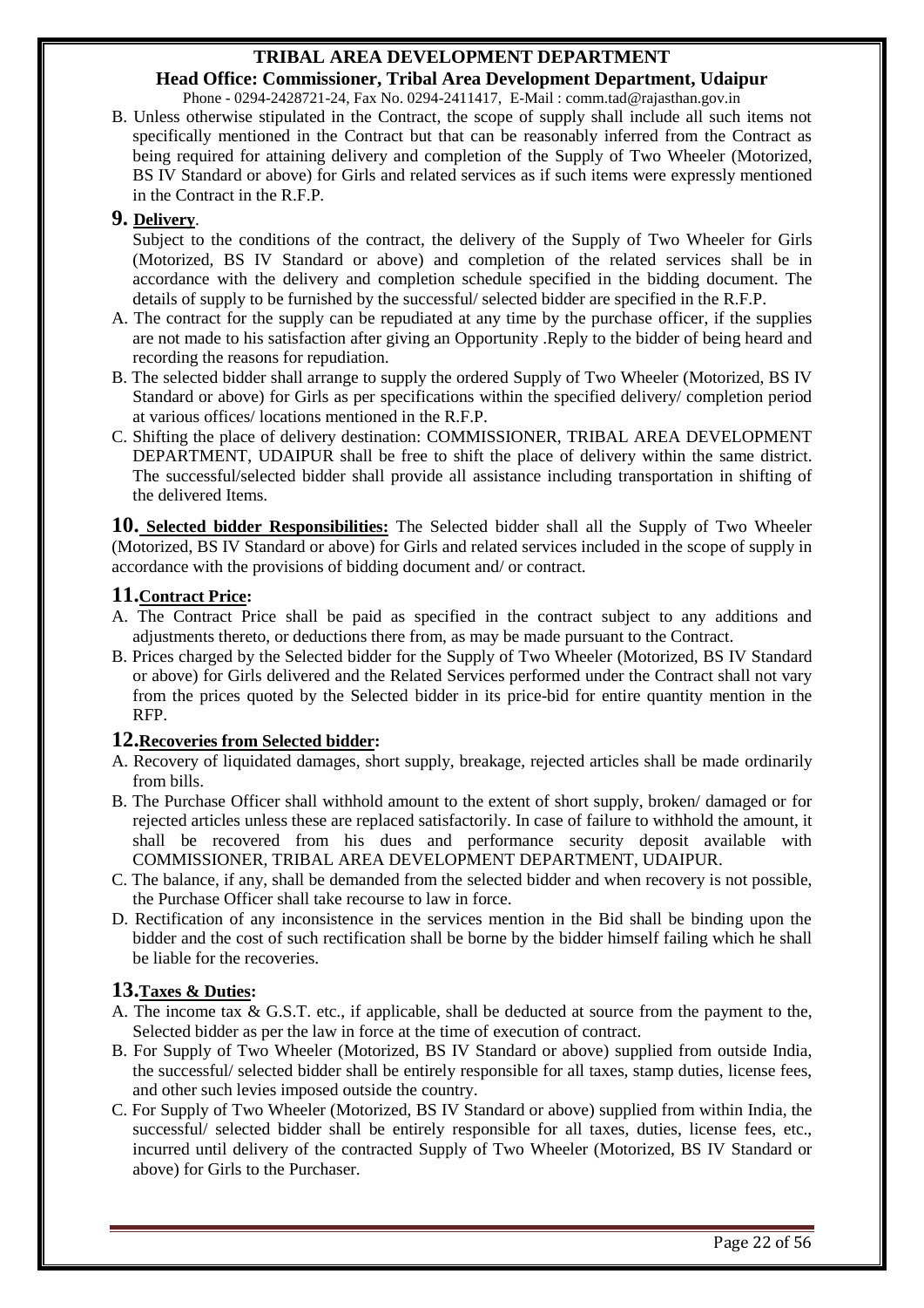B. Unless otherwise stipulated in the Contract, the scope of supply shall include all such items not specifically mentioned in the Contract but that can be reasonably inferred from the Contract as being required for attaining delivery and completion of the Supply of Two Wheeler (Motorized, BS IV Standard or above) for Girls and related services as if such items were expressly mentioned in the Contract in the R.F.P.

## 9. Delivery.

Subject to the conditions of the contract, the delivery of the Supply of Two Wheeler for Girls (Motorized, BS IV Standard or above) and completion of the related services shall be in accordance with the delivery and completion schedule specified in the bidding document. The details of supply to be furnished by the successful/ selected bidder are specified in the R.F.P.

A. The contract for the supply can be repudiated at any time by the purchase officer, if the supplies are not made to his satisfaction after giving an Opportunity .Reply to the bidder of being heard and recording the reasons for repudiation.
B. The selected bidder shall arrange to supply the ordered Supply of Two Wheeler (Motorized, BS IV Standard or above) for Girls as per specifications within the specified delivery/ completion period at various offices/ locations mentioned in the R.F.P.
C. Shifting the place of delivery destination: COMMISSIONER, TRIBAL AREA DEVELOPMENT DEPARTMENT, UDAIPUR shall be free to shift the place of delivery within the same district. The successful/selected bidder shall provide all assistance including transportation in shifting of the delivered Items.

**10. Selected bidder Responsibilities:** The Selected bidder shall all the Supply of Two Wheeler (Motorized, BS IV Standard or above) for Girls and related services included in the scope of supply in accordance with the provisions of bidding document and/ or contract.

## 11. Contract Price:

A. The Contract Price shall be paid as specified in the contract subject to any additions and adjustments thereto, or deductions there from, as may be made pursuant to the Contract.
B. Prices charged by the Selected bidder for the Supply of Two Wheeler (Motorized, BS IV Standard or above) for Girls delivered and the Related Services performed under the Contract shall not vary from the prices quoted by the Selected bidder in its price-bid for entire quantity mention in the RFP.

## 12. Recoveries from Selected bidder:

A. Recovery of liquidated damages, short supply, breakage, rejected articles shall be made ordinarily from bills.
B. The Purchase Officer shall withhold amount to the extent of short supply, broken/ damaged or for rejected articles unless these are replaced satisfactorily. In case of failure to withhold the amount, it shall be recovered from his dues and performance security deposit available with COMMISSIONER, TRIBAL AREA DEVELOPMENT DEPARTMENT, UDAIPUR.
C. The balance, if any, shall be demanded from the selected bidder and when recovery is not possible, the Purchase Officer shall take recourse to law in force.
D. Rectification of any inconsistence in the services mention in the Bid shall be binding upon the bidder and the cost of such rectification shall be borne by the bidder himself failing which he shall be liable for the recoveries.

## 13. Taxes & Duties:

A. The income tax & G.S.T. etc., if applicable, shall be deducted at source from the payment to the, Selected bidder as per the law in force at the time of execution of contract.
B. For Supply of Two Wheeler (Motorized, BS IV Standard or above) supplied from outside India, the successful/ selected bidder shall be entirely responsible for all taxes, stamp duties, license fees, and other such levies imposed outside the country.
C. For Supply of Two Wheeler (Motorized, BS IV Standard or above) supplied from within India, the successful/ selected bidder shall be entirely responsible for all taxes, duties, license fees, etc., incurred until delivery of the contracted Supply of Two Wheeler (Motorized, BS IV Standard or above) for Girls to the Purchaser.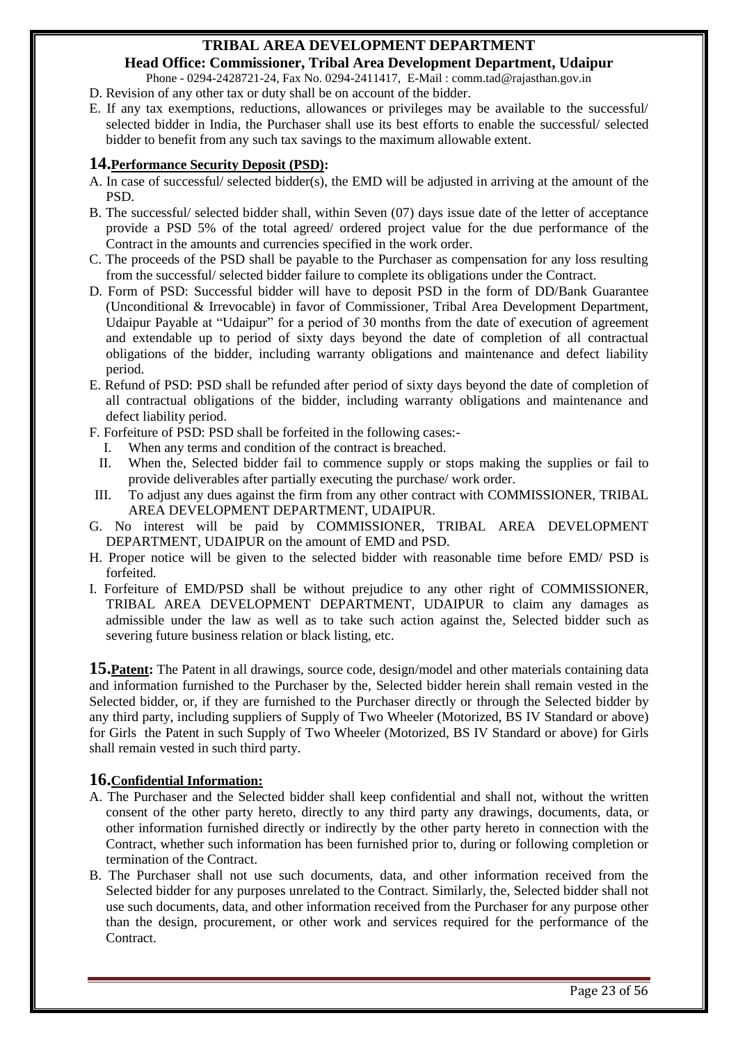D. Revision of any other tax or duty shall be on account of the bidder.

E. If any tax exemptions, reductions, allowances or privileges may be available to the successful/ selected bidder in India, the Purchaser shall use its best efforts to enable the successful/ selected bidder to benefit from any such tax savings to the maximum allowable extent.

## 14. Performance Security Deposit (PSD):

A. In case of successful/ selected bidder(s), the EMD will be adjusted in arriving at the amount of the PSD.

B. The successful/ selected bidder shall, within Seven (07) days issue date of the letter of acceptance provide a PSD 5% of the total agreed/ ordered project value for the due performance of the Contract in the amounts and currencies specified in the work order.

C. The proceeds of the PSD shall be payable to the Purchaser as compensation for any loss resulting from the successful/ selected bidder failure to complete its obligations under the Contract.

D. Form of PSD: Successful bidder will have to deposit PSD in the form of DD/Bank Guarantee (Unconditional & Irrevocable) in favor of Commissioner, Tribal Area Development Department, Udaipur Payable at "Udaipur" for a period of 30 months from the date of execution of agreement and extendable up to period of sixty days beyond the date of completion of all contractual obligations of the bidder, including warranty obligations and maintenance and defect liability period.

E. Refund of PSD: PSD shall be refunded after period of sixty days beyond the date of completion of all contractual obligations of the bidder, including warranty obligations and maintenance and defect liability period.

F. Forfeiture of PSD: PSD shall be forfeited in the following cases:-

   I. When any terms and condition of the contract is breached.
   
   II. When the, Selected bidder fail to commence supply or stops making the supplies or fail to provide deliverables after partially executing the purchase/ work order.
   
   III. To adjust any dues against the firm from any other contract with COMMISSIONER, TRIBAL AREA DEVELOPMENT DEPARTMENT, UDAIPUR.

G. No interest will be paid by COMMISSIONER, TRIBAL AREA DEVELOPMENT DEPARTMENT, UDAIPUR on the amount of EMD and PSD.

H. Proper notice will be given to the selected bidder with reasonable time before EMD/ PSD is forfeited.

I. Forfeiture of EMD/PSD shall be without prejudice to any other right of COMMISSIONER, TRIBAL AREA DEVELOPMENT DEPARTMENT, UDAIPUR to claim any damages as admissible under the law as well as to take such action against the, Selected bidder such as severing future business relation or black listing, etc.

## 15. Patent:

The Patent in all drawings, source code, design/model and other materials containing data and information furnished to the Purchaser by the, Selected bidder herein shall remain vested in the Selected bidder, or, if they are furnished to the Purchaser directly or through the Selected bidder by any third party, including suppliers of Supply of Two Wheeler (Motorized, BS IV Standard or above) for Girls the Patent in such Supply of Two Wheeler (Motorized, BS IV Standard or above) for Girls shall remain vested in such third party.

## 16. Confidential Information:

A. The Purchaser and the Selected bidder shall keep confidential and shall not, without the written consent of the other party hereto, directly to any third party any drawings, documents, data, or other information furnished directly or indirectly by the other party hereto in connection with the Contract, whether such information has been furnished prior to, during or following completion or termination of the Contract.

B. The Purchaser shall not use such documents, data, and other information received from the Selected bidder for any purposes unrelated to the Contract. Similarly, the, Selected bidder shall not use such documents, data, and other information received from the Purchaser for any purpose other than the design, procurement, or other work and services required for the performance of the Contract.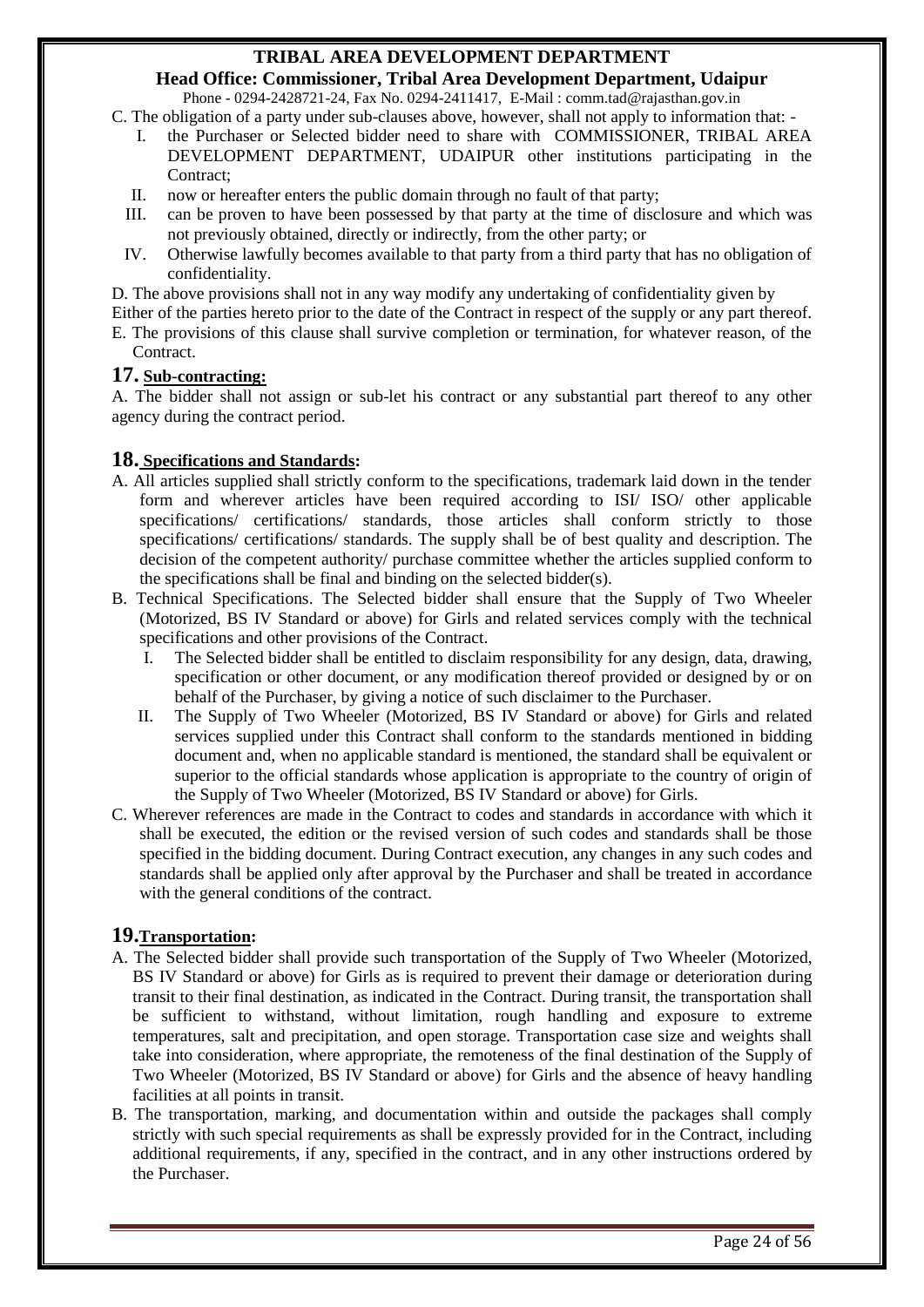C. The obligation of a party under sub-clauses above, however, shall not apply to information that: -

I. the Purchaser or Selected bidder need to share with COMMISSIONER, TRIBAL AREA DEVELOPMENT DEPARTMENT, UDAIPUR other institutions participating in the Contract;

II. now or hereafter enters the public domain through no fault of that party;

III. can be proven to have been possessed by that party at the time of disclosure and which was not previously obtained, directly or indirectly, from the other party; or

IV. Otherwise lawfully becomes available to that party from a third party that has no obligation of confidentiality.

D. The above provisions shall not in any way modify any undertaking of confidentiality given by Either of the parties hereto prior to the date of the Contract in respect of the supply or any part thereof.

E. The provisions of this clause shall survive completion or termination, for whatever reason, of the Contract.

## 17. Sub-contracting:

A. The bidder shall not assign or sub-let his contract or any substantial part thereof to any other agency during the contract period.

## 18. Specifications and Standards:

A. All articles supplied shall strictly conform to the specifications, trademark laid down in the tender form and wherever articles have been required according to ISI/ ISO/ other applicable specifications/ certifications/ standards, those articles shall conform strictly to those specifications/ certifications/ standards. The supply shall be of best quality and description. The decision of the competent authority/ purchase committee whether the articles supplied conform to the specifications shall be final and binding on the selected bidder(s).

B. Technical Specifications. The Selected bidder shall ensure that the Supply of Two Wheeler (Motorized, BS IV Standard or above) for Girls and related services comply with the technical specifications and other provisions of the Contract.

I. The Selected bidder shall be entitled to disclaim responsibility for any design, data, drawing, specification or other document, or any modification thereof provided or designed by or on behalf of the Purchaser, by giving a notice of such disclaimer to the Purchaser.

II. The Supply of Two Wheeler (Motorized, BS IV Standard or above) for Girls and related services supplied under this Contract shall conform to the standards mentioned in bidding document and, when no applicable standard is mentioned, the standard shall be equivalent or superior to the official standards whose application is appropriate to the country of origin of the Supply of Two Wheeler (Motorized, BS IV Standard or above) for Girls.

C. Wherever references are made in the Contract to codes and standards in accordance with which it shall be executed, the edition or the revised version of such codes and standards shall be those specified in the bidding document. During Contract execution, any changes in any such codes and standards shall be applied only after approval by the Purchaser and shall be treated in accordance with the general conditions of the contract.

## 19. Transportation:

A. The Selected bidder shall provide such transportation of the Supply of Two Wheeler (Motorized, BS IV Standard or above) for Girls as is required to prevent their damage or deterioration during transit to their final destination, as indicated in the Contract. During transit, the transportation shall be sufficient to withstand, without limitation, rough handling and exposure to extreme temperatures, salt and precipitation, and open storage. Transportation case size and weights shall take into consideration, where appropriate, the remoteness of the final destination of the Supply of Two Wheeler (Motorized, BS IV Standard or above) for Girls and the absence of heavy handling facilities at all points in transit.

B. The transportation, marking, and documentation within and outside the packages shall comply strictly with such special requirements as shall be expressly provided for in the Contract, including additional requirements, if any, specified in the contract, and in any other instructions ordered by the Purchaser.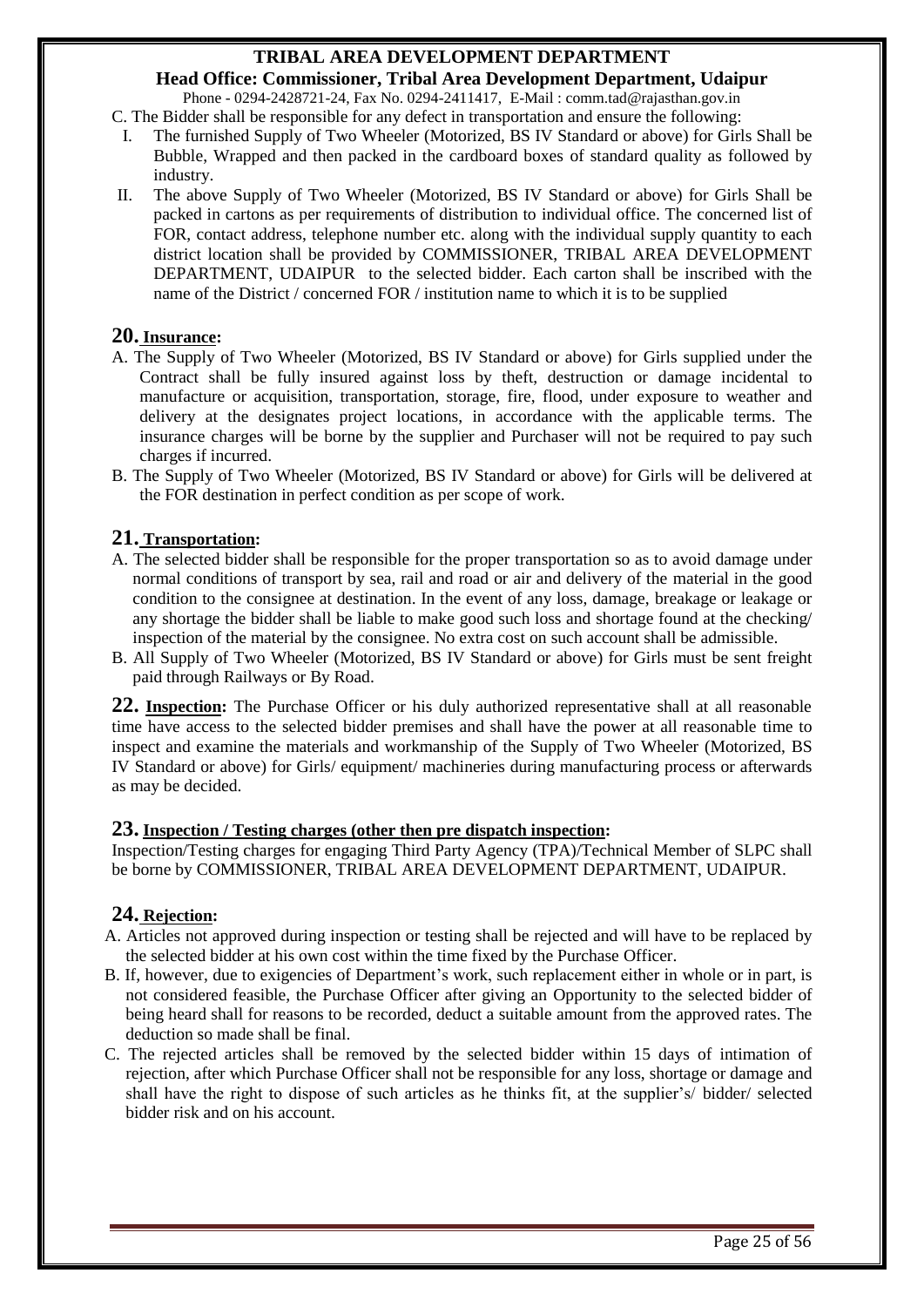C. The Bidder shall be responsible for any defect in transportation and ensure the following:

I. The furnished Supply of Two Wheeler (Motorized, BS IV Standard or above) for Girls Shall be Bubble, Wrapped and then packed in the cardboard boxes of standard quality as followed by industry.

II. The above Supply of Two Wheeler (Motorized, BS IV Standard or above) for Girls Shall be packed in cartons as per requirements of distribution to individual office. The concerned list of FOR, contact address, telephone number etc. along with the individual supply quantity to each district location shall be provided by COMMISSIONER, TRIBAL AREA DEVELOPMENT DEPARTMENT, UDAIPUR to the selected bidder. Each carton shall be inscribed with the name of the District / concerned FOR / institution name to which it is to be supplied

## 20. Insurance:

A. The Supply of Two Wheeler (Motorized, BS IV Standard or above) for Girls supplied under the Contract shall be fully insured against loss by theft, destruction or damage incidental to manufacture or acquisition, transportation, storage, fire, flood, under exposure to weather and delivery at the designates project locations, in accordance with the applicable terms. The insurance charges will be borne by the supplier and Purchaser will not be required to pay such charges if incurred.

B. The Supply of Two Wheeler (Motorized, BS IV Standard or above) for Girls will be delivered at the FOR destination in perfect condition as per scope of work.

## 21. Transportation:

A. The selected bidder shall be responsible for the proper transportation so as to avoid damage under normal conditions of transport by sea, rail and road or air and delivery of the material in the good condition to the consignee at destination. In the event of any loss, damage, breakage or leakage or any shortage the bidder shall be liable to make good such loss and shortage found at the checking/ inspection of the material by the consignee. No extra cost on such account shall be admissible.

B. All Supply of Two Wheeler (Motorized, BS IV Standard or above) for Girls must be sent freight paid through Railways or By Road.

**22. Inspection:** The Purchase Officer or his duly authorized representative shall at all reasonable time have access to the selected bidder premises and shall have the power at all reasonable time to inspect and examine the materials and workmanship of the Supply of Two Wheeler (Motorized, BS IV Standard or above) for Girls/ equipment/ machineries during manufacturing process or afterwards as may be decided.

## 23. Inspection / Testing charges (other then pre dispatch inspection:

Inspection/Testing charges for engaging Third Party Agency (TPA)/Technical Member of SLPC shall be borne by COMMISSIONER, TRIBAL AREA DEVELOPMENT DEPARTMENT, UDAIPUR.

## 24. Rejection:

A. Articles not approved during inspection or testing shall be rejected and will have to be replaced by the selected bidder at his own cost within the time fixed by the Purchase Officer.

B. If, however, due to exigencies of Department's work, such replacement either in whole or in part, is not considered feasible, the Purchase Officer after giving an Opportunity to the selected bidder of being heard shall for reasons to be recorded, deduct a suitable amount from the approved rates. The deduction so made shall be final.

C. The rejected articles shall be removed by the selected bidder within 15 days of intimation of rejection, after which Purchase Officer shall not be responsible for any loss, shortage or damage and shall have the right to dispose of such articles as he thinks fit, at the supplier's/ bidder/ selected bidder risk and on his account.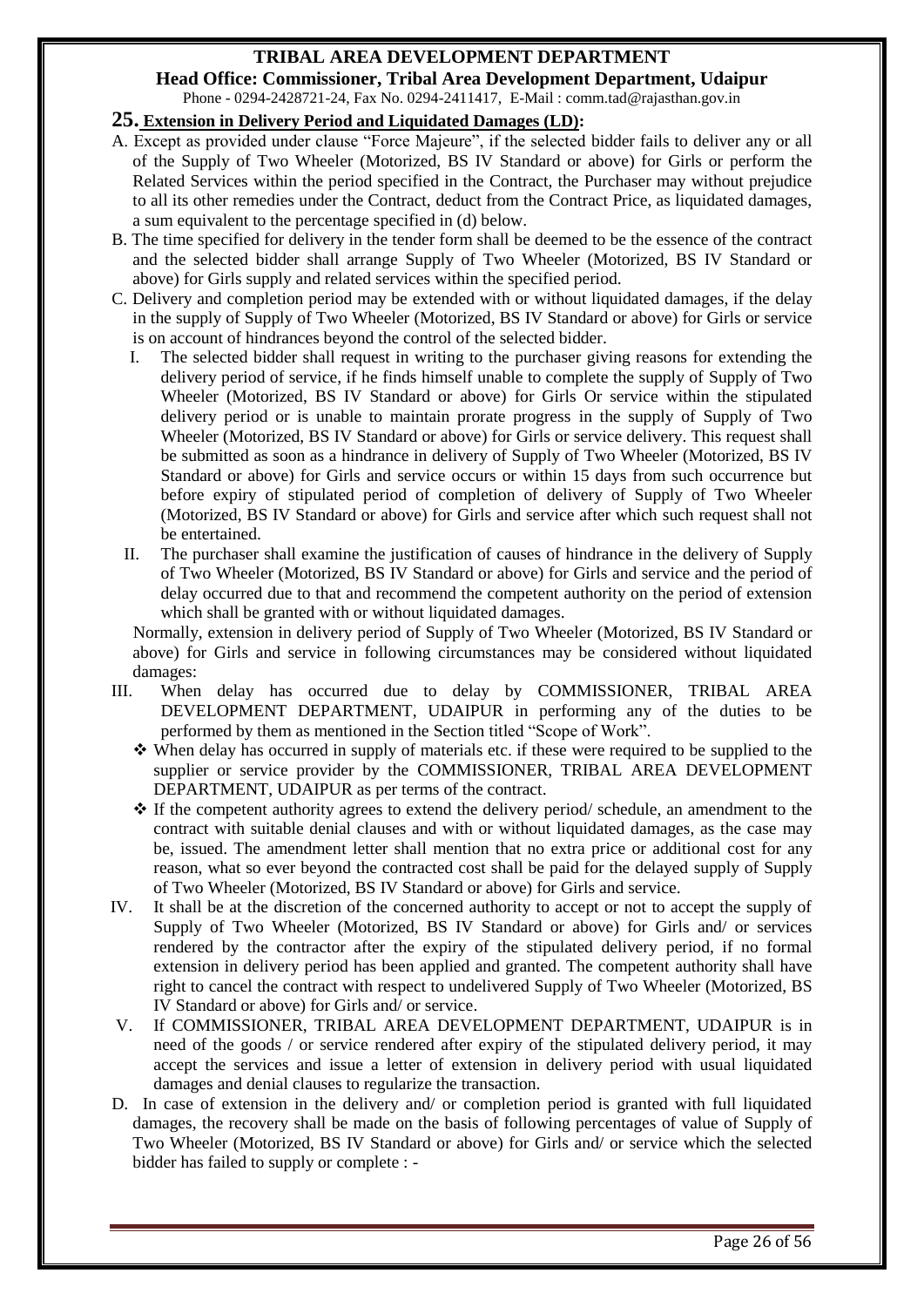## 25. Extension in Delivery Period and Liquidated Damages (LD):

A. Except as provided under clause "Force Majeure", if the selected bidder fails to deliver any or all of the Supply of Two Wheeler (Motorized, BS IV Standard or above) for Girls or perform the Related Services within the period specified in the Contract, the Purchaser may without prejudice to all its other remedies under the Contract, deduct from the Contract Price, as liquidated damages, a sum equivalent to the percentage specified in (d) below.

B. The time specified for delivery in the tender form shall be deemed to be the essence of the contract and the selected bidder shall arrange Supply of Two Wheeler (Motorized, BS IV Standard or above) for Girls supply and related services within the specified period.

C. Delivery and completion period may be extended with or without liquidated damages, if the delay in the supply of Supply of Two Wheeler (Motorized, BS IV Standard or above) for Girls or service is on account of hindrances beyond the control of the selected bidder.

   I. The selected bidder shall request in writing to the purchaser giving reasons for extending the delivery period of service, if he finds himself unable to complete the supply of Supply of Two Wheeler (Motorized, BS IV Standard or above) for Girls Or service within the stipulated delivery period or is unable to maintain prorate progress in the supply of Supply of Two Wheeler (Motorized, BS IV Standard or above) for Girls or service delivery. This request shall be submitted as soon as a hindrance in delivery of Supply of Two Wheeler (Motorized, BS IV Standard or above) for Girls and service occurs or within 15 days from such occurrence but before expiry of stipulated period of completion of delivery of Supply of Two Wheeler (Motorized, BS IV Standard or above) for Girls and service after which such request shall not be entertained.

   II. The purchaser shall examine the justification of causes of hindrance in the delivery of Supply of Two Wheeler (Motorized, BS IV Standard or above) for Girls and service and the period of delay occurred due to that and recommend the competent authority on the period of extension which shall be granted with or without liquidated damages.

   Normally, extension in delivery period of Supply of Two Wheeler (Motorized, BS IV Standard or above) for Girls and service in following circumstances may be considered without liquidated damages:

   III. When delay has occurred due to delay by COMMISSIONER, TRIBAL AREA DEVELOPMENT DEPARTMENT, UDAIPUR in performing any of the duties to be performed by them as mentioned in the Section titled "Scope of Work".

   - When delay has occurred in supply of materials etc. if these were required to be supplied to the supplier or service provider by the COMMISSIONER, TRIBAL AREA DEVELOPMENT DEPARTMENT, UDAIPUR as per terms of the contract.
   - If the competent authority agrees to extend the delivery period/ schedule, an amendment to the contract with suitable denial clauses and with or without liquidated damages, as the case may be, issued. The amendment letter shall mention that no extra price or additional cost for any reason, what so ever beyond the contracted cost shall be paid for the delayed supply of Supply of Two Wheeler (Motorized, BS IV Standard or above) for Girls and service.

   IV. It shall be at the discretion of the concerned authority to accept or not to accept the supply of Supply of Two Wheeler (Motorized, BS IV Standard or above) for Girls and/ or services rendered by the contractor after the expiry of the stipulated delivery period, if no formal extension in delivery period has been applied and granted. The competent authority shall have right to cancel the contract with respect to undelivered Supply of Two Wheeler (Motorized, BS IV Standard or above) for Girls and/ or service.

   V. If COMMISSIONER, TRIBAL AREA DEVELOPMENT DEPARTMENT, UDAIPUR is in need of the goods / or service rendered after expiry of the stipulated delivery period, it may accept the services and issue a letter of extension in delivery period with usual liquidated damages and denial clauses to regularize the transaction.

D. In case of extension in the delivery and/ or completion period is granted with full liquidated damages, the recovery shall be made on the basis of following percentages of value of Supply of Two Wheeler (Motorized, BS IV Standard or above) for Girls and/ or service which the selected bidder has failed to supply or complete : -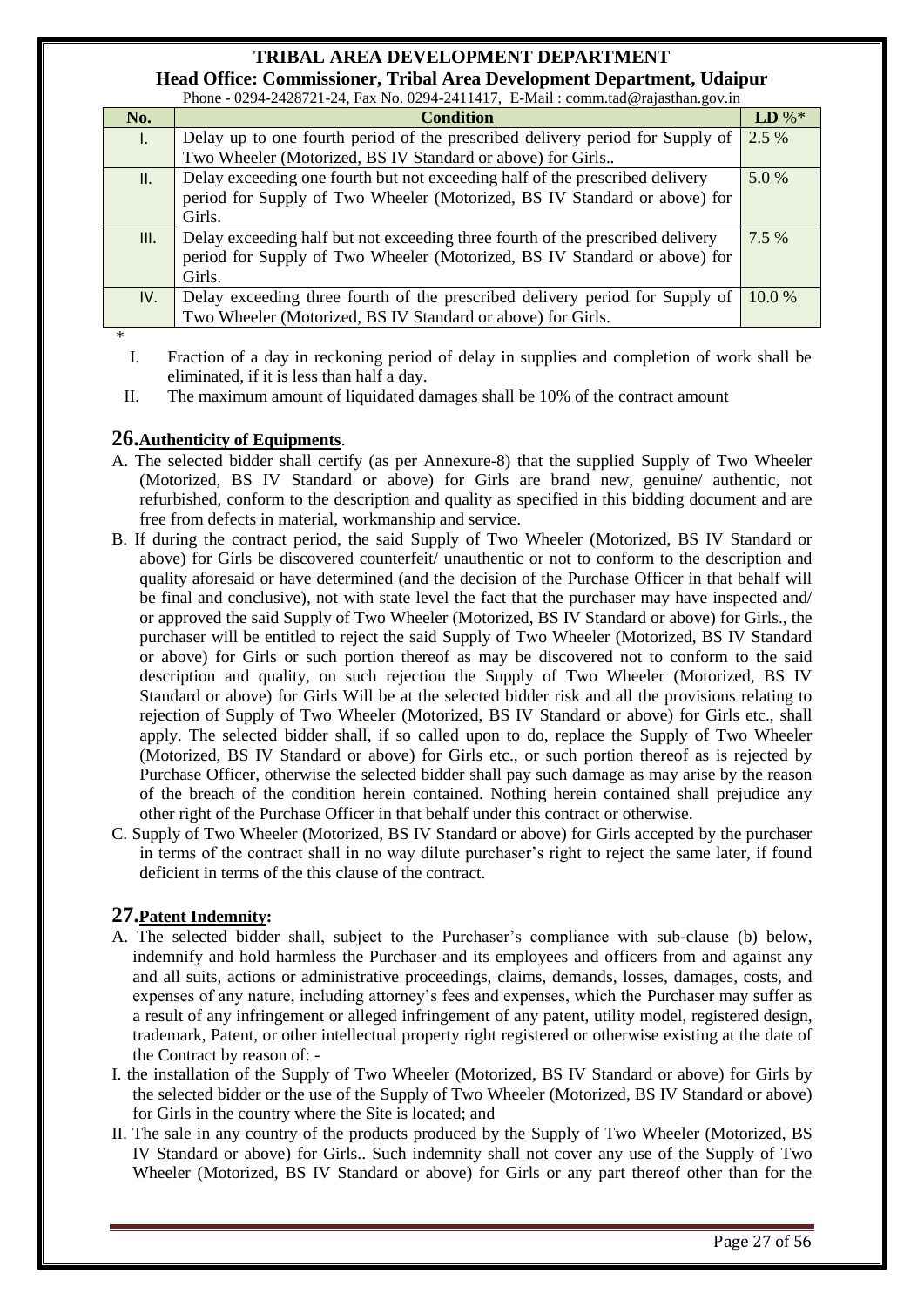| No. | Condition | LD %* |
|---|---|---|
| I. | Delay up to one fourth period of the prescribed delivery period for Supply of Two Wheeler (Motorized, BS IV Standard or above) for Girls.. | 2.5 % |
| II. | Delay exceeding one fourth but not exceeding half of the prescribed delivery period for Supply of Two Wheeler (Motorized, BS IV Standard or above) for Girls. | 5.0 % |
| III. | Delay exceeding half but not exceeding three fourth of the prescribed delivery period for Supply of Two Wheeler (Motorized, BS IV Standard or above) for Girls. | 7.5 % |
| IV. | Delay exceeding three fourth of the prescribed delivery period for Supply of Two Wheeler (Motorized, BS IV Standard or above) for Girls. | 10.0 % |

*

I. Fraction of a day in reckoning period of delay in supplies and completion of work shall be eliminated, if it is less than half a day.

II. The maximum amount of liquidated damages shall be 10% of the contract amount

## 26. Authenticity of Equipments.

A. The selected bidder shall certify (as per Annexure-8) that the supplied Supply of Two Wheeler (Motorized, BS IV Standard or above) for Girls are brand new, genuine/ authentic, not refurbished, conform to the description and quality as specified in this bidding document and are free from defects in material, workmanship and service.

B. If during the contract period, the said Supply of Two Wheeler (Motorized, BS IV Standard or above) for Girls be discovered counterfeit/ unauthentic or not to conform to the description and quality aforesaid or have determined (and the decision of the Purchase Officer in that behalf will be final and conclusive), not with state level the fact that the purchaser may have inspected and/ or approved the said Supply of Two Wheeler (Motorized, BS IV Standard or above) for Girls., the purchaser will be entitled to reject the said Supply of Two Wheeler (Motorized, BS IV Standard or above) for Girls or such portion thereof as may be discovered not to conform to the said description and quality, on such rejection the Supply of Two Wheeler (Motorized, BS IV Standard or above) for Girls Will be at the selected bidder risk and all the provisions relating to rejection of Supply of Two Wheeler (Motorized, BS IV Standard or above) for Girls etc., shall apply. The selected bidder shall, if so called upon to do, replace the Supply of Two Wheeler (Motorized, BS IV Standard or above) for Girls etc., or such portion thereof as is rejected by Purchase Officer, otherwise the selected bidder shall pay such damage as may arise by the reason of the breach of the condition herein contained. Nothing herein contained shall prejudice any other right of the Purchase Officer in that behalf under this contract or otherwise.

C. Supply of Two Wheeler (Motorized, BS IV Standard or above) for Girls accepted by the purchaser in terms of the contract shall in no way dilute purchaser's right to reject the same later, if found deficient in terms of the this clause of the contract.

## 27. Patent Indemnity:

A. The selected bidder shall, subject to the Purchaser's compliance with sub-clause (b) below, indemnify and hold harmless the Purchaser and its employees and officers from and against any and all suits, actions or administrative proceedings, claims, demands, losses, damages, costs, and expenses of any nature, including attorney's fees and expenses, which the Purchaser may suffer as a result of any infringement or alleged infringement of any patent, utility model, registered design, trademark, Patent, or other intellectual property right registered or otherwise existing at the date of the Contract by reason of: -

I. the installation of the Supply of Two Wheeler (Motorized, BS IV Standard or above) for Girls by the selected bidder or the use of the Supply of Two Wheeler (Motorized, BS IV Standard or above) for Girls in the country where the Site is located; and

II. The sale in any country of the products produced by the Supply of Two Wheeler (Motorized, BS IV Standard or above) for Girls.. Such indemnity shall not cover any use of the Supply of Two Wheeler (Motorized, BS IV Standard or above) for Girls or any part thereof other than for the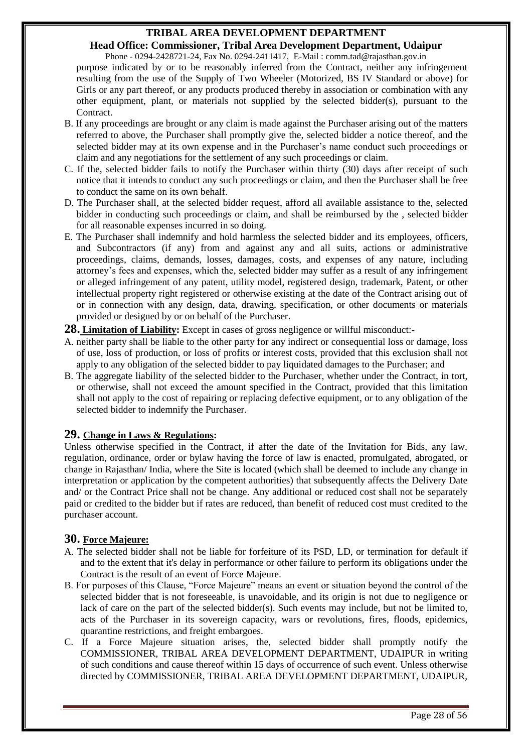purpose indicated by or to be reasonably inferred from the Contract, neither any infringement resulting from the use of the Supply of Two Wheeler (Motorized, BS IV Standard or above) for Girls or any part thereof, or any products produced thereby in association or combination with any other equipment, plant, or materials not supplied by the selected bidder(s), pursuant to the Contract.

B. If any proceedings are brought or any claim is made against the Purchaser arising out of the matters referred to above, the Purchaser shall promptly give the, selected bidder a notice thereof, and the selected bidder may at its own expense and in the Purchaser's name conduct such proceedings or claim and any negotiations for the settlement of any such proceedings or claim.

C. If the, selected bidder fails to notify the Purchaser within thirty (30) days after receipt of such notice that it intends to conduct any such proceedings or claim, and then the Purchaser shall be free to conduct the same on its own behalf.

D. The Purchaser shall, at the selected bidder request, afford all available assistance to the, selected bidder in conducting such proceedings or claim, and shall be reimbursed by the , selected bidder for all reasonable expenses incurred in so doing.

E. The Purchaser shall indemnify and hold harmless the selected bidder and its employees, officers, and Subcontractors (if any) from and against any and all suits, actions or administrative proceedings, claims, demands, losses, damages, costs, and expenses of any nature, including attorney's fees and expenses, which the, selected bidder may suffer as a result of any infringement or alleged infringement of any patent, utility model, registered design, trademark, Patent, or other intellectual property right registered or otherwise existing at the date of the Contract arising out of or in connection with any design, data, drawing, specification, or other documents or materials provided or designed by or on behalf of the Purchaser.

**28. Limitation of Liability:** Except in cases of gross negligence or willful misconduct:-

A. neither party shall be liable to the other party for any indirect or consequential loss or damage, loss of use, loss of production, or loss of profits or interest costs, provided that this exclusion shall not apply to any obligation of the selected bidder to pay liquidated damages to the Purchaser; and

B. The aggregate liability of the selected bidder to the Purchaser, whether under the Contract, in tort, or otherwise, shall not exceed the amount specified in the Contract, provided that this limitation shall not apply to the cost of repairing or replacing defective equipment, or to any obligation of the selected bidder to indemnify the Purchaser.

## 29. Change in Laws & Regulations:

Unless otherwise specified in the Contract, if after the date of the Invitation for Bids, any law, regulation, ordinance, order or bylaw having the force of law is enacted, promulgated, abrogated, or change in Rajasthan/ India, where the Site is located (which shall be deemed to include any change in interpretation or application by the competent authorities) that subsequently affects the Delivery Date and/ or the Contract Price shall not be change. Any additional or reduced cost shall not be separately paid or credited to the bidder but if rates are reduced, than benefit of reduced cost must credited to the purchaser account.

## 30. Force Majeure:

A. The selected bidder shall not be liable for forfeiture of its PSD, LD, or termination for default if and to the extent that it's delay in performance or other failure to perform its obligations under the Contract is the result of an event of Force Majeure.

B. For purposes of this Clause, "Force Majeure" means an event or situation beyond the control of the selected bidder that is not foreseeable, is unavoidable, and its origin is not due to negligence or lack of care on the part of the selected bidder(s). Such events may include, but not be limited to, acts of the Purchaser in its sovereign capacity, wars or revolutions, fires, floods, epidemics, quarantine restrictions, and freight embargoes.

C. If a Force Majeure situation arises, the, selected bidder shall promptly notify the COMMISSIONER, TRIBAL AREA DEVELOPMENT DEPARTMENT, UDAIPUR in writing of such conditions and cause thereof within 15 days of occurrence of such event. Unless otherwise directed by COMMISSIONER, TRIBAL AREA DEVELOPMENT DEPARTMENT, UDAIPUR,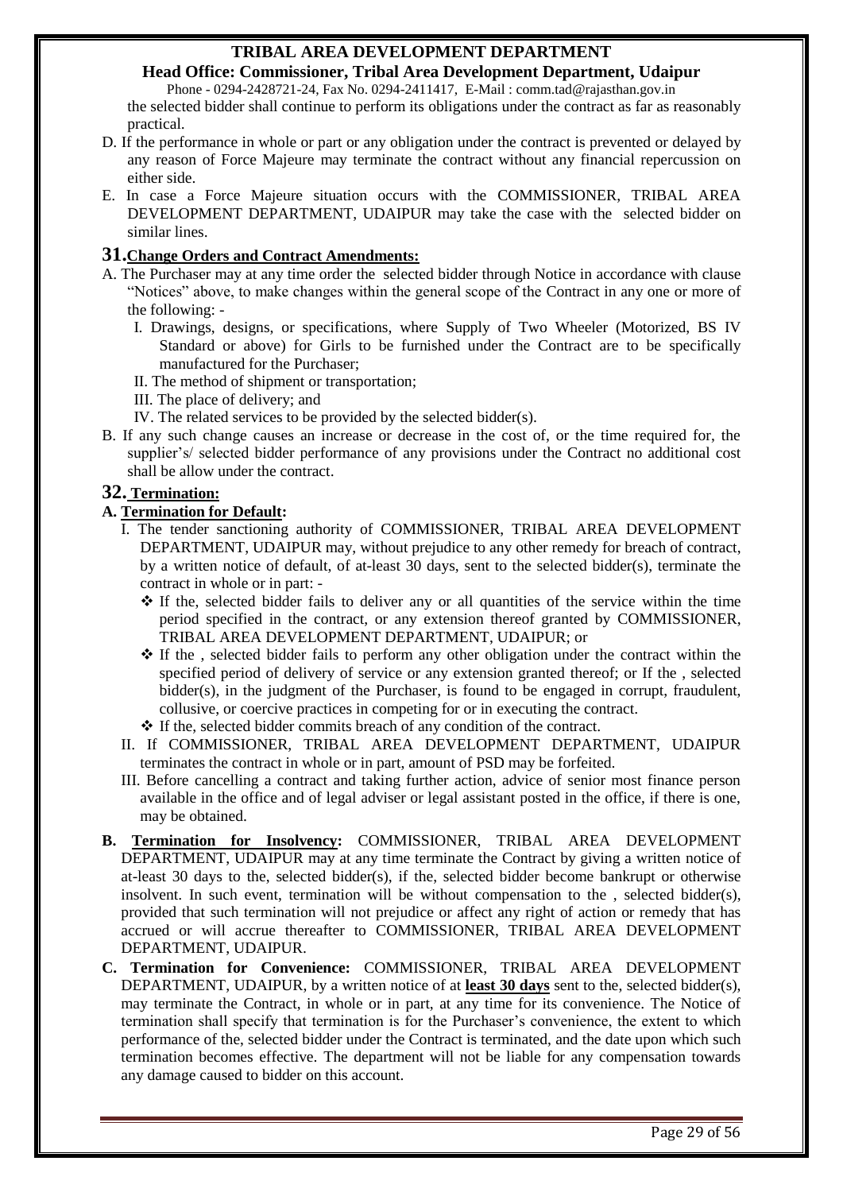the selected bidder shall continue to perform its obligations under the contract as far as reasonably practical.

D. If the performance in whole or part or any obligation under the contract is prevented or delayed by any reason of Force Majeure may terminate the contract without any financial repercussion on either side.

E. In case a Force Majeure situation occurs with the COMMISSIONER, TRIBAL AREA DEVELOPMENT DEPARTMENT, UDAIPUR may take the case with the selected bidder on similar lines.

## 31. Change Orders and Contract Amendments:

A. The Purchaser may at any time order the selected bidder through Notice in accordance with clause "Notices" above, to make changes within the general scope of the Contract in any one or more of the following: -

   I. Drawings, designs, or specifications, where Supply of Two Wheeler (Motorized, BS IV Standard or above) for Girls to be furnished under the Contract are to be specifically manufactured for the Purchaser;

   II. The method of shipment or transportation;

   III. The place of delivery; and

   IV. The related services to be provided by the selected bidder(s).

B. If any such change causes an increase or decrease in the cost of, or the time required for, the supplier's/ selected bidder performance of any provisions under the Contract no additional cost shall be allow under the contract.

## 32. Termination:

**A. Termination for Default:**

I. The tender sanctioning authority of COMMISSIONER, TRIBAL AREA DEVELOPMENT DEPARTMENT, UDAIPUR may, without prejudice to any other remedy for breach of contract, by a written notice of default, of at-least 30 days, sent to the selected bidder(s), terminate the contract in whole or in part: -

- If the, selected bidder fails to deliver any or all quantities of the service within the time period specified in the contract, or any extension thereof granted by COMMISSIONER, TRIBAL AREA DEVELOPMENT DEPARTMENT, UDAIPUR; or
- If the , selected bidder fails to perform any other obligation under the contract within the specified period of delivery of service or any extension granted thereof; or If the , selected bidder(s), in the judgment of the Purchaser, is found to be engaged in corrupt, fraudulent, collusive, or coercive practices in competing for or in executing the contract.
- If the, selected bidder commits breach of any condition of the contract.

II. If COMMISSIONER, TRIBAL AREA DEVELOPMENT DEPARTMENT, UDAIPUR terminates the contract in whole or in part, amount of PSD may be forfeited.

III. Before cancelling a contract and taking further action, advice of senior most finance person available in the office and of legal adviser or legal assistant posted in the office, if there is one, may be obtained.

**B. Termination for Insolvency:** COMMISSIONER, TRIBAL AREA DEVELOPMENT DEPARTMENT, UDAIPUR may at any time terminate the Contract by giving a written notice of at-least 30 days to the, selected bidder(s), if the, selected bidder become bankrupt or otherwise insolvent. In such event, termination will be without compensation to the , selected bidder(s), provided that such termination will not prejudice or affect any right of action or remedy that has accrued or will accrue thereafter to COMMISSIONER, TRIBAL AREA DEVELOPMENT DEPARTMENT, UDAIPUR.

**C. Termination for Convenience:** COMMISSIONER, TRIBAL AREA DEVELOPMENT DEPARTMENT, UDAIPUR, by a written notice of at **least 30 days** sent to the, selected bidder(s), may terminate the Contract, in whole or in part, at any time for its convenience. The Notice of termination shall specify that termination is for the Purchaser's convenience, the extent to which performance of the, selected bidder under the Contract is terminated, and the date upon which such termination becomes effective. The department will not be liable for any compensation towards any damage caused to bidder on this account.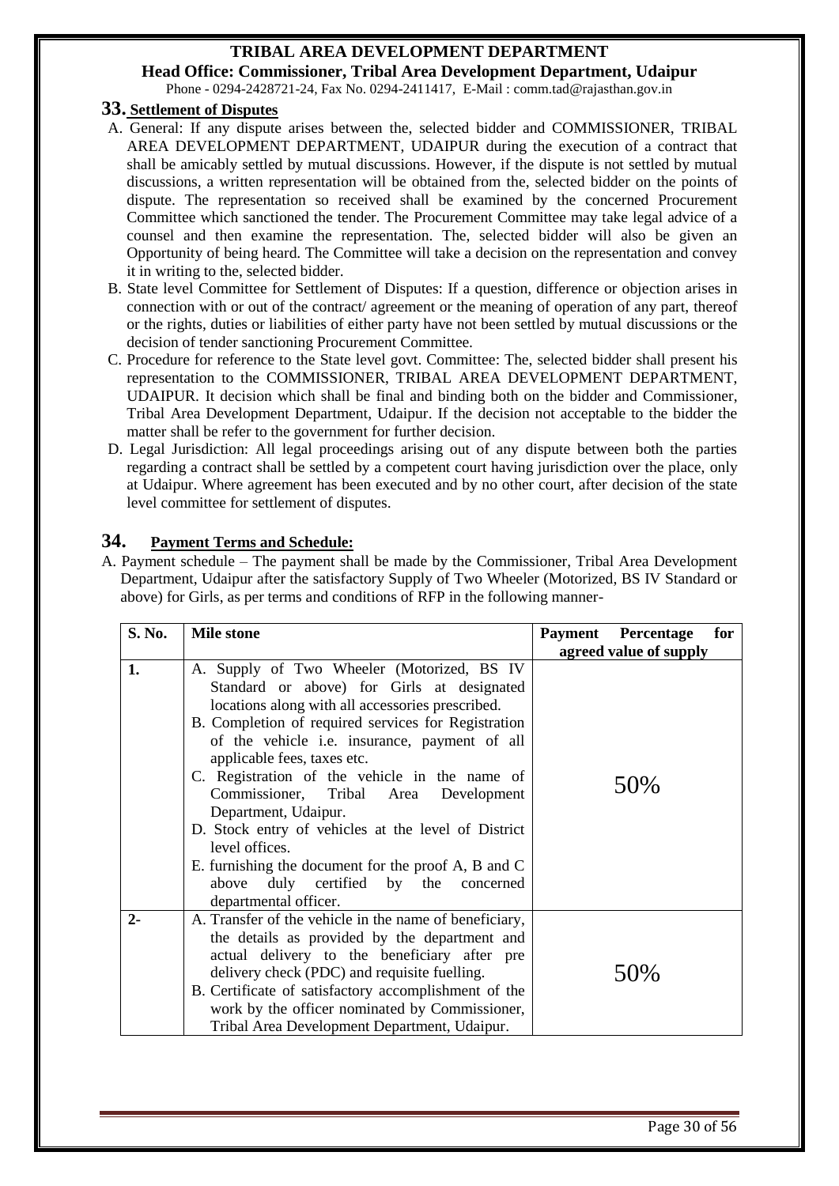## 33. Settlement of Disputes

A. General: If any dispute arises between the, selected bidder and COMMISSIONER, TRIBAL AREA DEVELOPMENT DEPARTMENT, UDAIPUR during the execution of a contract that shall be amicably settled by mutual discussions. However, if the dispute is not settled by mutual discussions, a written representation will be obtained from the, selected bidder on the points of dispute. The representation so received shall be examined by the concerned Procurement Committee which sanctioned the tender. The Procurement Committee may take legal advice of a counsel and then examine the representation. The, selected bidder will also be given an Opportunity of being heard. The Committee will take a decision on the representation and convey it in writing to the, selected bidder.

B. State level Committee for Settlement of Disputes: If a question, difference or objection arises in connection with or out of the contract/ agreement or the meaning of operation of any part, thereof or the rights, duties or liabilities of either party have not been settled by mutual discussions or the decision of tender sanctioning Procurement Committee.

C. Procedure for reference to the State level govt. Committee: The, selected bidder shall present his representation to the COMMISSIONER, TRIBAL AREA DEVELOPMENT DEPARTMENT, UDAIPUR. It decision which shall be final and binding both on the bidder and Commissioner, Tribal Area Development Department, Udaipur. If the decision not acceptable to the bidder the matter shall be refer to the government for further decision.

D. Legal Jurisdiction: All legal proceedings arising out of any dispute between both the parties regarding a contract shall be settled by a competent court having jurisdiction over the place, only at Udaipur. Where agreement has been executed and by no other court, after decision of the state level committee for settlement of disputes.

## 34. Payment Terms and Schedule:

A. Payment schedule – The payment shall be made by the Commissioner, Tribal Area Development Department, Udaipur after the satisfactory Supply of Two Wheeler (Motorized, BS IV Standard or above) for Girls, as per terms and conditions of RFP in the following manner-

| S. No. | Mile stone | Payment Percentage for agreed value of supply |
|---|---|---|
| 1. | A. Supply of Two Wheeler (Motorized, BS IV Standard or above) for Girls at designated locations along with all accessories prescribed.<br>B. Completion of required services for Registration of the vehicle i.e. insurance, payment of all applicable fees, taxes etc.<br>C. Registration of the vehicle in the name of Commissioner, Tribal Area Development Department, Udaipur.<br>D. Stock entry of vehicles at the level of District level offices.<br>E. furnishing the document for the proof A, B and C above duly certified by the concerned departmental officer. | 50% |
| 2- | A. Transfer of the vehicle in the name of beneficiary, the details as provided by the department and actual delivery to the beneficiary after pre delivery check (PDC) and requisite fuelling.<br>B. Certificate of satisfactory accomplishment of the work by the officer nominated by Commissioner, Tribal Area Development Department, Udaipur. | 50% |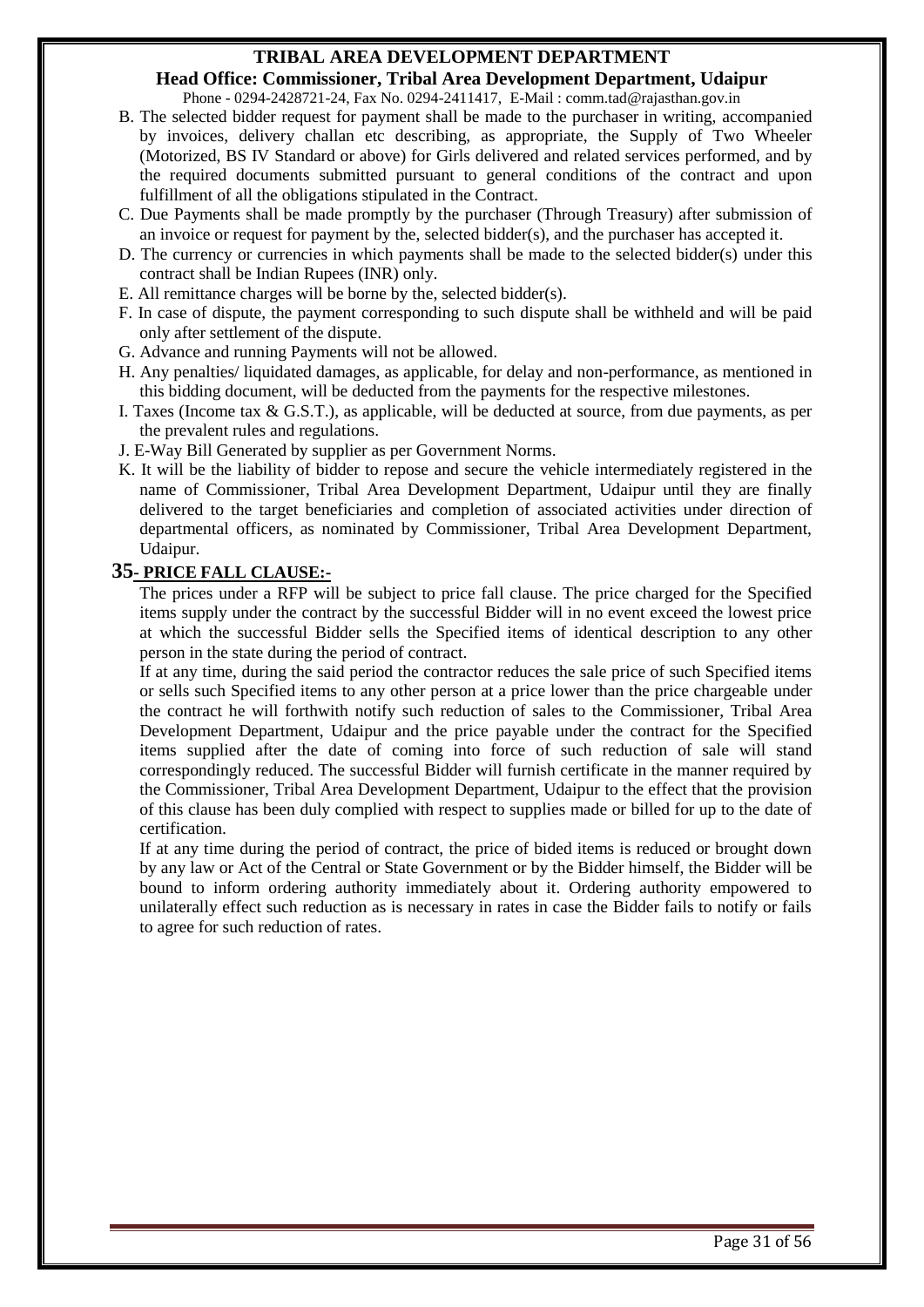B. The selected bidder request for payment shall be made to the purchaser in writing, accompanied by invoices, delivery challan etc describing, as appropriate, the Supply of Two Wheeler (Motorized, BS IV Standard or above) for Girls delivered and related services performed, and by the required documents submitted pursuant to general conditions of the contract and upon fulfillment of all the obligations stipulated in the Contract.

C. Due Payments shall be made promptly by the purchaser (Through Treasury) after submission of an invoice or request for payment by the, selected bidder(s), and the purchaser has accepted it.

D. The currency or currencies in which payments shall be made to the selected bidder(s) under this contract shall be Indian Rupees (INR) only.

E. All remittance charges will be borne by the, selected bidder(s).

F. In case of dispute, the payment corresponding to such dispute shall be withheld and will be paid only after settlement of the dispute.

G. Advance and running Payments will not be allowed.

H. Any penalties/ liquidated damages, as applicable, for delay and non-performance, as mentioned in this bidding document, will be deducted from the payments for the respective milestones.

I. Taxes (Income tax & G.S.T.), as applicable, will be deducted at source, from due payments, as per the prevalent rules and regulations.

J. E-Way Bill Generated by supplier as per Government Norms.

K. It will be the liability of bidder to repose and secure the vehicle intermediately registered in the name of Commissioner, Tribal Area Development Department, Udaipur until they are finally delivered to the target beneficiaries and completion of associated activities under direction of departmental officers, as nominated by Commissioner, Tribal Area Development Department, Udaipur.

## 35- PRICE FALL CLAUSE:-

The prices under a RFP will be subject to price fall clause. The price charged for the Specified items supply under the contract by the successful Bidder will in no event exceed the lowest price at which the successful Bidder sells the Specified items of identical description to any other person in the state during the period of contract.

If at any time, during the said period the contractor reduces the sale price of such Specified items or sells such Specified items to any other person at a price lower than the price chargeable under the contract he will forthwith notify such reduction of sales to the Commissioner, Tribal Area Development Department, Udaipur and the price payable under the contract for the Specified items supplied after the date of coming into force of such reduction of sale will stand correspondingly reduced. The successful Bidder will furnish certificate in the manner required by the Commissioner, Tribal Area Development Department, Udaipur to the effect that the provision of this clause has been duly complied with respect to supplies made or billed for up to the date of certification.

If at any time during the period of contract, the price of bided items is reduced or brought down by any law or Act of the Central or State Government or by the Bidder himself, the Bidder will be bound to inform ordering authority immediately about it. Ordering authority empowered to unilaterally effect such reduction as is necessary in rates in case the Bidder fails to notify or fails to agree for such reduction of rates.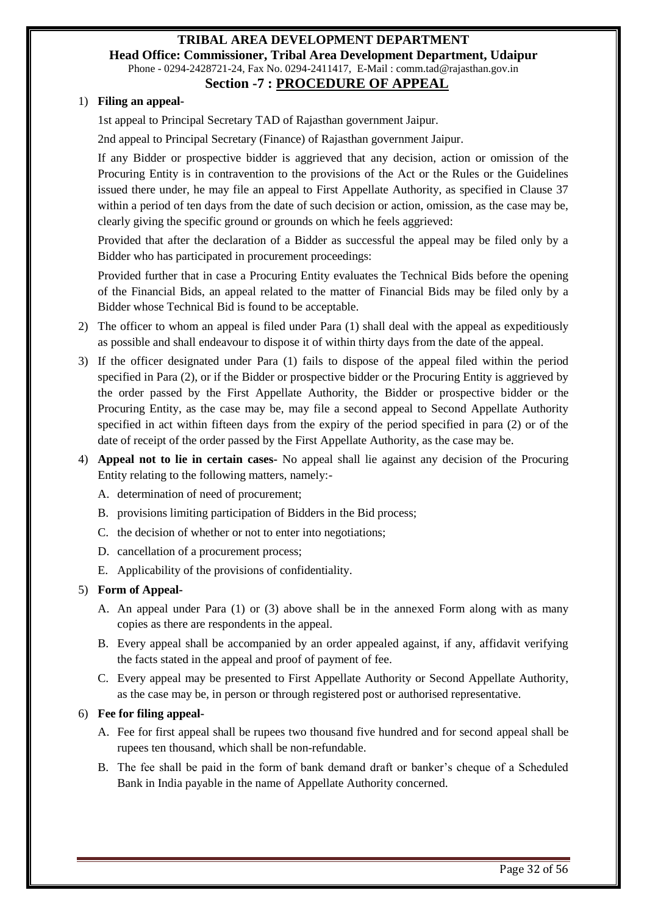# TRIBAL AREA DEVELOPMENT DEPARTMENT

**Head Office: Commissioner, Tribal Area Development Department, Udaipur**

Phone - 0294-2428721-24, Fax No. 0294-2411417, E-Mail : comm.tad@rajasthan.gov.in

## Section -7 : PROCEDURE OF APPEAL

1) **Filing an appeal-**

   1st appeal to Principal Secretary TAD of Rajasthan government Jaipur.

   2nd appeal to Principal Secretary (Finance) of Rajasthan government Jaipur.

   If any Bidder or prospective bidder is aggrieved that any decision, action or omission of the Procuring Entity is in contravention to the provisions of the Act or the Rules or the Guidelines issued there under, he may file an appeal to First Appellate Authority, as specified in Clause 37 within a period of ten days from the date of such decision or action, omission, as the case may be, clearly giving the specific ground or grounds on which he feels aggrieved:

   Provided that after the declaration of a Bidder as successful the appeal may be filed only by a Bidder who has participated in procurement proceedings:

   Provided further that in case a Procuring Entity evaluates the Technical Bids before the opening of the Financial Bids, an appeal related to the matter of Financial Bids may be filed only by a Bidder whose Technical Bid is found to be acceptable.

2) The officer to whom an appeal is filed under Para (1) shall deal with the appeal as expeditiously as possible and shall endeavour to dispose it of within thirty days from the date of the appeal.

3) If the officer designated under Para (1) fails to dispose of the appeal filed within the period specified in Para (2), or if the Bidder or prospective bidder or the Procuring Entity is aggrieved by the order passed by the First Appellate Authority, the Bidder or prospective bidder or the Procuring Entity, as the case may be, may file a second appeal to Second Appellate Authority specified in act within fifteen days from the expiry of the period specified in para (2) or of the date of receipt of the order passed by the First Appellate Authority, as the case may be.

4) **Appeal not to lie in certain cases-** No appeal shall lie against any decision of the Procuring Entity relating to the following matters, namely:-

   A. determination of need of procurement;
   B. provisions limiting participation of Bidders in the Bid process;
   C. the decision of whether or not to enter into negotiations;
   D. cancellation of a procurement process;
   E. Applicability of the provisions of confidentiality.

5) **Form of Appeal-**

   A. An appeal under Para (1) or (3) above shall be in the annexed Form along with as many copies as there are respondents in the appeal.
   B. Every appeal shall be accompanied by an order appealed against, if any, affidavit verifying the facts stated in the appeal and proof of payment of fee.
   C. Every appeal may be presented to First Appellate Authority or Second Appellate Authority, as the case may be, in person or through registered post or authorised representative.

6) **Fee for filing appeal-**

   A. Fee for first appeal shall be rupees two thousand five hundred and for second appeal shall be rupees ten thousand, which shall be non-refundable.
   B. The fee shall be paid in the form of bank demand draft or banker's cheque of a Scheduled Bank in India payable in the name of Appellate Authority concerned.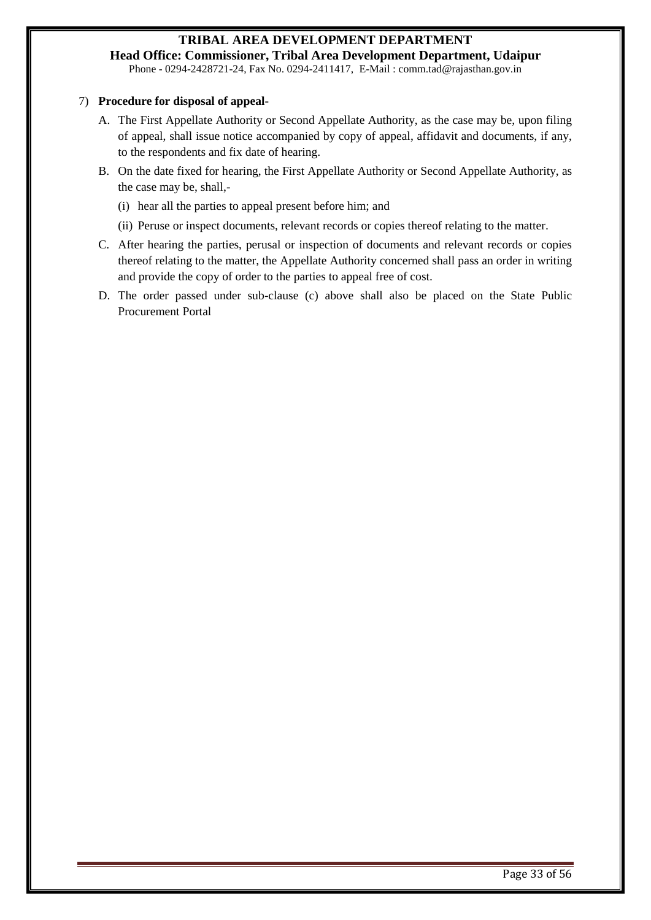7) **Procedure for disposal of appeal-**

A. The First Appellate Authority or Second Appellate Authority, as the case may be, upon filing of appeal, shall issue notice accompanied by copy of appeal, affidavit and documents, if any, to the respondents and fix date of hearing.

B. On the date fixed for hearing, the First Appellate Authority or Second Appellate Authority, as the case may be, shall,-

   (i) hear all the parties to appeal present before him; and

   (ii) Peruse or inspect documents, relevant records or copies thereof relating to the matter.

C. After hearing the parties, perusal or inspection of documents and relevant records or copies thereof relating to the matter, the Appellate Authority concerned shall pass an order in writing and provide the copy of order to the parties to appeal free of cost.

D. The order passed under sub-clause (c) above shall also be placed on the State Public Procurement Portal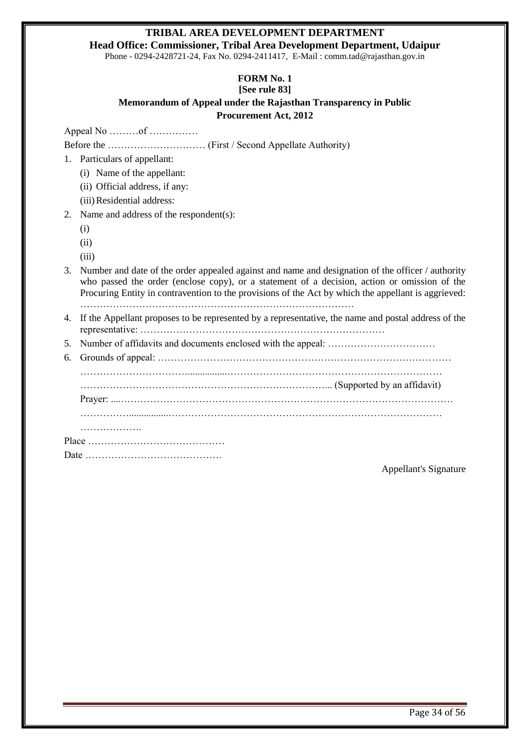**TRIBAL AREA DEVELOPMENT DEPARTMENT**

**Head Office: Commissioner, Tribal Area Development Department, Udaipur**

Phone - 0294-2428721-24, Fax No. 0294-2411417, E-Mail : comm.tad@rajasthan.gov.in

**FORM No. 1**

**[See rule 83]**

**Memorandum of Appeal under the Rajasthan Transparency in Public Procurement Act, 2012**

Appeal No ………of ……………

Before the ………………………… (First / Second Appellate Authority)

1. Particulars of appellant:
   - (i) Name of the appellant:
   - (ii) Official address, if any:
   - (iii) Residential address:
2. Name and address of the respondent(s):
   - (i)
   - (ii)
   - (iii)
3. Number and date of the order appealed against and name and designation of the officer / authority who passed the order (enclose copy), or a statement of a decision, action or omission of the Procuring Entity in contravention to the provisions of the Act by which the appellant is aggrieved: …………………………………………………………………………
4. If the Appellant proposes to be represented by a representative, the name and postal address of the representative: …………………………………………………………………
5. Number of affidavits and documents enclosed with the appeal: ……………………………
6. Grounds of appeal: ……………………………………………………………………………
   ……………………………................……………………………………………………………
   ………………………………………………………………….. (Supported by an affidavit)

   Prayer: ....………………………………………………………………………………………
   ……………................……………………………………………………………………………
   ……………….

Place ……………………………………

Date ……………………………………

Appellant's Signature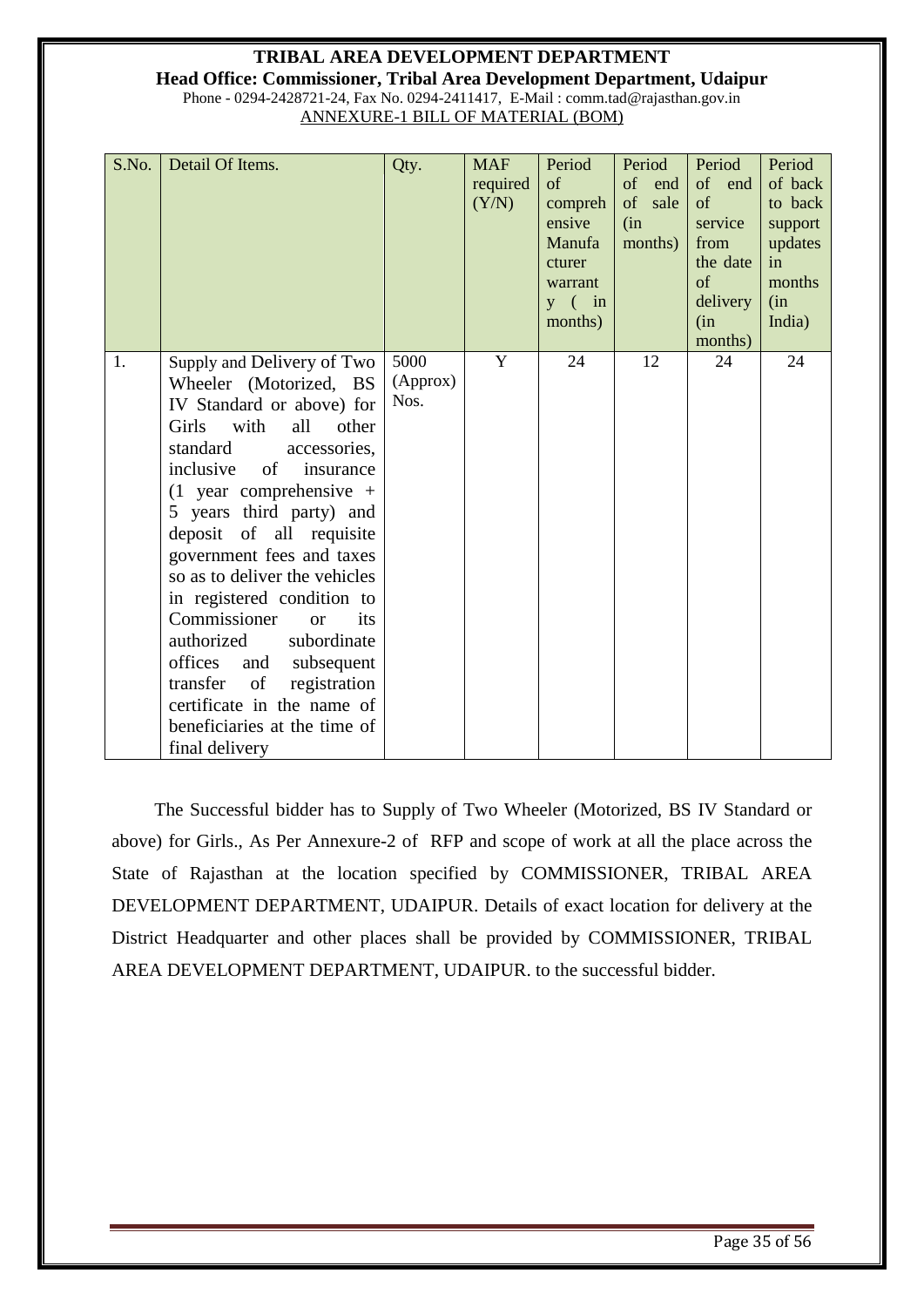**TRIBAL AREA DEVELOPMENT DEPARTMENT**

**Head Office: Commissioner, Tribal Area Development Department, Udaipur**

Phone - 0294-2428721-24, Fax No. 0294-2411417, E-Mail : comm.tad@rajasthan.gov.in

ANNEXURE-1 BILL OF MATERIAL (BOM)

| S.No. | Detail Of Items. | Qty. | MAF required (Y/N) | Period of comprehensive Manufacturer warranty ( in months) | Period of end of sale (in months) | Period of end of service from the date of delivery (in months) | Period of back to back support updates in months (in India) |
|---|---|---|---|---|---|---|---|
| 1. | Supply and Delivery of Two Wheeler (Motorized, BS IV Standard or above) for Girls with all other standard accessories, inclusive of insurance (1 year comprehensive + 5 years third party) and deposit of all requisite government fees and taxes so as to deliver the vehicles in registered condition to Commissioner or its authorized subordinate offices and subsequent transfer of registration certificate in the name of beneficiaries at the time of final delivery | 5000 (Approx) Nos. | Y | 24 | 12 | 24 | 24 |

The Successful bidder has to Supply of Two Wheeler (Motorized, BS IV Standard or above) for Girls., As Per Annexure-2 of RFP and scope of work at all the place across the State of Rajasthan at the location specified by COMMISSIONER, TRIBAL AREA DEVELOPMENT DEPARTMENT, UDAIPUR. Details of exact location for delivery at the District Headquarter and other places shall be provided by COMMISSIONER, TRIBAL AREA DEVELOPMENT DEPARTMENT, UDAIPUR. to the successful bidder.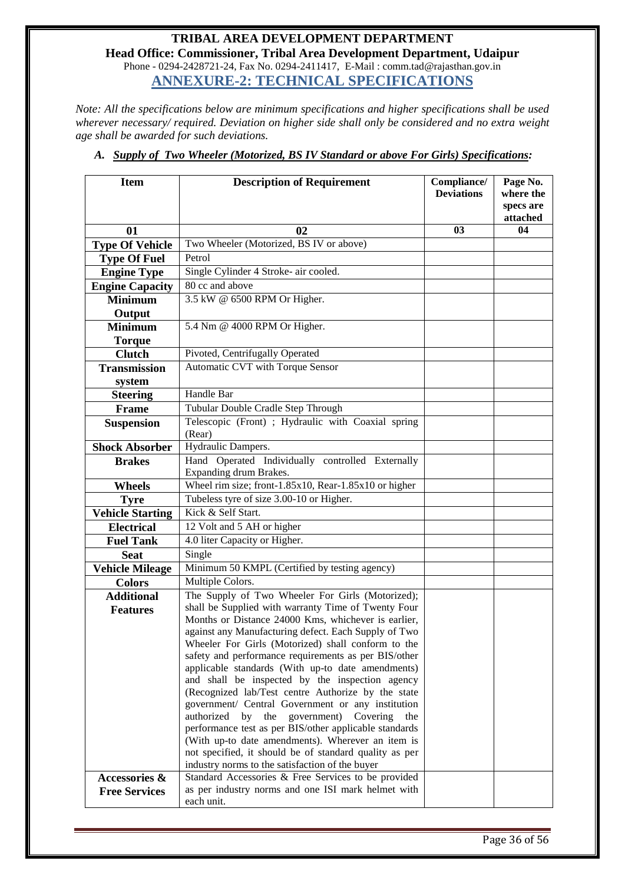**TRIBAL AREA DEVELOPMENT DEPARTMENT**
**Head Office: Commissioner, Tribal Area Development Department, Udaipur**
Phone - 0294-2428721-24, Fax No. 0294-2411417, E-Mail : comm.tad@rajasthan.gov.in

# ANNEXURE-2: TECHNICAL SPECIFICATIONS

*Note: All the specifications below are minimum specifications and higher specifications shall be used wherever necessary/ required. Deviation on higher side shall only be considered and no extra weight age shall be awarded for such deviations.*

### *A. Supply of Two Wheeler (Motorized, BS IV Standard or above For Girls) Specifications:*

| Item | Description of Requirement | Compliance/ Deviations | Page No. where the specs are attached |
|---|---|---|---|
| 01 | 02 | 03 | 04 |
| **Type Of Vehicle** | Two Wheeler (Motorized, BS IV or above) | | |
| **Type Of Fuel** | Petrol | | |
| **Engine Type** | Single Cylinder 4 Stroke- air cooled. | | |
| **Engine Capacity** | 80 cc and above | | |
| **Minimum Output** | 3.5 kW @ 6500 RPM Or Higher. | | |
| **Minimum Torque** | 5.4 Nm @ 4000 RPM Or Higher. | | |
| **Clutch** | Pivoted, Centrifugally Operated | | |
| **Transmission system** | Automatic CVT with Torque Sensor | | |
| **Steering** | Handle Bar | | |
| **Frame** | Tubular Double Cradle Step Through | | |
| **Suspension** | Telescopic (Front) ; Hydraulic with Coaxial spring (Rear) | | |
| **Shock Absorber** | Hydraulic Dampers. | | |
| **Brakes** | Hand Operated Individually controlled Externally Expanding drum Brakes. | | |
| **Wheels** | Wheel rim size; front-1.85x10, Rear-1.85x10 or higher | | |
| **Tyre** | Tubeless tyre of size 3.00-10 or Higher. | | |
| **Vehicle Starting** | Kick & Self Start. | | |
| **Electrical** | 12 Volt and 5 AH or higher | | |
| **Fuel Tank** | 4.0 liter Capacity or Higher. | | |
| **Seat** | Single | | |
| **Vehicle Mileage** | Minimum 50 KMPL (Certified by testing agency) | | |
| **Colors** | Multiple Colors. | | |
| **Additional Features** | The Supply of Two Wheeler For Girls (Motorized); shall be Supplied with warranty Time of Twenty Four Months or Distance 24000 Kms, whichever is earlier, against any Manufacturing defect. Each Supply of Two Wheeler For Girls (Motorized) shall conform to the safety and performance requirements as per BIS/other applicable standards (With up-to date amendments) and shall be inspected by the inspection agency (Recognized lab/Test centre Authorize by the state government/ Central Government or any institution authorized by the government) Covering the performance test as per BIS/other applicable standards (With up-to date amendments). Wherever an item is not specified, it should be of standard quality as per industry norms to the satisfaction of the buyer | | |
| **Accessories & Free Services** | Standard Accessories & Free Services to be provided as per industry norms and one ISI mark helmet with each unit. | | |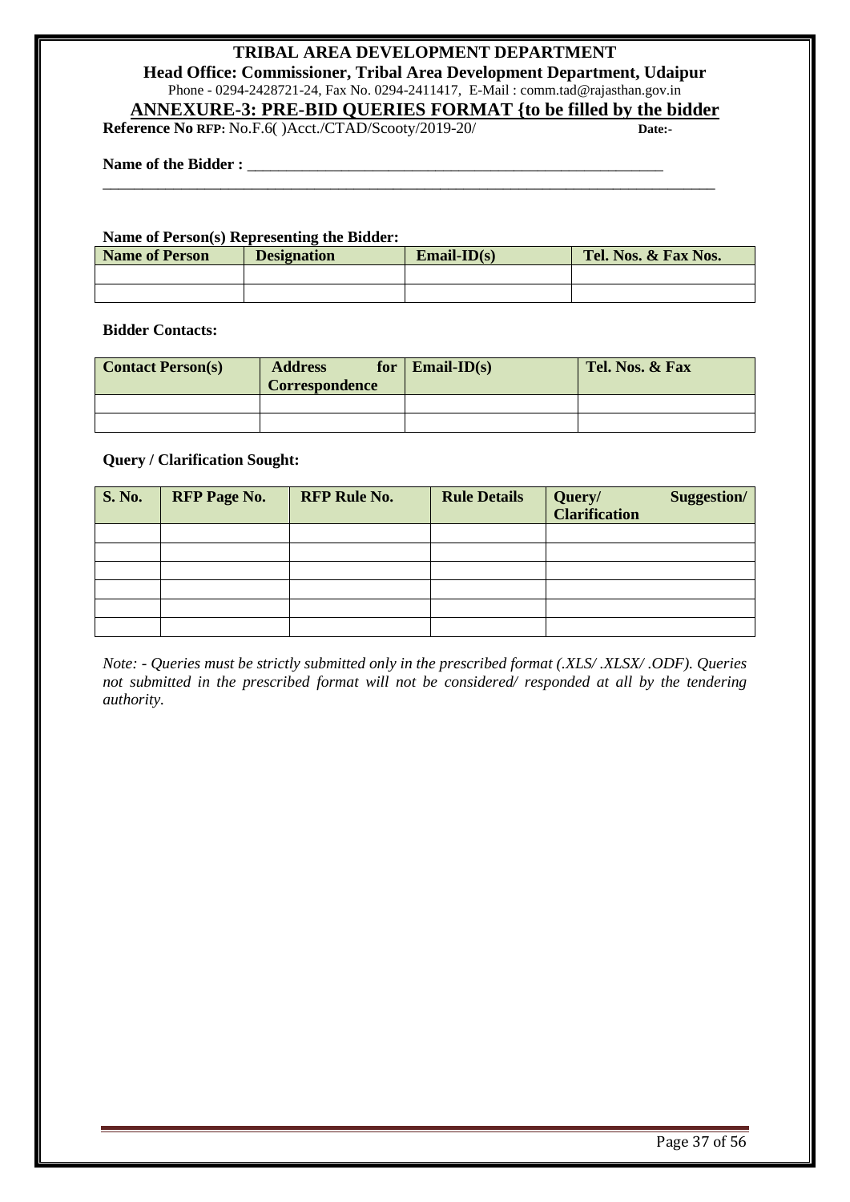**TRIBAL AREA DEVELOPMENT DEPARTMENT**

**Head Office: Commissioner, Tribal Area Development Department, Udaipur**

Phone - 0294-2428721-24, Fax No. 0294-2411417, E-Mail : comm.tad@rajasthan.gov.in

## ANNEXURE-3: PRE-BID QUERIES FORMAT {to be filled by the bidder

**Reference No RFP:** No.F.6( )Acct./CTAD/Scooty/2019-20/ **Date:-**

**Name of the Bidder :** ____________________________________________________

______________________________________________________________________________

**Name of Person(s) Representing the Bidder:**

| Name of Person | Designation | Email-ID(s) | Tel. Nos. & Fax Nos. |
|---|---|---|---|
| | | | |
| | | | |

**Bidder Contacts:**

| Contact Person(s) | Address for Correspondence | Email-ID(s) | Tel. Nos. & Fax |
|---|---|---|---|
| | | | |
| | | | |

**Query / Clarification Sought:**

| S. No. | RFP Page No. | RFP Rule No. | Rule Details | Query/ Suggestion/ Clarification |
|---|---|---|---|---|
| | | | | |
| | | | | |
| | | | | |
| | | | | |
| | | | | |
| | | | | |

*Note: - Queries must be strictly submitted only in the prescribed format (.XLS/ .XLSX/ .ODF). Queries not submitted in the prescribed format will not be considered/ responded at all by the tendering authority.*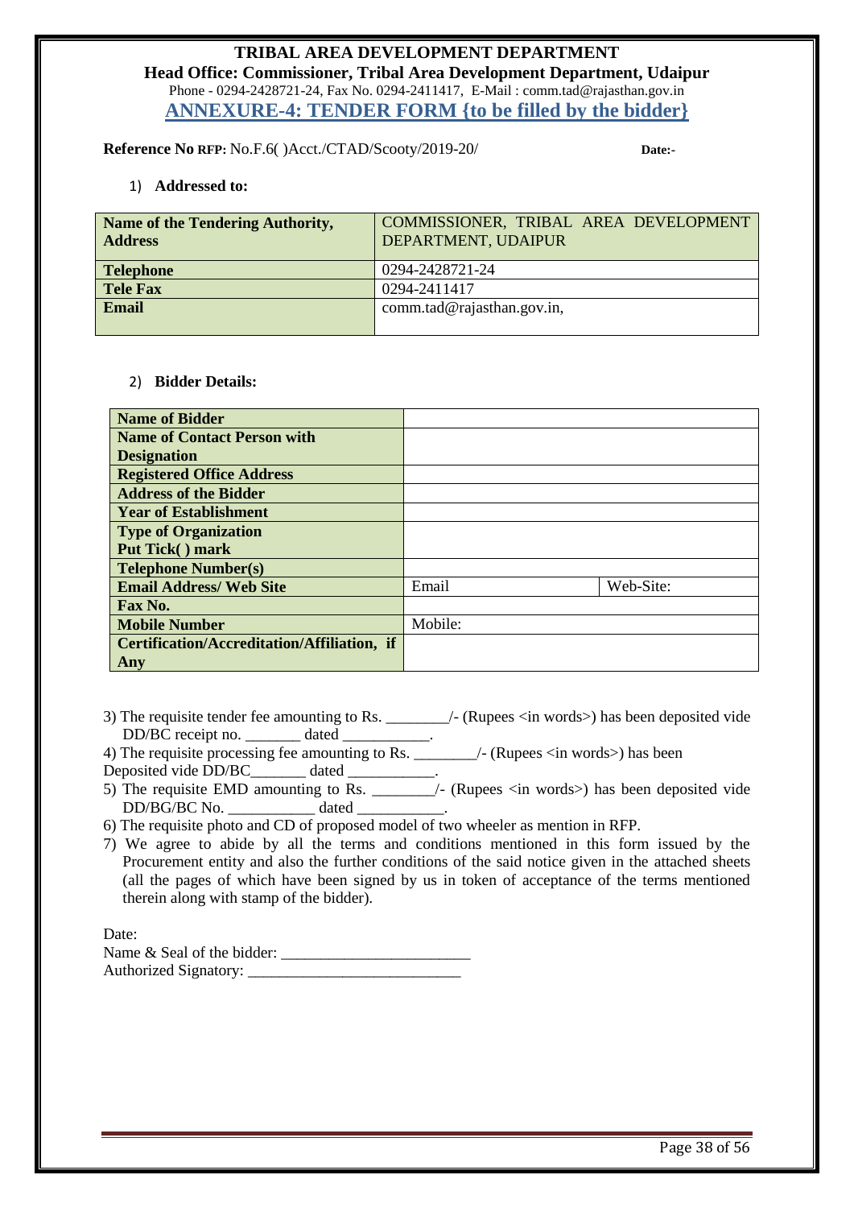**TRIBAL AREA DEVELOPMENT DEPARTMENT**

**Head Office: Commissioner, Tribal Area Development Department, Udaipur**

Phone - 0294-2428721-24, Fax No. 0294-2411417, E-Mail : comm.tad@rajasthan.gov.in

## ANNEXURE-4: TENDER FORM {to be filled by the bidder}

**Reference No RFP:** No.F.6( )Acct./CTAD/Scooty/2019-20/ **Date:-**

1) **Addressed to:**

| **Name of the Tendering Authority, Address** | COMMISSIONER, TRIBAL AREA DEVELOPMENT DEPARTMENT, UDAIPUR |
|---|---|
| **Telephone** | 0294-2428721-24 |
| **Tele Fax** | 0294-2411417 |
| **Email** | comm.tad@rajasthan.gov.in, |

2) **Bidder Details:**

| **Name of Bidder** | | |
|---|---|---|
| **Name of Contact Person with Designation** | | |
| **Registered Office Address** | | |
| **Address of the Bidder** | | |
| **Year of Establishment** | | |
| **Type of Organization Put Tick( ) mark** | | |
| **Telephone Number(s)** | | |
| **Email Address/ Web Site** | Email | Web-Site: |
| **Fax No.** | | |
| **Mobile Number** | Mobile: | |
| **Certification/Accreditation/Affiliation, if Any** | | |

3) The requisite tender fee amounting to Rs. ________/- (Rupees <in words>) has been deposited vide DD/BC receipt no. _______ dated ___________.

4) The requisite processing fee amounting to Rs. ________/- (Rupees <in words>) has been Deposited vide DD/BC_______ dated ___________.

5) The requisite EMD amounting to Rs. ________/- (Rupees <in words>) has been deposited vide DD/BG/BC No. ___________ dated ___________.

6) The requisite photo and CD of proposed model of two wheeler as mention in RFP.

7) We agree to abide by all the terms and conditions mentioned in this form issued by the Procurement entity and also the further conditions of the said notice given in the attached sheets (all the pages of which have been signed by us in token of acceptance of the terms mentioned therein along with stamp of the bidder).

Date:

Name & Seal of the bidder: ________________________

Authorized Signatory: ___________________________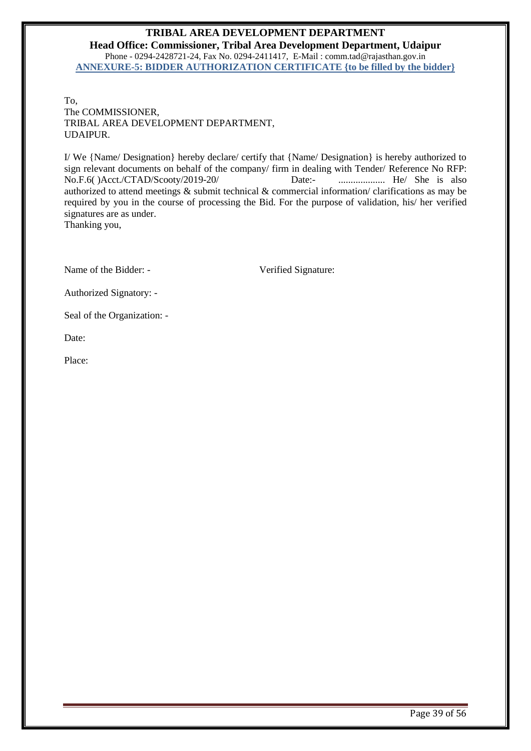**TRIBAL AREA DEVELOPMENT DEPARTMENT**
**Head Office: Commissioner, Tribal Area Development Department, Udaipur**
Phone - 0294-2428721-24, Fax No. 0294-2411417, E-Mail : comm.tad@rajasthan.gov.in

## ANNEXURE-5: BIDDER AUTHORIZATION CERTIFICATE {to be filled by the bidder}

To,
The COMMISSIONER,
TRIBAL AREA DEVELOPMENT DEPARTMENT,
UDAIPUR.

I/ We {Name/ Designation} hereby declare/ certify that {Name/ Designation} is hereby authorized to sign relevant documents on behalf of the company/ firm in dealing with Tender/ Reference No RFP: No.F.6( )Acct./CTAD/Scooty/2019-20/ Date:- ................... He/ She is also authorized to attend meetings & submit technical & commercial information/ clarifications as may be required by you in the course of processing the Bid. For the purpose of validation, his/ her verified signatures are as under.
Thanking you,

Name of the Bidder: - Verified Signature:

Authorized Signatory: -

Seal of the Organization: -

Date:

Place: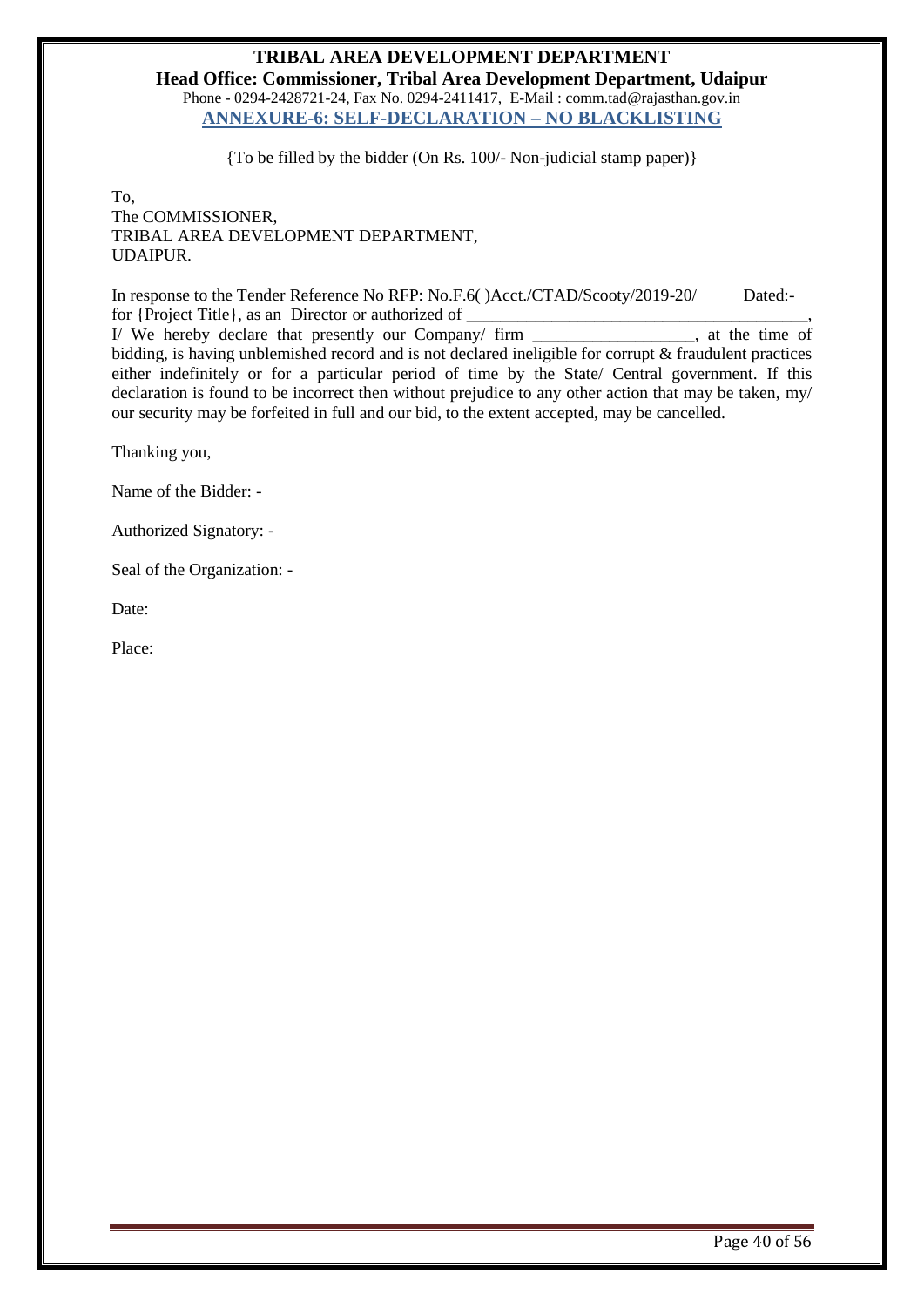**TRIBAL AREA DEVELOPMENT DEPARTMENT**

**Head Office: Commissioner, Tribal Area Development Department, Udaipur**

Phone - 0294-2428721-24, Fax No. 0294-2411417, E-Mail : comm.tad@rajasthan.gov.in

## ANNEXURE-6: SELF-DECLARATION – NO BLACKLISTING

{To be filled by the bidder (On Rs. 100/- Non-judicial stamp paper)}

To,
The COMMISSIONER,
TRIBAL AREA DEVELOPMENT DEPARTMENT,
UDAIPUR.

In response to the Tender Reference No RFP: No.F.6( )Acct./CTAD/Scooty/2019-20/ Dated:- for {Project Title}, as an Director or authorized of ________________________________________, I/ We hereby declare that presently our Company/ firm ___________________, at the time of bidding, is having unblemished record and is not declared ineligible for corrupt & fraudulent practices either indefinitely or for a particular period of time by the State/ Central government. If this declaration is found to be incorrect then without prejudice to any other action that may be taken, my/ our security may be forfeited in full and our bid, to the extent accepted, may be cancelled.

Thanking you,

Name of the Bidder: -

Authorized Signatory: -

Seal of the Organization: -

Date:

Place: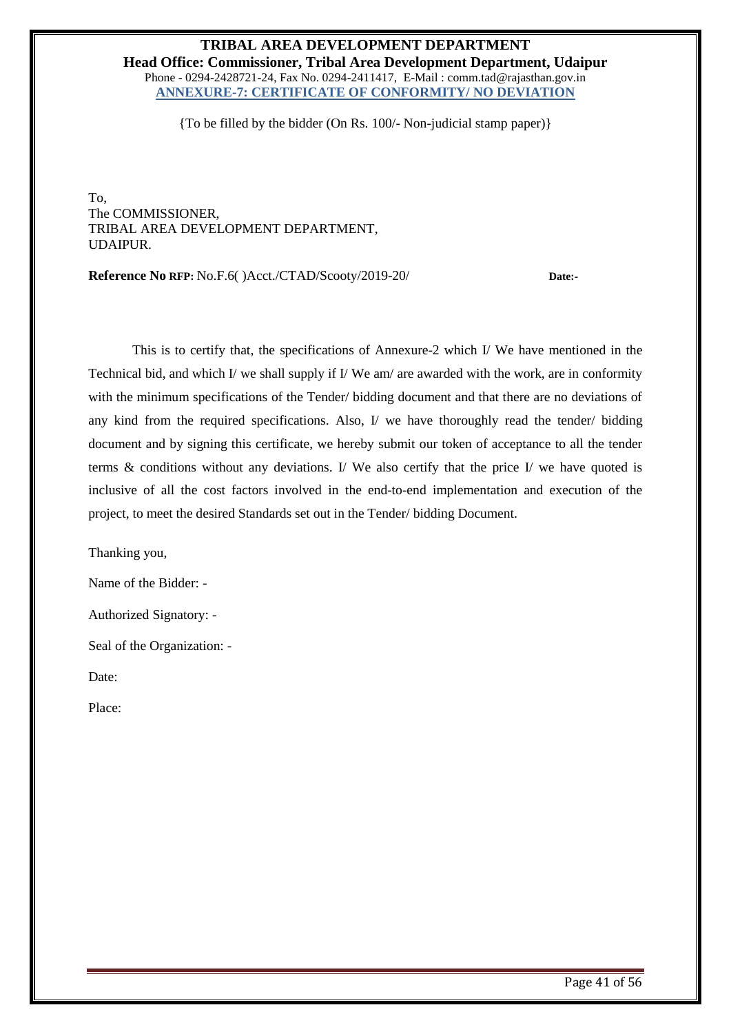**TRIBAL AREA DEVELOPMENT DEPARTMENT**
**Head Office: Commissioner, Tribal Area Development Department, Udaipur**
Phone - 0294-2428721-24, Fax No. 0294-2411417, E-Mail : comm.tad@rajasthan.gov.in

## ANNEXURE-7: CERTIFICATE OF CONFORMITY/ NO DEVIATION

{To be filled by the bidder (On Rs. 100/- Non-judicial stamp paper)}

To,
The COMMISSIONER,
TRIBAL AREA DEVELOPMENT DEPARTMENT,
UDAIPUR.

**Reference No RFP:** No.F.6( )Acct./CTAD/Scooty/2019-20/ **Date:-**

This is to certify that, the specifications of Annexure-2 which I/ We have mentioned in the Technical bid, and which I/ we shall supply if I/ We am/ are awarded with the work, are in conformity with the minimum specifications of the Tender/ bidding document and that there are no deviations of any kind from the required specifications. Also, I/ we have thoroughly read the tender/ bidding document and by signing this certificate, we hereby submit our token of acceptance to all the tender terms & conditions without any deviations. I/ We also certify that the price I/ we have quoted is inclusive of all the cost factors involved in the end-to-end implementation and execution of the project, to meet the desired Standards set out in the Tender/ bidding Document.

Thanking you,

Name of the Bidder: -

Authorized Signatory: -

Seal of the Organization: -

Date:

Place: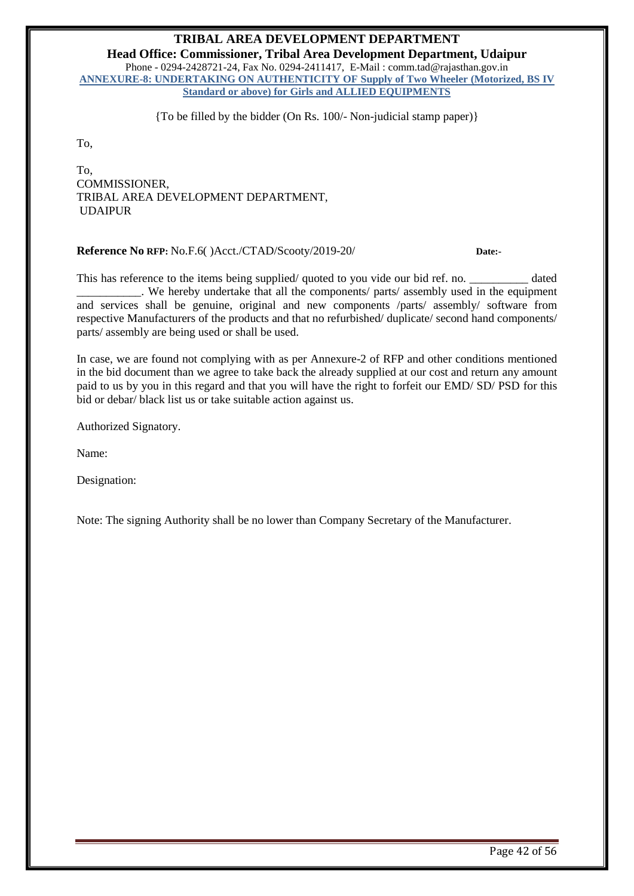# TRIBAL AREA DEVELOPMENT DEPARTMENT

**Head Office: Commissioner, Tribal Area Development Department, Udaipur**

Phone - 0294-2428721-24, Fax No. 0294-2411417, E-Mail : comm.tad@rajasthan.gov.in

**ANNEXURE-8: UNDERTAKING ON AUTHENTICITY OF Supply of Two Wheeler (Motorized, BS IV Standard or above) for Girls and ALLIED EQUIPMENTS**

{To be filled by the bidder (On Rs. 100/- Non-judicial stamp paper)}

To,

To,
COMMISSIONER,
TRIBAL AREA DEVELOPMENT DEPARTMENT,
UDAIPUR

**Reference No RFP:** No.F.6( )Acct./CTAD/Scooty/2019-20/ **Date:-**

This has reference to the items being supplied/ quoted to you vide our bid ref. no. __________ dated ___________. We hereby undertake that all the components/ parts/ assembly used in the equipment and services shall be genuine, original and new components /parts/ assembly/ software from respective Manufacturers of the products and that no refurbished/ duplicate/ second hand components/ parts/ assembly are being used or shall be used.

In case, we are found not complying with as per Annexure-2 of RFP and other conditions mentioned in the bid document than we agree to take back the already supplied at our cost and return any amount paid to us by you in this regard and that you will have the right to forfeit our EMD/ SD/ PSD for this bid or debar/ black list us or take suitable action against us.

Authorized Signatory.

Name:

Designation:

Note: The signing Authority shall be no lower than Company Secretary of the Manufacturer.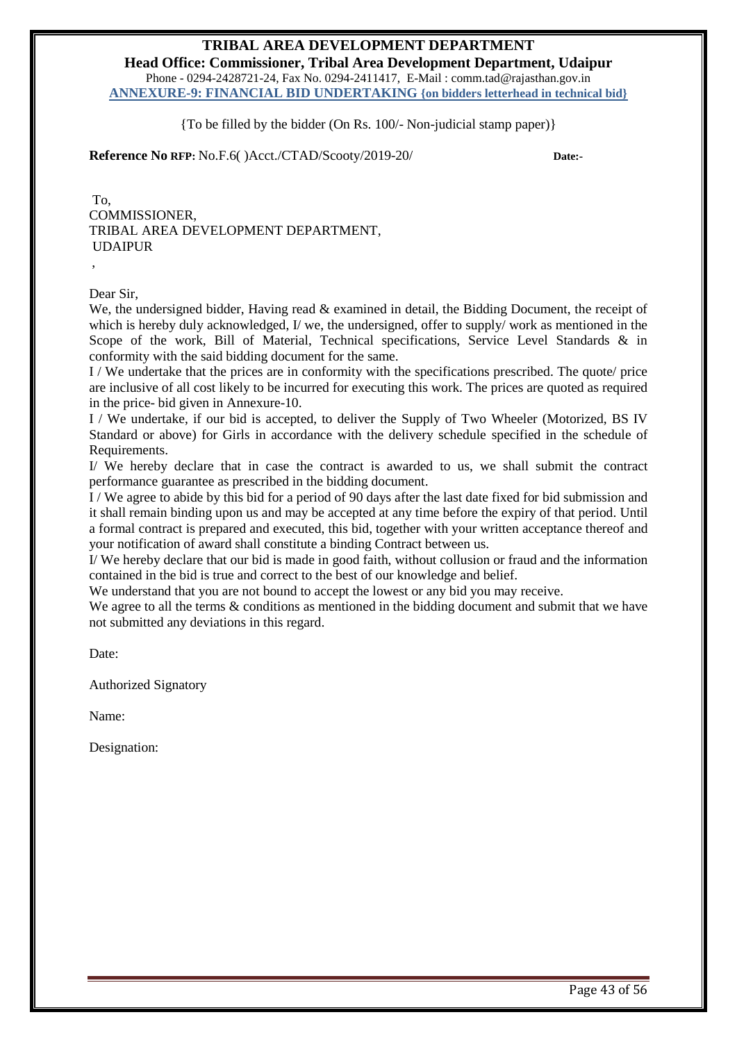**TRIBAL AREA DEVELOPMENT DEPARTMENT**

**Head Office: Commissioner, Tribal Area Development Department, Udaipur**

Phone - 0294-2428721-24, Fax No. 0294-2411417, E-Mail : comm.tad@rajasthan.gov.in

## ANNEXURE-9: FINANCIAL BID UNDERTAKING {on bidders letterhead in technical bid}

{To be filled by the bidder (On Rs. 100/- Non-judicial stamp paper)}

**Reference No RFP:** No.F.6( )Acct./CTAD/Scooty/2019-20/ **Date:-**

To,
COMMISSIONER,
TRIBAL AREA DEVELOPMENT DEPARTMENT,
UDAIPUR
,

Dear Sir,

We, the undersigned bidder, Having read & examined in detail, the Bidding Document, the receipt of which is hereby duly acknowledged, I/ we, the undersigned, offer to supply/ work as mentioned in the Scope of the work, Bill of Material, Technical specifications, Service Level Standards & in conformity with the said bidding document for the same.

I / We undertake that the prices are in conformity with the specifications prescribed. The quote/ price are inclusive of all cost likely to be incurred for executing this work. The prices are quoted as required in the price- bid given in Annexure-10.

I / We undertake, if our bid is accepted, to deliver the Supply of Two Wheeler (Motorized, BS IV Standard or above) for Girls in accordance with the delivery schedule specified in the schedule of Requirements.

I/ We hereby declare that in case the contract is awarded to us, we shall submit the contract performance guarantee as prescribed in the bidding document.

I / We agree to abide by this bid for a period of 90 days after the last date fixed for bid submission and it shall remain binding upon us and may be accepted at any time before the expiry of that period. Until a formal contract is prepared and executed, this bid, together with your written acceptance thereof and your notification of award shall constitute a binding Contract between us.

I/ We hereby declare that our bid is made in good faith, without collusion or fraud and the information contained in the bid is true and correct to the best of our knowledge and belief.

We understand that you are not bound to accept the lowest or any bid you may receive.

We agree to all the terms & conditions as mentioned in the bidding document and submit that we have not submitted any deviations in this regard.

Date:

Authorized Signatory

Name:

Designation: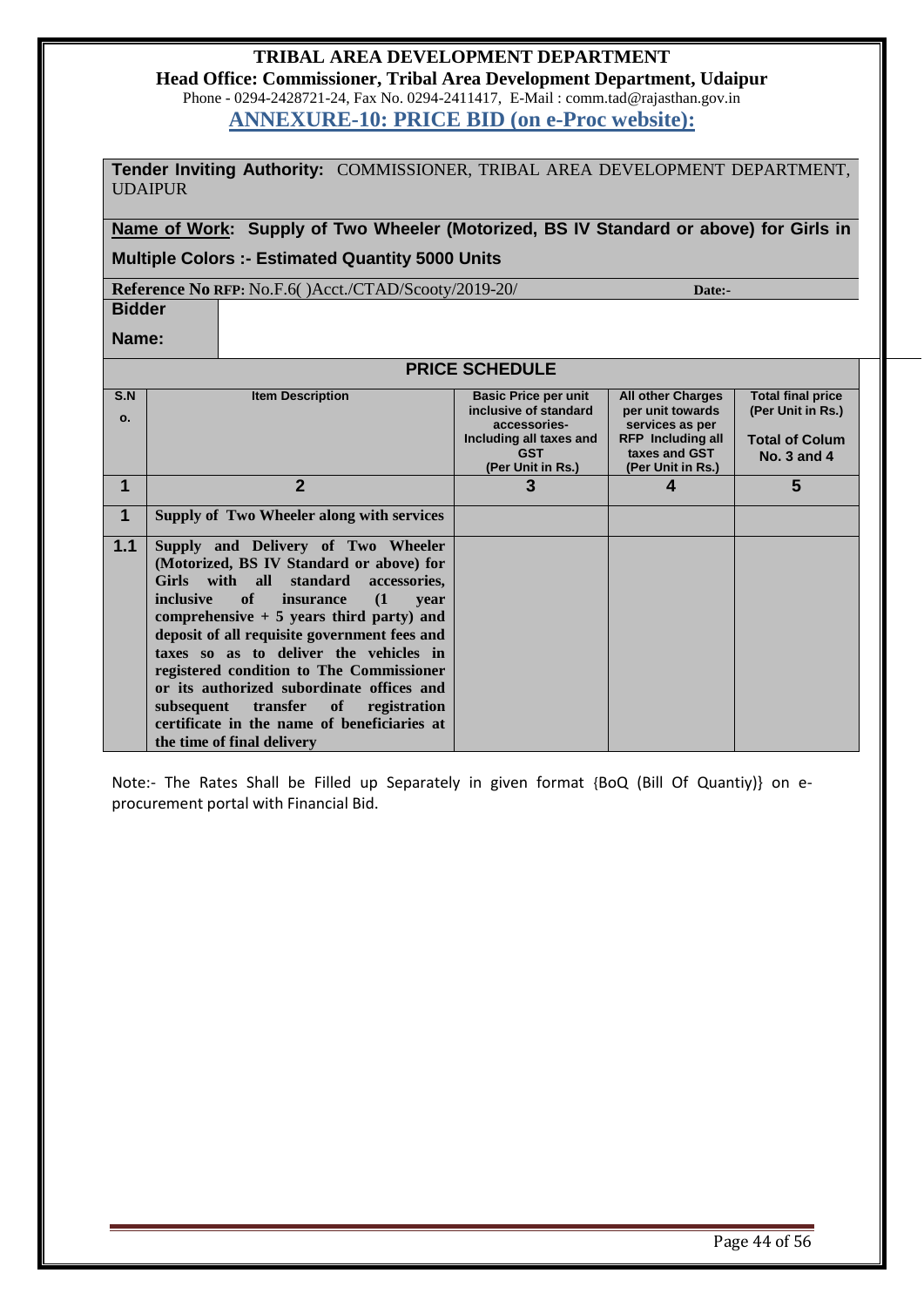**TRIBAL AREA DEVELOPMENT DEPARTMENT**

**Head Office: Commissioner, Tribal Area Development Department, Udaipur**

Phone - 0294-2428721-24, Fax No. 0294-2411417, E-Mail : comm.tad@rajasthan.gov.in

## ANNEXURE-10: PRICE BID (on e-Proc website):

**Tender Inviting Authority:** COMMISSIONER, TRIBAL AREA DEVELOPMENT DEPARTMENT, UDAIPUR

**Name of Work: Supply of Two Wheeler (Motorized, BS IV Standard or above) for Girls in Multiple Colors :- Estimated Quantity 5000 Units**

**Reference No RFP:** No.F.6( )Acct./CTAD/Scooty/2019-20/ **Date:-**

**Bidder Name:**

**PRICE SCHEDULE**

| S.No. | Item Description | Basic Price per unit inclusive of standard accessories- Including all taxes and GST (Per Unit in Rs.) | All other Charges per unit towards services as per RFP Including all taxes and GST (Per Unit in Rs.) | Total final price (Per Unit in Rs.) Total of Colum No. 3 and 4 |
|---|---|---|---|---|
| 1 | 2 | 3 | 4 | 5 |
| 1 | **Supply of Two Wheeler along with services** | | | |
| 1.1 | **Supply and Delivery of Two Wheeler (Motorized, BS IV Standard or above) for Girls with all standard accessories, inclusive of insurance (1 year comprehensive + 5 years third party) and deposit of all requisite government fees and taxes so as to deliver the vehicles in registered condition to The Commissioner or its authorized subordinate offices and subsequent transfer of registration certificate in the name of beneficiaries at the time of final delivery** | | | |

Note:- The Rates Shall be Filled up Separately in given format {BoQ (Bill Of Quantiy)} on e-procurement portal with Financial Bid.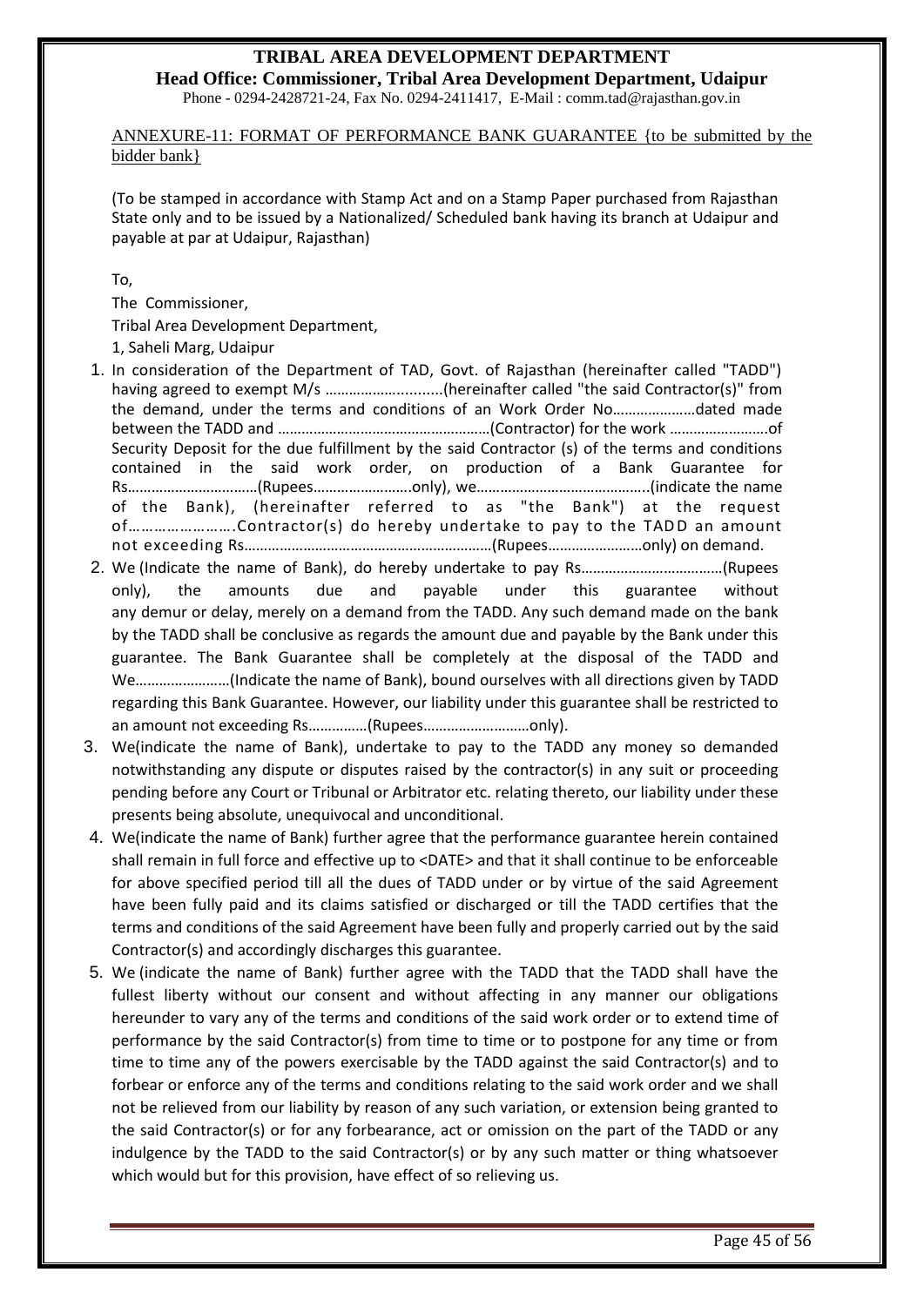ANNEXURE-11: FORMAT OF PERFORMANCE BANK GUARANTEE {to be submitted by the bidder bank}

(To be stamped in accordance with Stamp Act and on a Stamp Paper purchased from Rajasthan State only and to be issued by a Nationalized/ Scheduled bank having its branch at Udaipur and payable at par at Udaipur, Rajasthan)

To,

The Commissioner,

Tribal Area Development Department,

1, Saheli Marg, Udaipur

1. In consideration of the Department of TAD, Govt. of Rajasthan (hereinafter called "TADD") having agreed to exempt M/s ……………….........(hereinafter called "the said Contractor(s)" from the demand, under the terms and conditions of an Work Order No…………………dated made between the TADD and ………………………………………………(Contractor) for the work …………………….of Security Deposit for the due fulfillment by the said Contractor (s) of the terms and conditions contained in the said work order, on production of a Bank Guarantee for Rs……………………………(Rupees……………………..only), we……………………………………..(indicate the name of the Bank), (hereinafter referred to as "the Bank") at the request of…………………….Contractor(s) do hereby undertake to pay to the TADD an amount not exceeding Rs………………………………………………………(Rupees……………………only) on demand.
2. We (Indicate the name of Bank), do hereby undertake to pay Rs………………………………(Rupees only), the amounts due and payable under this guarantee without any demur or delay, merely on a demand from the TADD. Any such demand made on the bank by the TADD shall be conclusive as regards the amount due and payable by the Bank under this guarantee. The Bank Guarantee shall be completely at the disposal of the TADD and We……………………(Indicate the name of Bank), bound ourselves with all directions given by TADD regarding this Bank Guarantee. However, our liability under this guarantee shall be restricted to an amount not exceeding Rs……………(Rupees………………………only).
3. We(indicate the name of Bank), undertake to pay to the TADD any money so demanded notwithstanding any dispute or disputes raised by the contractor(s) in any suit or proceeding pending before any Court or Tribunal or Arbitrator etc. relating thereto, our liability under these presents being absolute, unequivocal and unconditional.
4. We(indicate the name of Bank) further agree that the performance guarantee herein contained shall remain in full force and effective up to <DATE> and that it shall continue to be enforceable for above specified period till all the dues of TADD under or by virtue of the said Agreement have been fully paid and its claims satisfied or discharged or till the TADD certifies that the terms and conditions of the said Agreement have been fully and properly carried out by the said Contractor(s) and accordingly discharges this guarantee.
5. We (indicate the name of Bank) further agree with the TADD that the TADD shall have the fullest liberty without our consent and without affecting in any manner our obligations hereunder to vary any of the terms and conditions of the said work order or to extend time of performance by the said Contractor(s) from time to time or to postpone for any time or from time to time any of the powers exercisable by the TADD against the said Contractor(s) and to forbear or enforce any of the terms and conditions relating to the said work order and we shall not be relieved from our liability by reason of any such variation, or extension being granted to the said Contractor(s) or for any forbearance, act or omission on the part of the TADD or any indulgence by the TADD to the said Contractor(s) or by any such matter or thing whatsoever which would but for this provision, have effect of so relieving us.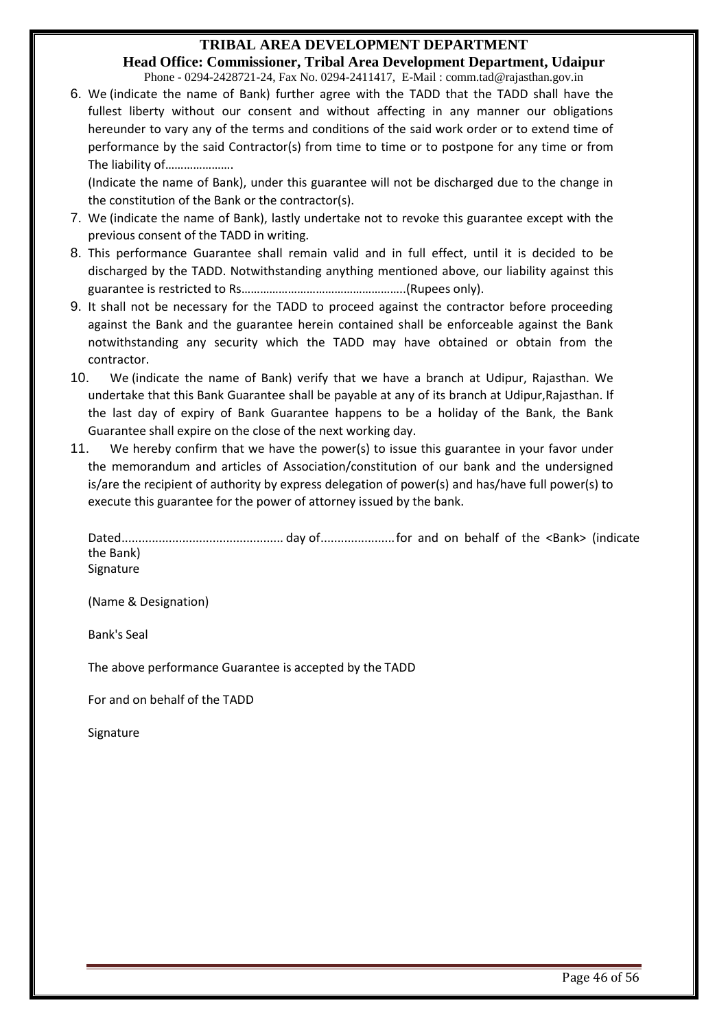6. We (indicate the name of Bank) further agree with the TADD that the TADD shall have the fullest liberty without our consent and without affecting in any manner our obligations hereunder to vary any of the terms and conditions of the said work order or to extend time of performance by the said Contractor(s) from time to time or to postpone for any time or from The liability of………………….

   (Indicate the name of Bank), under this guarantee will not be discharged due to the change in the constitution of the Bank or the contractor(s).

7. We (indicate the name of Bank), lastly undertake not to revoke this guarantee except with the previous consent of the TADD in writing.

8. This performance Guarantee shall remain valid and in full effect, until it is decided to be discharged by the TADD. Notwithstanding anything mentioned above, our liability against this guarantee is restricted to Rs……………………………………………..(Rupees only).

9. It shall not be necessary for the TADD to proceed against the contractor before proceeding against the Bank and the guarantee herein contained shall be enforceable against the Bank notwithstanding any security which the TADD may have obtained or obtain from the contractor.

10. We (indicate the name of Bank) verify that we have a branch at Udipur, Rajasthan. We undertake that this Bank Guarantee shall be payable at any of its branch at Udipur,Rajasthan. If the last day of expiry of Bank Guarantee happens to be a holiday of the Bank, the Bank Guarantee shall expire on the close of the next working day.

11. We hereby confirm that we have the power(s) to issue this guarantee in your favor under the memorandum and articles of Association/constitution of our bank and the undersigned is/are the recipient of authority by express delegation of power(s) and has/have full power(s) to execute this guarantee for the power of attorney issued by the bank.

Dated................................................ day of...................... for and on behalf of the <Bank> (indicate the Bank)

Signature

(Name & Designation)

Bank's Seal

The above performance Guarantee is accepted by the TADD

For and on behalf of the TADD

Signature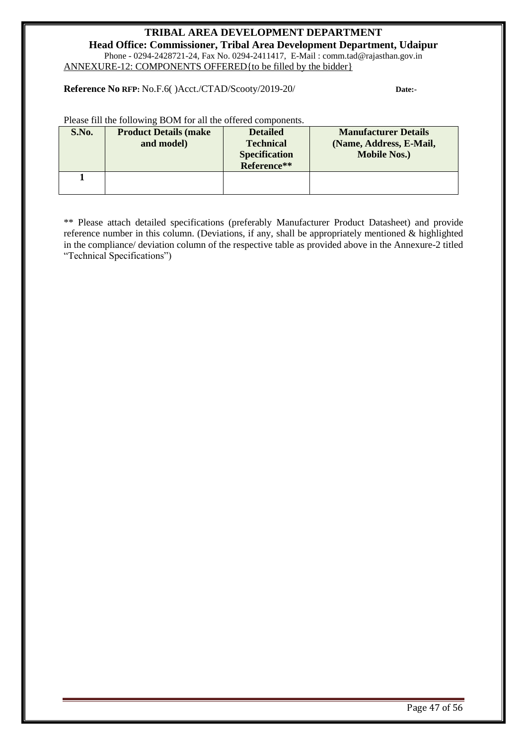**TRIBAL AREA DEVELOPMENT DEPARTMENT**

**Head Office: Commissioner, Tribal Area Development Department, Udaipur**

Phone - 0294-2428721-24, Fax No. 0294-2411417, E-Mail : comm.tad@rajasthan.gov.in

ANNEXURE-12: COMPONENTS OFFERED{to be filled by the bidder}

**Reference No RFP:** No.F.6( )Acct./CTAD/Scooty/2019-20/ **Date:-**

Please fill the following BOM for all the offered components.

| S.No. | Product Details (make and model) | Detailed Technical Specification Reference** | Manufacturer Details (Name, Address, E-Mail, Mobile Nos.) |
|---|---|---|---|
| 1 | | | |

** Please attach detailed specifications (preferably Manufacturer Product Datasheet) and provide reference number in this column. (Deviations, if any, shall be appropriately mentioned & highlighted in the compliance/ deviation column of the respective table as provided above in the Annexure-2 titled "Technical Specifications")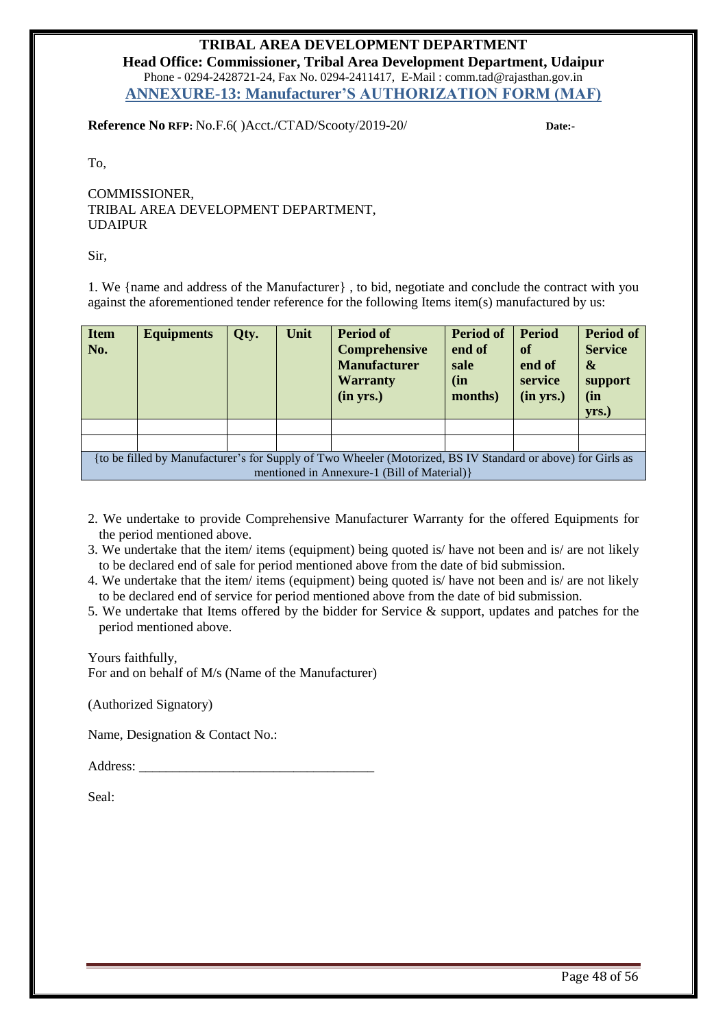**TRIBAL AREA DEVELOPMENT DEPARTMENT**

**Head Office: Commissioner, Tribal Area Development Department, Udaipur**

Phone - 0294-2428721-24, Fax No. 0294-2411417, E-Mail : comm.tad@rajasthan.gov.in

## ANNEXURE-13: Manufacturer'S AUTHORIZATION FORM (MAF)

**Reference No RFP:** No.F.6( )Acct./CTAD/Scooty/2019-20/ **Date:-**

To,

COMMISSIONER,
TRIBAL AREA DEVELOPMENT DEPARTMENT,
UDAIPUR

Sir,

1. We {name and address of the Manufacturer} , to bid, negotiate and conclude the contract with you against the aforementioned tender reference for the following Items item(s) manufactured by us:

| Item No. | Equipments | Qty. | Unit | Period of Comprehensive Manufacturer Warranty (in yrs.) | Period of end of sale (in months) | Period of end of service (in yrs.) | Period of Service & support (in yrs.) |
|---|---|---|---|---|---|---|---|
| | | | | | | | |
| | | | | | | | |
| {to be filled by Manufacturer's for Supply of Two Wheeler (Motorized, BS IV Standard or above) for Girls as mentioned in Annexure-1 (Bill of Material)} | | | | | | | |

2. We undertake to provide Comprehensive Manufacturer Warranty for the offered Equipments for the period mentioned above.
3. We undertake that the item/ items (equipment) being quoted is/ have not been and is/ are not likely to be declared end of sale for period mentioned above from the date of bid submission.
4. We undertake that the item/ items (equipment) being quoted is/ have not been and is/ are not likely to be declared end of service for period mentioned above from the date of bid submission.
5. We undertake that Items offered by the bidder for Service & support, updates and patches for the period mentioned above.

Yours faithfully,
For and on behalf of M/s (Name of the Manufacturer)

(Authorized Signatory)

Name, Designation & Contact No.:

Address: ___________________________________

Seal: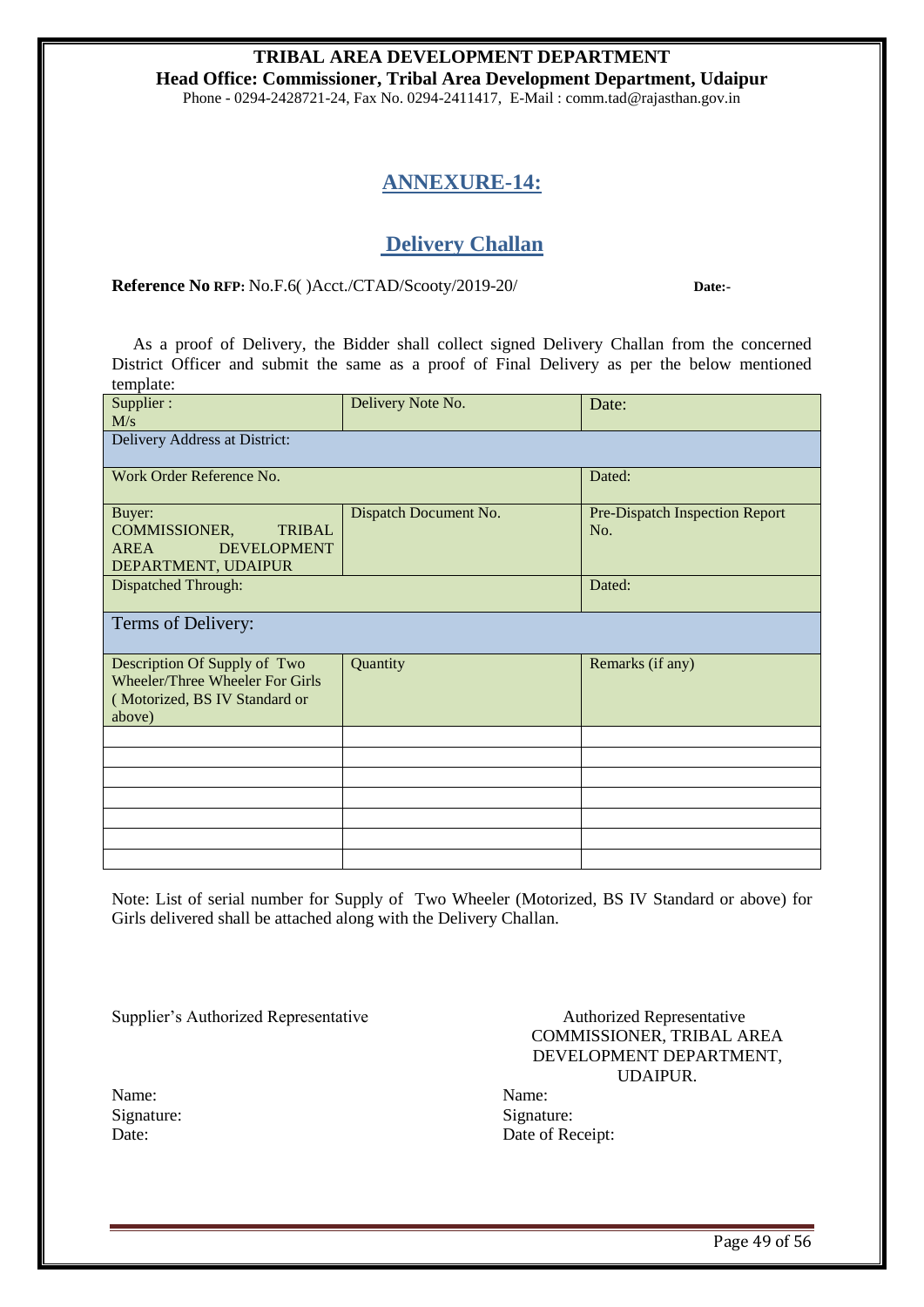**TRIBAL AREA DEVELOPMENT DEPARTMENT**
**Head Office: Commissioner, Tribal Area Development Department, Udaipur**
Phone - 0294-2428721-24, Fax No. 0294-2411417, E-Mail : comm.tad@rajasthan.gov.in

## ANNEXURE-14:

## Delivery Challan

**Reference No RFP:** No.F.6( )Acct./CTAD/Scooty/2019-20/ **Date:-**

As a proof of Delivery, the Bidder shall collect signed Delivery Challan from the concerned District Officer and submit the same as a proof of Final Delivery as per the below mentioned template:

| Supplier : M/s | Delivery Note No. | Date: |
|---|---|---|
| Delivery Address at District: | | |
| Work Order Reference No. | | Dated: |
| Buyer: COMMISSIONER, TRIBAL AREA DEVELOPMENT DEPARTMENT, UDAIPUR | Dispatch Document No. | Pre-Dispatch Inspection Report No. |
| Dispatched Through: | | Dated: |
| Terms of Delivery: | | |
| Description Of Supply of Two Wheeler/Three Wheeler For Girls ( Motorized, BS IV Standard or above) | Quantity | Remarks (if any) |
| | | |
| | | |
| | | |
| | | |
| | | |
| | | |
| | | |

Note: List of serial number for Supply of Two Wheeler (Motorized, BS IV Standard or above) for Girls delivered shall be attached along with the Delivery Challan.

Supplier's Authorized Representative

Name:
Signature:
Date:

Authorized Representative
COMMISSIONER, TRIBAL AREA DEVELOPMENT DEPARTMENT, UDAIPUR.

Name:
Signature:
Date of Receipt: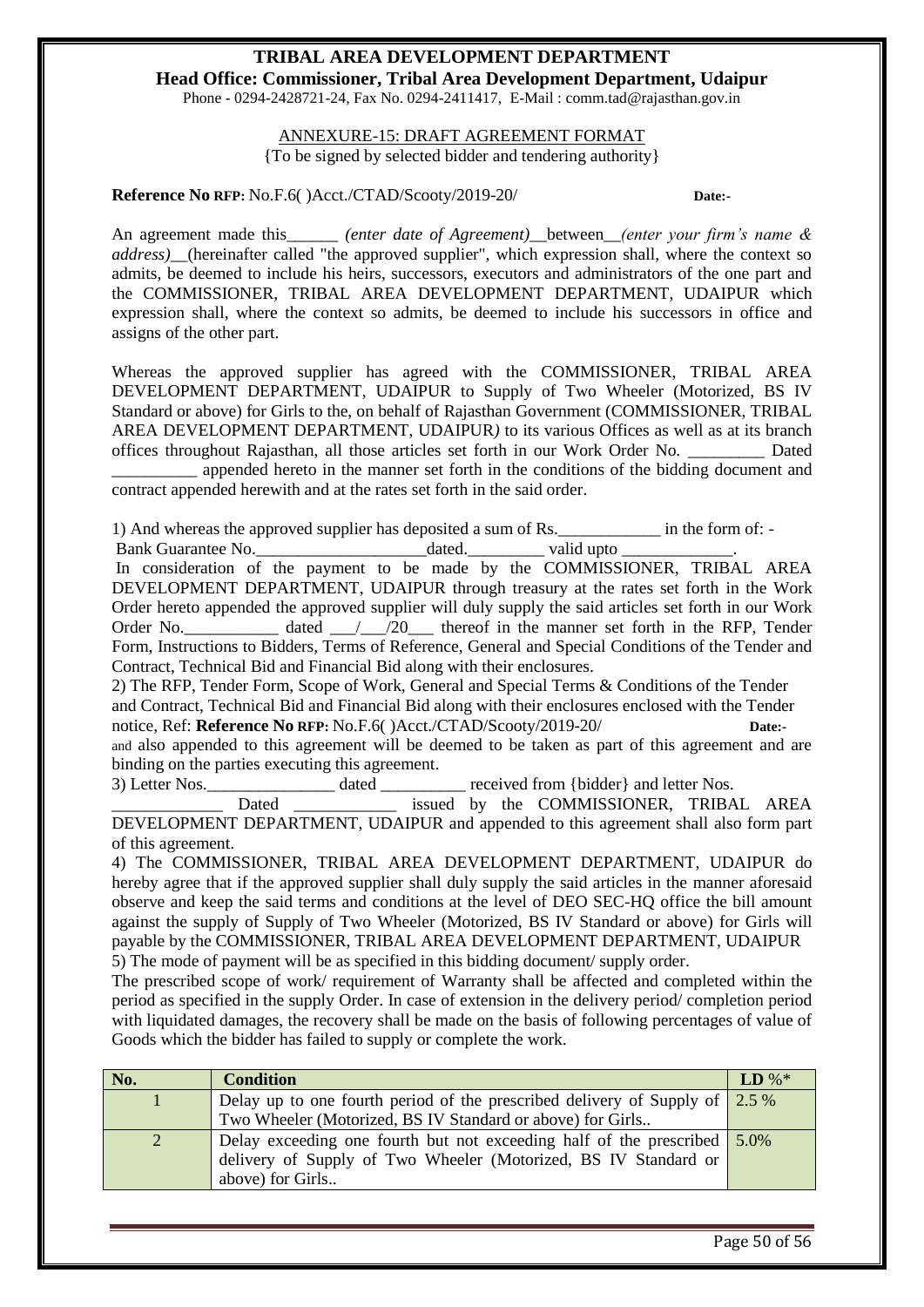**TRIBAL AREA DEVELOPMENT DEPARTMENT**
**Head Office: Commissioner, Tribal Area Development Department, Udaipur**
Phone - 0294-2428721-24, Fax No. 0294-2411417, E-Mail : comm.tad@rajasthan.gov.in

ANNEXURE-15: DRAFT AGREEMENT FORMAT
{To be signed by selected bidder and tendering authority}

**Reference No RFP:** No.F.6( )Acct./CTAD/Scooty/2019-20/ **Date:-**

An agreement made this______ *(enter date of Agreement)*__between__*(enter your firm's name & address)*__(hereinafter called "the approved supplier", which expression shall, where the context so admits, be deemed to include his heirs, successors, executors and administrators of the one part and the COMMISSIONER, TRIBAL AREA DEVELOPMENT DEPARTMENT, UDAIPUR which expression shall, where the context so admits, be deemed to include his successors in office and assigns of the other part.

Whereas the approved supplier has agreed with the COMMISSIONER, TRIBAL AREA DEVELOPMENT DEPARTMENT, UDAIPUR to Supply of Two Wheeler (Motorized, BS IV Standard or above) for Girls to the, on behalf of Rajasthan Government (COMMISSIONER, TRIBAL AREA DEVELOPMENT DEPARTMENT, UDAIPUR*)* to its various Offices as well as at its branch offices throughout Rajasthan, all those articles set forth in our Work Order No. _________ Dated __________ appended hereto in the manner set forth in the conditions of the bidding document and contract appended herewith and at the rates set forth in the said order.

1) And whereas the approved supplier has deposited a sum of Rs.____________ in the form of: - Bank Guarantee No.____________________dated._________ valid upto _____________.
In consideration of the payment to be made by the COMMISSIONER, TRIBAL AREA DEVELOPMENT DEPARTMENT, UDAIPUR through treasury at the rates set forth in the Work Order hereto appended the approved supplier will duly supply the said articles set forth in our Work Order No.___________ dated ___/___/20___ thereof in the manner set forth in the RFP, Tender Form, Instructions to Bidders, Terms of Reference, General and Special Conditions of the Tender and Contract, Technical Bid and Financial Bid along with their enclosures.
2) The RFP, Tender Form, Scope of Work, General and Special Terms & Conditions of the Tender and Contract, Technical Bid and Financial Bid along with their enclosures enclosed with the Tender notice, Ref: **Reference No RFP:** No.F.6( )Acct./CTAD/Scooty/2019-20/ **Date:-** and also appended to this agreement will be deemed to be taken as part of this agreement and are binding on the parties executing this agreement.
3) Letter Nos._______________ dated __________ received from {bidder} and letter Nos. _____________ Dated ____________ issued by the COMMISSIONER, TRIBAL AREA DEVELOPMENT DEPARTMENT, UDAIPUR and appended to this agreement shall also form part of this agreement.
4) The COMMISSIONER, TRIBAL AREA DEVELOPMENT DEPARTMENT, UDAIPUR do hereby agree that if the approved supplier shall duly supply the said articles in the manner aforesaid observe and keep the said terms and conditions at the level of DEO SEC-HQ office the bill amount against the supply of Supply of Two Wheeler (Motorized, BS IV Standard or above) for Girls will payable by the COMMISSIONER, TRIBAL AREA DEVELOPMENT DEPARTMENT, UDAIPUR
5) The mode of payment will be as specified in this bidding document/ supply order.
The prescribed scope of work/ requirement of Warranty shall be affected and completed within the period as specified in the supply Order. In case of extension in the delivery period/ completion period with liquidated damages, the recovery shall be made on the basis of following percentages of value of Goods which the bidder has failed to supply or complete the work.

| No. | Condition | LD %* |
|---|---|---|
| 1 | Delay up to one fourth period of the prescribed delivery of Supply of Two Wheeler (Motorized, BS IV Standard or above) for Girls.. | 2.5 % |
| 2 | Delay exceeding one fourth but not exceeding half of the prescribed delivery of Supply of Two Wheeler (Motorized, BS IV Standard or above) for Girls.. | 5.0% |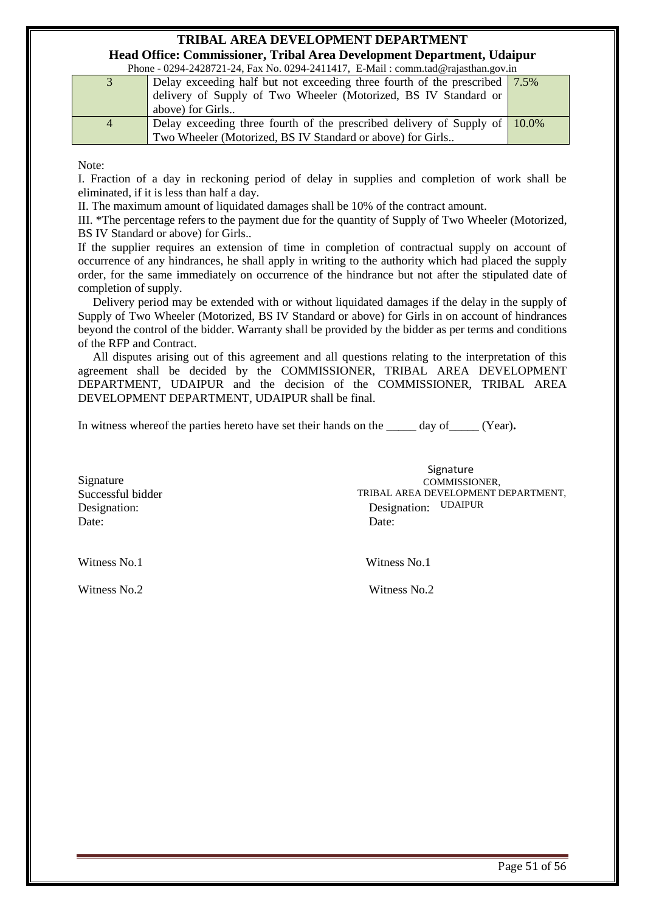| | | |
|---|---|---|
| 3 | Delay exceeding half but not exceeding three fourth of the prescribed delivery of Supply of Two Wheeler (Motorized, BS IV Standard or above) for Girls.. | 7.5% |
| 4 | Delay exceeding three fourth of the prescribed delivery of Supply of Two Wheeler (Motorized, BS IV Standard or above) for Girls.. | 10.0% |

Note:

I. Fraction of a day in reckoning period of delay in supplies and completion of work shall be eliminated, if it is less than half a day.

II. The maximum amount of liquidated damages shall be 10% of the contract amount.

III. *The percentage refers to the payment due for the quantity of Supply of Two Wheeler (Motorized, BS IV Standard or above) for Girls..

If the supplier requires an extension of time in completion of contractual supply on account of occurrence of any hindrances, he shall apply in writing to the authority which had placed the supply order, for the same immediately on occurrence of the hindrance but not after the stipulated date of completion of supply.

Delivery period may be extended with or without liquidated damages if the delay in the supply of Supply of Two Wheeler (Motorized, BS IV Standard or above) for Girls in on account of hindrances beyond the control of the bidder. Warranty shall be provided by the bidder as per terms and conditions of the RFP and Contract.

All disputes arising out of this agreement and all questions relating to the interpretation of this agreement shall be decided by the COMMISSIONER, TRIBAL AREA DEVELOPMENT DEPARTMENT, UDAIPUR and the decision of the COMMISSIONER, TRIBAL AREA DEVELOPMENT DEPARTMENT, UDAIPUR shall be final.

In witness whereof the parties hereto have set their hands on the _____ day of_____ (Year).

Signature
Successful bidder
Designation:
Date:

Signature
COMMISSIONER,
TRIBAL AREA DEVELOPMENT DEPARTMENT, UDAIPUR
Designation:
Date:

Witness No.1

Witness No.2

Witness No.1

Witness No.2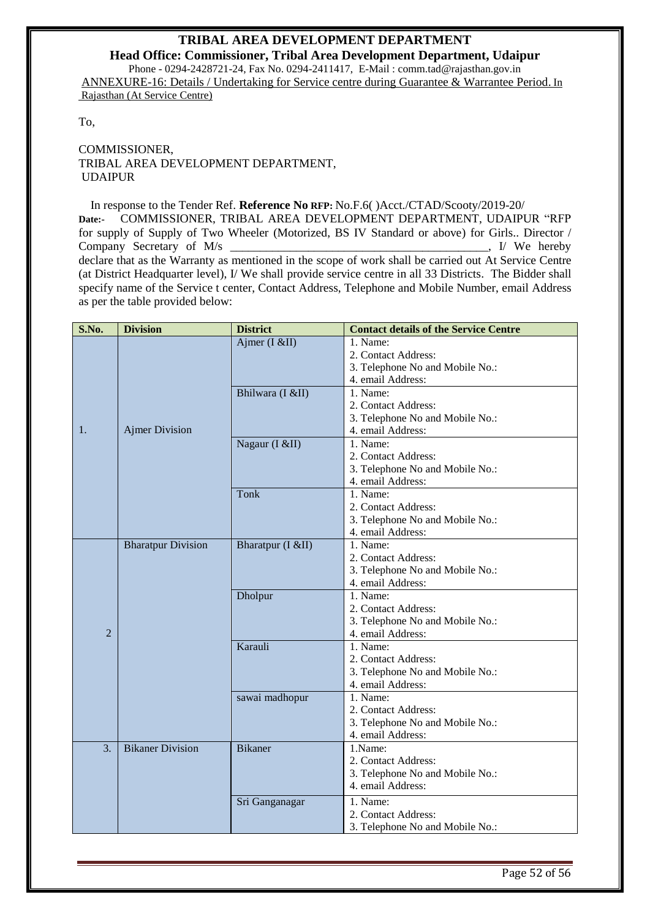# TRIBAL AREA DEVELOPMENT DEPARTMENT

## Head Office: Commissioner, Tribal Area Development Department, Udaipur

Phone - 0294-2428721-24, Fax No. 0294-2411417, E-Mail : comm.tad@rajasthan.gov.in

ANNEXURE-16: Details / Undertaking for Service centre during Guarantee & Warrantee Period. In Rajasthan (At Service Centre)

To,

COMMISSIONER,
TRIBAL AREA DEVELOPMENT DEPARTMENT,
UDAIPUR

In response to the Tender Ref. **Reference No RFP:** No.F.6( )Acct./CTAD/Scooty/2019-20/ **Date:-** COMMISSIONER, TRIBAL AREA DEVELOPMENT DEPARTMENT, UDAIPUR "RFP for supply of Supply of Two Wheeler (Motorized, BS IV Standard or above) for Girls.. Director / Company Secretary of M/s ____________________________________________, I/ We hereby declare that as the Warranty as mentioned in the scope of work shall be carried out At Service Centre (at District Headquarter level), I/ We shall provide service centre in all 33 Districts. The Bidder shall specify name of the Service t center, Contact Address, Telephone and Mobile Number, email Address as per the table provided below:

| S.No. | Division | District | Contact details of the Service Centre |
|---|---|---|---|
| 1. | Ajmer Division | Ajmer (I &II) | 1. Name:<br>2. Contact Address:<br>3. Telephone No and Mobile No.:<br>4. email Address: |
| | | Bhilwara (I &II) | 1. Name:<br>2. Contact Address:<br>3. Telephone No and Mobile No.:<br>4. email Address: |
| | | Nagaur (I &II) | 1. Name:<br>2. Contact Address:<br>3. Telephone No and Mobile No.:<br>4. email Address: |
| | | Tonk | 1. Name:<br>2. Contact Address:<br>3. Telephone No and Mobile No.:<br>4. email Address: |
| 2 | Bharatpur Division | Bharatpur (I &II) | 1. Name:<br>2. Contact Address:<br>3. Telephone No and Mobile No.:<br>4. email Address: |
| | | Dholpur | 1. Name:<br>2. Contact Address:<br>3. Telephone No and Mobile No.:<br>4. email Address: |
| | | Karauli | 1. Name:<br>2. Contact Address:<br>3. Telephone No and Mobile No.:<br>4. email Address: |
| | | sawai madhopur | 1. Name:<br>2. Contact Address:<br>3. Telephone No and Mobile No.:<br>4. email Address: |
| 3. | Bikaner Division | Bikaner | 1.Name:<br>2. Contact Address:<br>3. Telephone No and Mobile No.:<br>4. email Address: |
| | | Sri Ganganagar | 1. Name:<br>2. Contact Address:<br>3. Telephone No and Mobile No.: |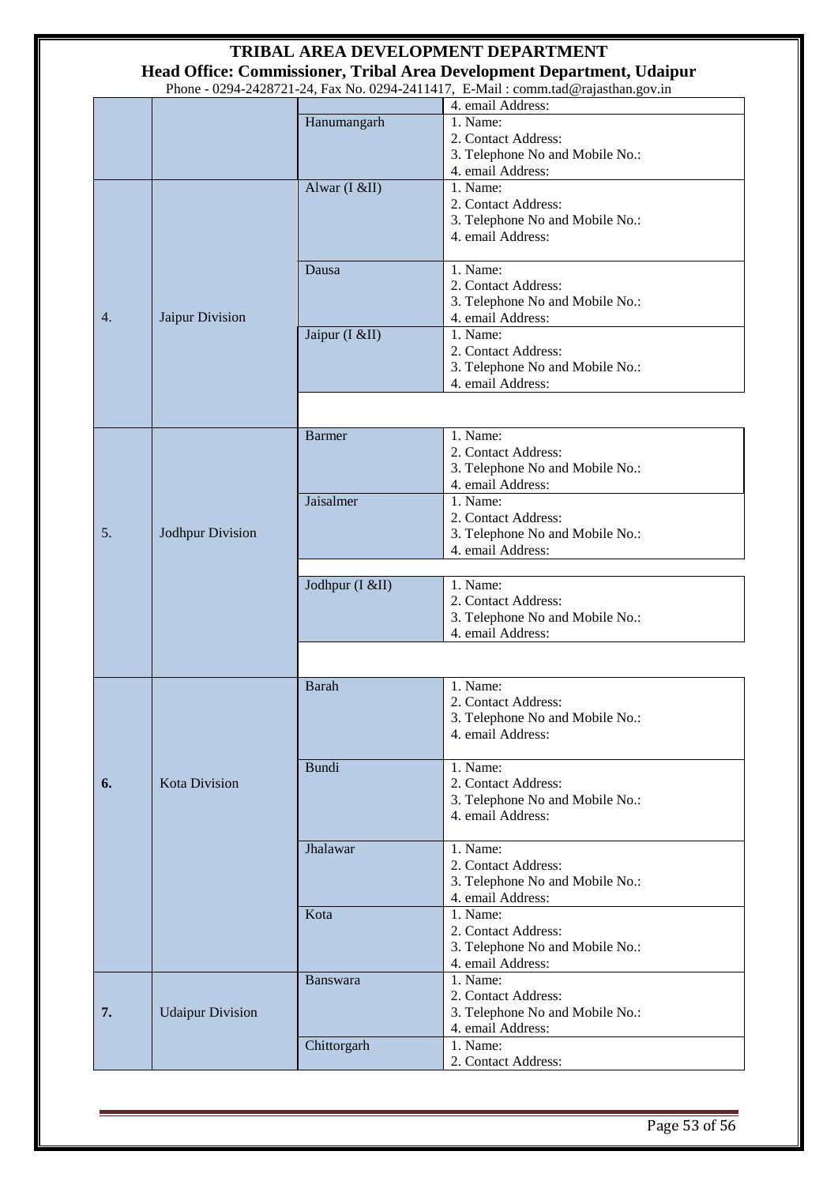| | | | 4. email Address: |
|---|---|---|---|
| | | Hanumangarh | 1. Name:<br>2. Contact Address:<br>3. Telephone No and Mobile No.:<br>4. email Address: |
| 4. | Jaipur Division | Alwar (I &II) | 1. Name:<br>2. Contact Address:<br>3. Telephone No and Mobile No.:<br>4. email Address: |
| | | Dausa | 1. Name:<br>2. Contact Address:<br>3. Telephone No and Mobile No.:<br>4. email Address: |
| | | Jaipur (I &II) | 1. Name:<br>2. Contact Address:<br>3. Telephone No and Mobile No.:<br>4. email Address: |
| 5. | Jodhpur Division | Barmer | 1. Name:<br>2. Contact Address:<br>3. Telephone No and Mobile No.:<br>4. email Address: |
| | | Jaisalmer | 1. Name:<br>2. Contact Address:<br>3. Telephone No and Mobile No.:<br>4. email Address: |
| | | Jodhpur (I &II) | 1. Name:<br>2. Contact Address:<br>3. Telephone No and Mobile No.:<br>4. email Address: |
| **6.** | Kota Division | Barah | 1. Name:<br>2. Contact Address:<br>3. Telephone No and Mobile No.:<br>4. email Address: |
| | | Bundi | 1. Name:<br>2. Contact Address:<br>3. Telephone No and Mobile No.:<br>4. email Address: |
| | | Jhalawar | 1. Name:<br>2. Contact Address:<br>3. Telephone No and Mobile No.:<br>4. email Address: |
| | | Kota | 1. Name:<br>2. Contact Address:<br>3. Telephone No and Mobile No.:<br>4. email Address: |
| **7.** | Udaipur Division | Banswara | 1. Name:<br>2. Contact Address:<br>3. Telephone No and Mobile No.:<br>4. email Address: |
| | | Chittorgarh | 1. Name:<br>2. Contact Address: |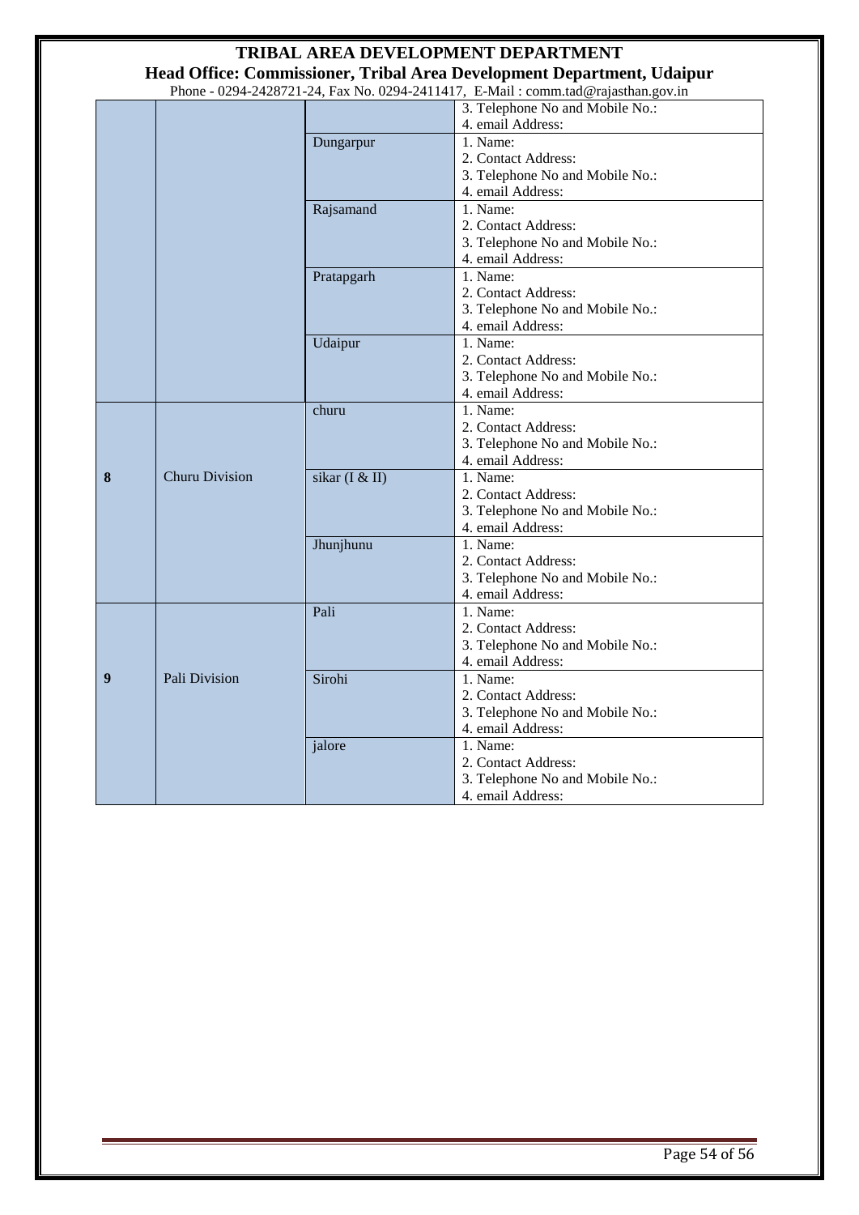# TRIBAL AREA DEVELOPMENT DEPARTMENT

## Head Office: Commissioner, Tribal Area Development Department, Udaipur

Phone - 0294-2428721-24, Fax No. 0294-2411417, E-Mail : comm.tad@rajasthan.gov.in

| | | | |
|---|---|---|---|
| | | | 3. Telephone No and Mobile No.:<br>4. email Address: |
| | | Dungarpur | 1. Name:<br>2. Contact Address:<br>3. Telephone No and Mobile No.:<br>4. email Address: |
| | | Rajsamand | 1. Name:<br>2. Contact Address:<br>3. Telephone No and Mobile No.:<br>4. email Address: |
| | | Pratapgarh | 1. Name:<br>2. Contact Address:<br>3. Telephone No and Mobile No.:<br>4. email Address: |
| | | Udaipur | 1. Name:<br>2. Contact Address:<br>3. Telephone No and Mobile No.:<br>4. email Address: |
| **8** | Churu Division | churu | 1. Name:<br>2. Contact Address:<br>3. Telephone No and Mobile No.:<br>4. email Address: |
| | | sikar (I & II) | 1. Name:<br>2. Contact Address:<br>3. Telephone No and Mobile No.:<br>4. email Address: |
| | | Jhunjhunu | 1. Name:<br>2. Contact Address:<br>3. Telephone No and Mobile No.:<br>4. email Address: |
| **9** | Pali Division | Pali | 1. Name:<br>2. Contact Address:<br>3. Telephone No and Mobile No.:<br>4. email Address: |
| | | Sirohi | 1. Name:<br>2. Contact Address:<br>3. Telephone No and Mobile No.:<br>4. email Address: |
| | | jalore | 1. Name:<br>2. Contact Address:<br>3. Telephone No and Mobile No.:<br>4. email Address: |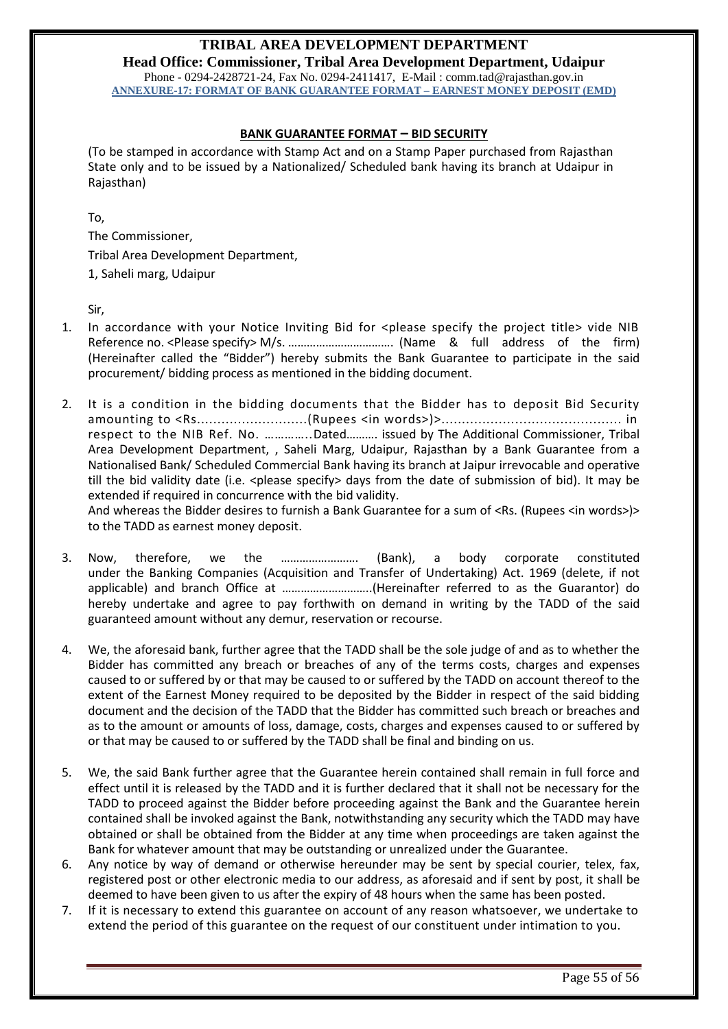**TRIBAL AREA DEVELOPMENT DEPARTMENT**

**Head Office: Commissioner, Tribal Area Development Department, Udaipur**

Phone - 0294-2428721-24, Fax No. 0294-2411417, E-Mail : comm.tad@rajasthan.gov.in

**ANNEXURE-17: FORMAT OF BANK GUARANTEE FORMAT – EARNEST MONEY DEPOSIT (EMD)**

**BANK GUARANTEE FORMAT – BID SECURITY**

(To be stamped in accordance with Stamp Act and on a Stamp Paper purchased from Rajasthan State only and to be issued by a Nationalized/ Scheduled bank having its branch at Udaipur in Rajasthan)

To,

The Commissioner,

Tribal Area Development Department,

1, Saheli marg, Udaipur

Sir,

1. In accordance with your Notice Inviting Bid for <please specify the project title> vide NIB Reference no. <Please specify> M/s. ……………………………. (Name & full address of the firm) (Hereinafter called the "Bidder") hereby submits the Bank Guarantee to participate in the said procurement/ bidding process as mentioned in the bidding document.

2. It is a condition in the bidding documents that the Bidder has to deposit Bid Security amounting to <Rs.........................(Rupees <in words>)>........................................ in respect to the NIB Ref. No. …………..Dated………. issued by The Additional Commissioner, Tribal Area Development Department, , Saheli Marg, Udaipur, Rajasthan by a Bank Guarantee from a Nationalised Bank/ Scheduled Commercial Bank having its branch at Jaipur irrevocable and operative till the bid validity date (i.e. <please specify> days from the date of submission of bid). It may be extended if required in concurrence with the bid validity.

   And whereas the Bidder desires to furnish a Bank Guarantee for a sum of <Rs. (Rupees <in words>)> to the TADD as earnest money deposit.

3. Now, therefore, we the ……………………. (Bank), a body corporate constituted under the Banking Companies (Acquisition and Transfer of Undertaking) Act. 1969 (delete, if not applicable) and branch Office at ……………………….(Hereinafter referred to as the Guarantor) do hereby undertake and agree to pay forthwith on demand in writing by the TADD of the said guaranteed amount without any demur, reservation or recourse.

4. We, the aforesaid bank, further agree that the TADD shall be the sole judge of and as to whether the Bidder has committed any breach or breaches of any of the terms costs, charges and expenses caused to or suffered by or that may be caused to or suffered by the TADD on account thereof to the extent of the Earnest Money required to be deposited by the Bidder in respect of the said bidding document and the decision of the TADD that the Bidder has committed such breach or breaches and as to the amount or amounts of loss, damage, costs, charges and expenses caused to or suffered by or that may be caused to or suffered by the TADD shall be final and binding on us.

5. We, the said Bank further agree that the Guarantee herein contained shall remain in full force and effect until it is released by the TADD and it is further declared that it shall not be necessary for the TADD to proceed against the Bidder before proceeding against the Bank and the Guarantee herein contained shall be invoked against the Bank, notwithstanding any security which the TADD may have obtained or shall be obtained from the Bidder at any time when proceedings are taken against the Bank for whatever amount that may be outstanding or unrealized under the Guarantee.

6. Any notice by way of demand or otherwise hereunder may be sent by special courier, telex, fax, registered post or other electronic media to our address, as aforesaid and if sent by post, it shall be deemed to have been given to us after the expiry of 48 hours when the same has been posted.

7. If it is necessary to extend this guarantee on account of any reason whatsoever, we undertake to extend the period of this guarantee on the request of our constituent under intimation to you.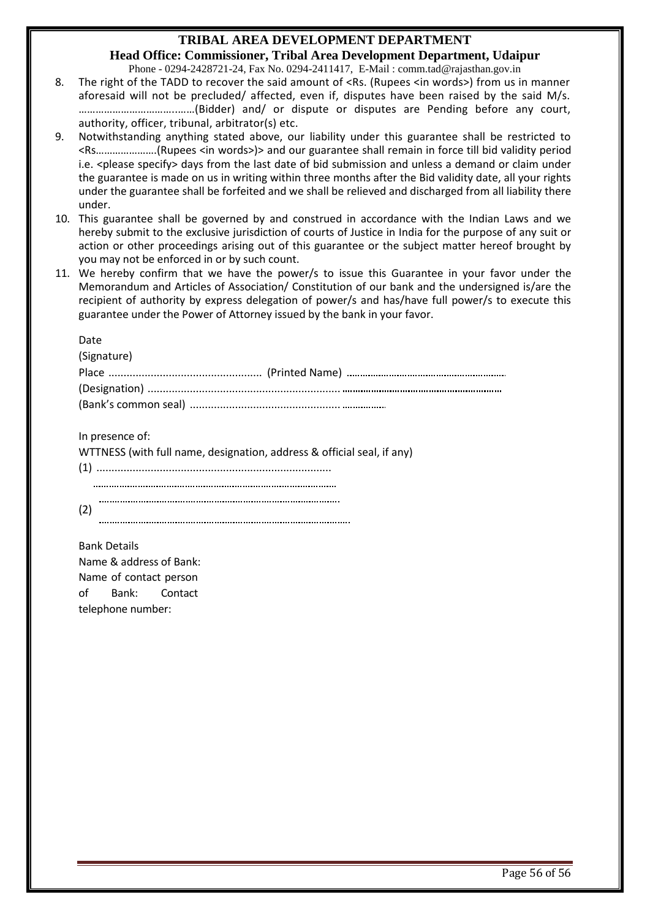8. The right of the TADD to recover the said amount of <Rs. (Rupees <in words>) from us in manner aforesaid will not be precluded/ affected, even if, disputes have been raised by the said M/s. …………………………….……(Bidder) and/ or dispute or disputes are Pending before any court, authority, officer, tribunal, arbitrator(s) etc.
9. Notwithstanding anything stated above, our liability under this guarantee shall be restricted to <Rs………………….(Rupees <in words>)> and our guarantee shall remain in force till bid validity period i.e. <please specify> days from the last date of bid submission and unless a demand or claim under the guarantee is made on us in writing within three months after the Bid validity date, all your rights under the guarantee shall be forfeited and we shall be relieved and discharged from all liability there under.
10. This guarantee shall be governed by and construed in accordance with the Indian Laws and we hereby submit to the exclusive jurisdiction of courts of Justice in India for the purpose of any suit or action or other proceedings arising out of this guarantee or the subject matter hereof brought by you may not be enforced in or by such count.
11. We hereby confirm that we have the power/s to issue this Guarantee in your favor under the Memorandum and Articles of Association/ Constitution of our bank and the undersigned is/are the recipient of authority by express delegation of power/s and has/have full power/s to execute this guarantee under the Power of Attorney issued by the bank in your favor.

Date

(Signature)

Place .................................................. (Printed Name) ………………………………………………………

(Designation) ............................................................... ……………………………………………………

(Bank's common seal) ................................................. ……………

In presence of:

WTTNESS (with full name, designation, address & official seal, if any)

(1) .............................................................................

…………………………………………………………………………………

(2) ………………………………………………………………………………..

………………………………………………………………………………….

Bank Details

Name & address of Bank:

Name of contact person of Bank: Contact telephone number: